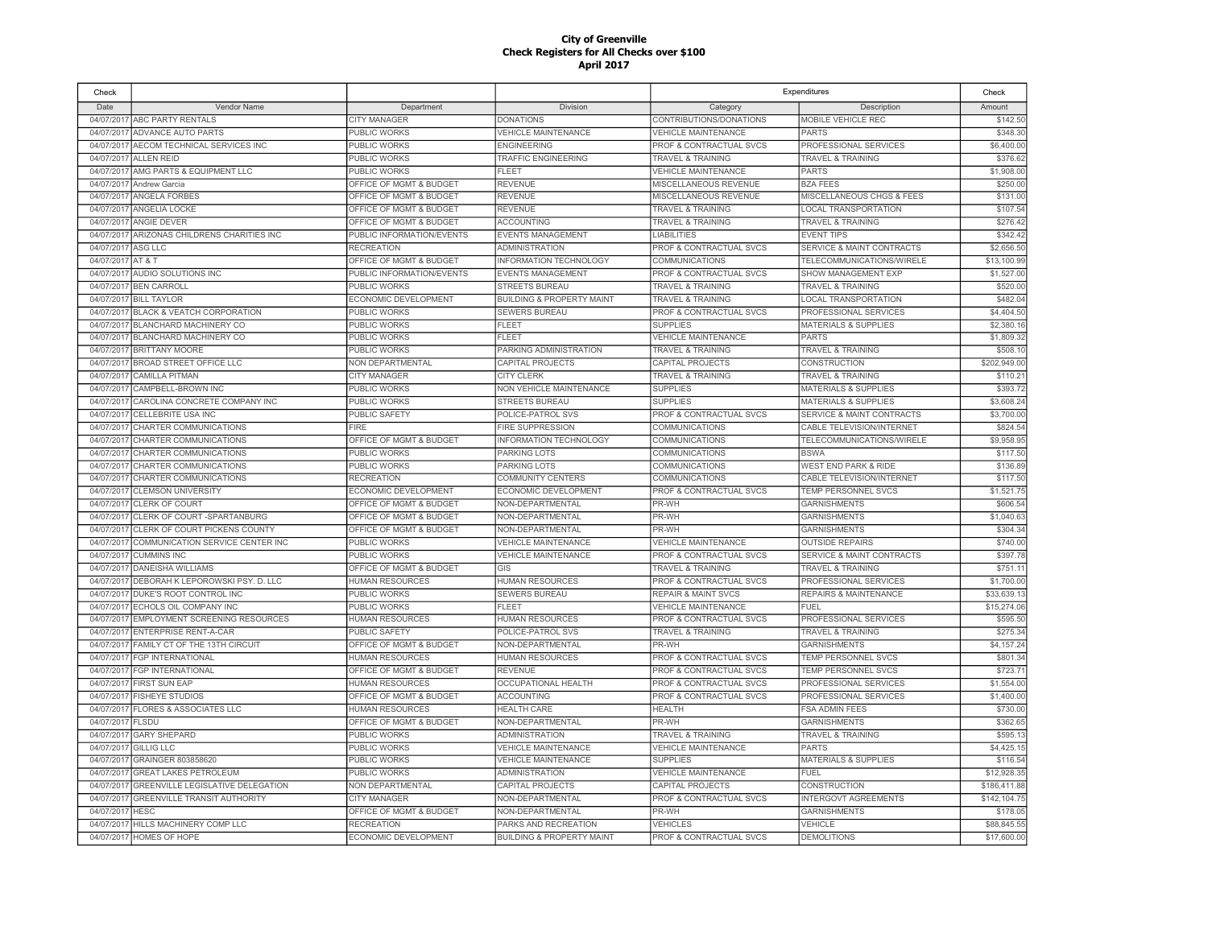**City of Greenville**
**Check Registers for All Checks over $100**
**April 2017**

| Check | | | | Expenditures | | Check |
|---|---|---|---|---|---|---|
| Date | Vendor Name | Department | Division | Category | Description | Amount |
| 04/07/2017 | ABC PARTY RENTALS | CITY MANAGER | DONATIONS | CONTRIBUTIONS/DONATIONS | MOBILE VEHICLE REC | $142.50 |
| 04/07/2017 | ADVANCE AUTO PARTS | PUBLIC WORKS | VEHICLE MAINTENANCE | VEHICLE MAINTENANCE | PARTS | $348.30 |
| 04/07/2017 | AECOM TECHNICAL SERVICES INC | PUBLIC WORKS | ENGINEERING | PROF & CONTRACTUAL SVCS | PROFESSIONAL SERVICES | $6,400.00 |
| 04/07/2017 | ALLEN REID | PUBLIC WORKS | TRAFFIC ENGINEERING | TRAVEL & TRAINING | TRAVEL & TRAINING | $376.62 |
| 04/07/2017 | AMG PARTS & EQUIPMENT LLC | PUBLIC WORKS | FLEET | VEHICLE MAINTENANCE | PARTS | $1,908.00 |
| 04/07/2017 | Andrew Garcia | OFFICE OF MGMT & BUDGET | REVENUE | MISCELLANEOUS REVENUE | BZA FEES | $250.00 |
| 04/07/2017 | ANGELA FORBES | OFFICE OF MGMT & BUDGET | REVENUE | MISCELLANEOUS REVENUE | MISCELLANEOUS CHGS & FEES | $131.00 |
| 04/07/2017 | ANGELIA LOCKE | OFFICE OF MGMT & BUDGET | REVENUE | TRAVEL & TRAINING | LOCAL TRANSPORTATION | $107.54 |
| 04/07/2017 | ANGIE DEVER | OFFICE OF MGMT & BUDGET | ACCOUNTING | TRAVEL & TRAINING | TRAVEL & TRAINING | $276.42 |
| 04/07/2017 | ARIZONAS CHILDRENS CHARITIES INC | PUBLIC INFORMATION/EVENTS | EVENTS MANAGEMENT | LIABILITIES | EVENT TIPS | $342.42 |
| 04/07/2017 | ASG LLC | RECREATION | ADMINISTRATION | PROF & CONTRACTUAL SVCS | SERVICE & MAINT CONTRACTS | $2,656.50 |
| 04/07/2017 | AT & T | OFFICE OF MGMT & BUDGET | INFORMATION TECHNOLOGY | COMMUNICATIONS | TELECOMMUNICATIONS/WIRELE | $13,100.99 |
| 04/07/2017 | AUDIO SOLUTIONS INC | PUBLIC INFORMATION/EVENTS | EVENTS MANAGEMENT | PROF & CONTRACTUAL SVCS | SHOW MANAGEMENT EXP | $1,527.00 |
| 04/07/2017 | BEN CARROLL | PUBLIC WORKS | STREETS BUREAU | TRAVEL & TRAINING | TRAVEL & TRAINING | $520.00 |
| 04/07/2017 | BILL TAYLOR | ECONOMIC DEVELOPMENT | BUILDING & PROPERTY MAINT | TRAVEL & TRAINING | LOCAL TRANSPORTATION | $482.04 |
| 04/07/2017 | BLACK & VEATCH CORPORATION | PUBLIC WORKS | SEWERS BUREAU | PROF & CONTRACTUAL SVCS | PROFESSIONAL SERVICES | $4,404.50 |
| 04/07/2017 | BLANCHARD MACHINERY CO | PUBLIC WORKS | FLEET | SUPPLIES | MATERIALS & SUPPLIES | $2,380.16 |
| 04/07/2017 | BLANCHARD MACHINERY CO | PUBLIC WORKS | FLEET | VEHICLE MAINTENANCE | PARTS | $1,809.32 |
| 04/07/2017 | BRITTANY MOORE | PUBLIC WORKS | PARKING ADMINISTRATION | TRAVEL & TRAINING | TRAVEL & TRAINING | $508.10 |
| 04/07/2017 | BROAD STREET OFFICE LLC | NON DEPARTMENTAL | CAPITAL PROJECTS | CAPITAL PROJECTS | CONSTRUCTION | $202,949.00 |
| 04/07/2017 | CAMILLA PITMAN | CITY MANAGER | CITY CLERK | TRAVEL & TRAINING | TRAVEL & TRAINING | $110.21 |
| 04/07/2017 | CAMPBELL-BROWN INC | PUBLIC WORKS | NON VEHICLE MAINTENANCE | SUPPLIES | MATERIALS & SUPPLIES | $393.72 |
| 04/07/2017 | CAROLINA CONCRETE COMPANY INC | PUBLIC WORKS | STREETS BUREAU | SUPPLIES | MATERIALS & SUPPLIES | $3,608.24 |
| 04/07/2017 | CELLEBRITE USA INC | PUBLIC SAFETY | POLICE-PATROL SVS | PROF & CONTRACTUAL SVCS | SERVICE & MAINT CONTRACTS | $3,700.00 |
| 04/07/2017 | CHARTER COMMUNICATIONS | FIRE | FIRE SUPPRESSION | COMMUNICATIONS | CABLE TELEVISION/INTERNET | $824.54 |
| 04/07/2017 | CHARTER COMMUNICATIONS | OFFICE OF MGMT & BUDGET | INFORMATION TECHNOLOGY | COMMUNICATIONS | TELECOMMUNICATIONS/WIRELE | $9,958.95 |
| 04/07/2017 | CHARTER COMMUNICATIONS | PUBLIC WORKS | PARKING LOTS | COMMUNICATIONS | BSWA | $117.50 |
| 04/07/2017 | CHARTER COMMUNICATIONS | PUBLIC WORKS | PARKING LOTS | COMMUNICATIONS | WEST END PARK & RIDE | $136.89 |
| 04/07/2017 | CHARTER COMMUNICATIONS | RECREATION | COMMUNITY CENTERS | COMMUNICATIONS | CABLE TELEVISION/INTERNET | $117.50 |
| 04/07/2017 | CLEMSON UNIVERSITY | ECONOMIC DEVELOPMENT | ECONOMIC DEVELOPMENT | PROF & CONTRACTUAL SVCS | TEMP PERSONNEL SVCS | $1,521.75 |
| 04/07/2017 | CLERK OF COURT | OFFICE OF MGMT & BUDGET | NON-DEPARTMENTAL | PR-WH | GARNISHMENTS | $606.54 |
| 04/07/2017 | CLERK OF COURT -SPARTANBURG | OFFICE OF MGMT & BUDGET | NON-DEPARTMENTAL | PR-WH | GARNISHMENTS | $1,040.63 |
| 04/07/2017 | CLERK OF COURT PICKENS COUNTY | OFFICE OF MGMT & BUDGET | NON-DEPARTMENTAL | PR-WH | GARNISHMENTS | $304.34 |
| 04/07/2017 | COMMUNICATION SERVICE CENTER INC | PUBLIC WORKS | VEHICLE MAINTENANCE | VEHICLE MAINTENANCE | OUTSIDE REPAIRS | $740.00 |
| 04/07/2017 | CUMMINS INC | PUBLIC WORKS | VEHICLE MAINTENANCE | PROF & CONTRACTUAL SVCS | SERVICE & MAINT CONTRACTS | $397.78 |
| 04/07/2017 | DANEISHA WILLIAMS | OFFICE OF MGMT & BUDGET | GIS | TRAVEL & TRAINING | TRAVEL & TRAINING | $751.11 |
| 04/07/2017 | DEBORAH K LEPOROWSKI PSY. D. LLC | HUMAN RESOURCES | HUMAN RESOURCES | PROF & CONTRACTUAL SVCS | PROFESSIONAL SERVICES | $1,700.00 |
| 04/07/2017 | DUKE'S ROOT CONTROL INC | PUBLIC WORKS | SEWERS BUREAU | REPAIR & MAINT SVCS | REPAIRS & MAINTENANCE | $33,639.13 |
| 04/07/2017 | ECHOLS OIL COMPANY INC | PUBLIC WORKS | FLEET | VEHICLE MAINTENANCE | FUEL | $15,274.06 |
| 04/07/2017 | EMPLOYMENT SCREENING RESOURCES | HUMAN RESOURCES | HUMAN RESOURCES | PROF & CONTRACTUAL SVCS | PROFESSIONAL SERVICES | $595.50 |
| 04/07/2017 | ENTERPRISE RENT-A-CAR | PUBLIC SAFETY | POLICE-PATROL SVS | TRAVEL & TRAINING | TRAVEL & TRAINING | $275.34 |
| 04/07/2017 | FAMILY CT OF THE 13TH CIRCUIT | OFFICE OF MGMT & BUDGET | NON-DEPARTMENTAL | PR-WH | GARNISHMENTS | $4,157.24 |
| 04/07/2017 | FGP INTERNATIONAL | HUMAN RESOURCES | HUMAN RESOURCES | PROF & CONTRACTUAL SVCS | TEMP PERSONNEL SVCS | $801.34 |
| 04/07/2017 | FGP INTERNATIONAL | OFFICE OF MGMT & BUDGET | REVENUE | PROF & CONTRACTUAL SVCS | TEMP PERSONNEL SVCS | $723.71 |
| 04/07/2017 | FIRST SUN EAP | HUMAN RESOURCES | OCCUPATIONAL HEALTH | PROF & CONTRACTUAL SVCS | PROFESSIONAL SERVICES | $1,554.00 |
| 04/07/2017 | FISHEYE STUDIOS | OFFICE OF MGMT & BUDGET | ACCOUNTING | PROF & CONTRACTUAL SVCS | PROFESSIONAL SERVICES | $1,400.00 |
| 04/07/2017 | FLORES & ASSOCIATES LLC | HUMAN RESOURCES | HEALTH CARE | HEALTH | FSA ADMIN FEES | $730.00 |
| 04/07/2017 | FLSDU | OFFICE OF MGMT & BUDGET | NON-DEPARTMENTAL | PR-WH | GARNISHMENTS | $362.65 |
| 04/07/2017 | GARY SHEPARD | PUBLIC WORKS | ADMINISTRATION | TRAVEL & TRAINING | TRAVEL & TRAINING | $595.13 |
| 04/07/2017 | GILLIG LLC | PUBLIC WORKS | VEHICLE MAINTENANCE | VEHICLE MAINTENANCE | PARTS | $4,425.15 |
| 04/07/2017 | GRAINGER 803858620 | PUBLIC WORKS | VEHICLE MAINTENANCE | SUPPLIES | MATERIALS & SUPPLIES | $116.54 |
| 04/07/2017 | GREAT LAKES PETROLEUM | PUBLIC WORKS | ADMINISTRATION | VEHICLE MAINTENANCE | FUEL | $12,928.35 |
| 04/07/2017 | GREENVILLE LEGISLATIVE DELEGATION | NON DEPARTMENTAL | CAPITAL PROJECTS | CAPITAL PROJECTS | CONSTRUCTION | $186,411.88 |
| 04/07/2017 | GREENVILLE TRANSIT AUTHORITY | CITY MANAGER | NON-DEPARTMENTAL | PROF & CONTRACTUAL SVCS | INTERGOVT AGREEMENTS | $142,104.75 |
| 04/07/2017 | HESC | OFFICE OF MGMT & BUDGET | NON-DEPARTMENTAL | PR-WH | GARNISHMENTS | $178.05 |
| 04/07/2017 | HILLS MACHINERY COMP LLC | RECREATION | PARKS AND RECREATION | VEHICLES | VEHICLE | $88,845.55 |
| 04/07/2017 | HOMES OF HOPE | ECONOMIC DEVELOPMENT | BUILDING & PROPERTY MAINT | PROF & CONTRACTUAL SVCS | DEMOLITIONS | $17,600.00 |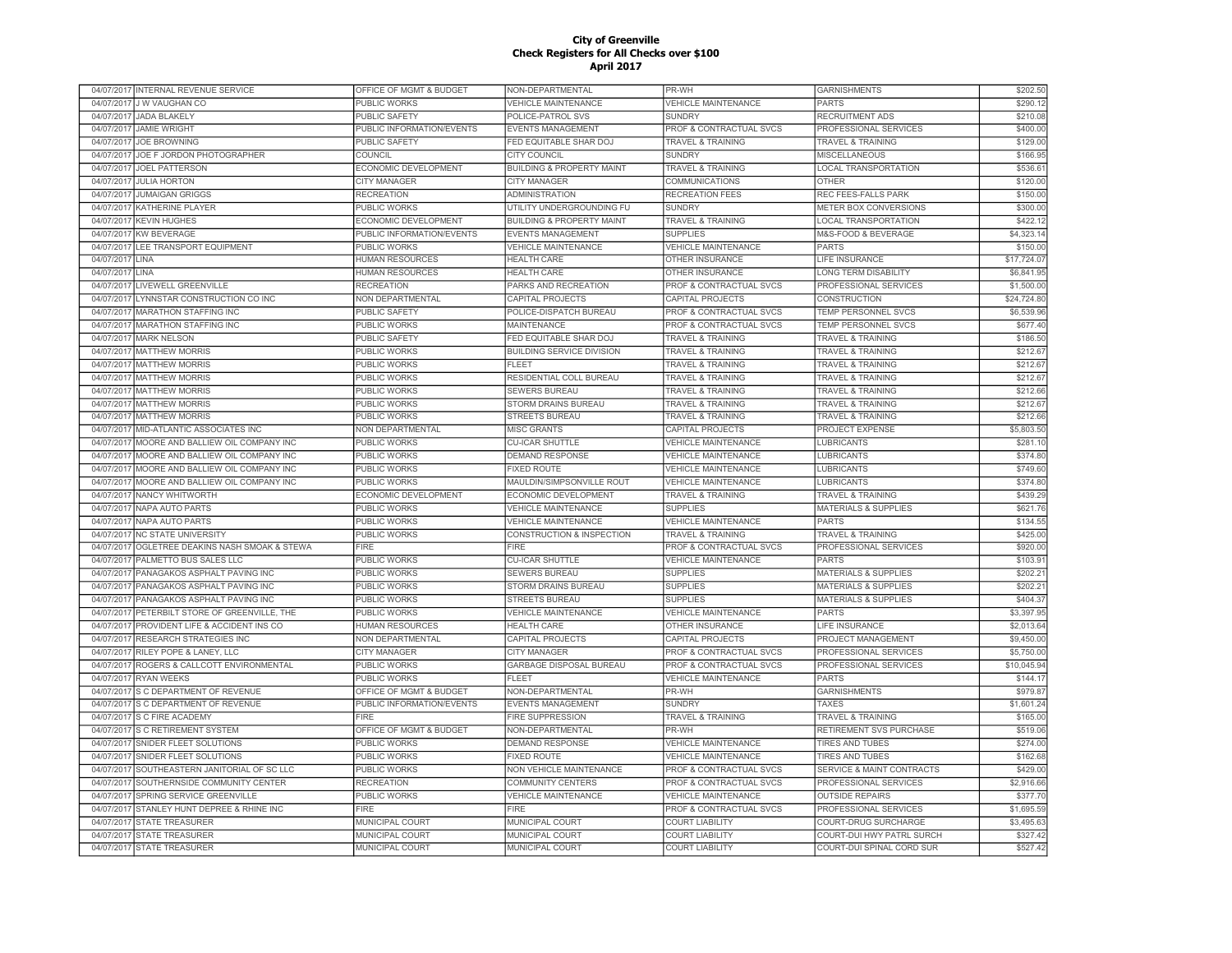# City of Greenville
## Check Registers for All Checks over $100
## April 2017

| | | | | | | |
|---|---|---|---|---|---|---|
| 04/07/2017 | INTERNAL REVENUE SERVICE | OFFICE OF MGMT & BUDGET | NON-DEPARTMENTAL | PR-WH | GARNISHMENTS | $202.50 |
| 04/07/2017 | J W VAUGHAN CO | PUBLIC WORKS | VEHICLE MAINTENANCE | VEHICLE MAINTENANCE | PARTS | $290.12 |
| 04/07/2017 | JADA BLAKELY | PUBLIC SAFETY | POLICE-PATROL SVS | SUNDRY | RECRUITMENT ADS | $210.08 |
| 04/07/2017 | JAMIE WRIGHT | PUBLIC INFORMATION/EVENTS | EVENTS MANAGEMENT | PROF & CONTRACTUAL SVCS | PROFESSIONAL SERVICES | $400.00 |
| 04/07/2017 | JOE BROWNING | PUBLIC SAFETY | FED EQUITABLE SHAR DOJ | TRAVEL & TRAINING | TRAVEL & TRAINING | $129.00 |
| 04/07/2017 | JOE F JORDON PHOTOGRAPHER | COUNCIL | CITY COUNCIL | SUNDRY | MISCELLANEOUS | $166.95 |
| 04/07/2017 | JOEL PATTERSON | ECONOMIC DEVELOPMENT | BUILDING & PROPERTY MAINT | TRAVEL & TRAINING | LOCAL TRANSPORTATION | $536.61 |
| 04/07/2017 | JULIA HORTON | CITY MANAGER | CITY MANAGER | COMMUNICATIONS | OTHER | $120.00 |
| 04/07/2017 | JUMAIGAN GRIGGS | RECREATION | ADMINISTRATION | RECREATION FEES | REC FEES-FALLS PARK | $150.00 |
| 04/07/2017 | KATHERINE PLAYER | PUBLIC WORKS | UTILITY UNDERGROUNDING FU | SUNDRY | METER BOX CONVERSIONS | $300.00 |
| 04/07/2017 | KEVIN HUGHES | ECONOMIC DEVELOPMENT | BUILDING & PROPERTY MAINT | TRAVEL & TRAINING | LOCAL TRANSPORTATION | $422.12 |
| 04/07/2017 | KW BEVERAGE | PUBLIC INFORMATION/EVENTS | EVENTS MANAGEMENT | SUPPLIES | M&S-FOOD & BEVERAGE | $4,323.14 |
| 04/07/2017 | LEE TRANSPORT EQUIPMENT | PUBLIC WORKS | VEHICLE MAINTENANCE | VEHICLE MAINTENANCE | PARTS | $150.00 |
| 04/07/2017 | LINA | HUMAN RESOURCES | HEALTH CARE | OTHER INSURANCE | LIFE INSURANCE | $17,724.07 |
| 04/07/2017 | LINA | HUMAN RESOURCES | HEALTH CARE | OTHER INSURANCE | LONG TERM DISABILITY | $6,841.95 |
| 04/07/2017 | LIVEWELL GREENVILLE | RECREATION | PARKS AND RECREATION | PROF & CONTRACTUAL SVCS | PROFESSIONAL SERVICES | $1,500.00 |
| 04/07/2017 | LYNNSTAR CONSTRUCTION CO INC | NON DEPARTMENTAL | CAPITAL PROJECTS | CAPITAL PROJECTS | CONSTRUCTION | $24,724.80 |
| 04/07/2017 | MARATHON STAFFING INC | PUBLIC SAFETY | POLICE-DISPATCH BUREAU | PROF & CONTRACTUAL SVCS | TEMP PERSONNEL SVCS | $6,539.96 |
| 04/07/2017 | MARATHON STAFFING INC | PUBLIC WORKS | MAINTENANCE | PROF & CONTRACTUAL SVCS | TEMP PERSONNEL SVCS | $677.40 |
| 04/07/2017 | MARK NELSON | PUBLIC SAFETY | FED EQUITABLE SHAR DOJ | TRAVEL & TRAINING | TRAVEL & TRAINING | $186.50 |
| 04/07/2017 | MATTHEW MORRIS | PUBLIC WORKS | BUILDING SERVICE DIVISION | TRAVEL & TRAINING | TRAVEL & TRAINING | $212.67 |
| 04/07/2017 | MATTHEW MORRIS | PUBLIC WORKS | FLEET | TRAVEL & TRAINING | TRAVEL & TRAINING | $212.67 |
| 04/07/2017 | MATTHEW MORRIS | PUBLIC WORKS | RESIDENTIAL COLL BUREAU | TRAVEL & TRAINING | TRAVEL & TRAINING | $212.67 |
| 04/07/2017 | MATTHEW MORRIS | PUBLIC WORKS | SEWERS BUREAU | TRAVEL & TRAINING | TRAVEL & TRAINING | $212.66 |
| 04/07/2017 | MATTHEW MORRIS | PUBLIC WORKS | STORM DRAINS BUREAU | TRAVEL & TRAINING | TRAVEL & TRAINING | $212.67 |
| 04/07/2017 | MATTHEW MORRIS | PUBLIC WORKS | STREETS BUREAU | TRAVEL & TRAINING | TRAVEL & TRAINING | $212.66 |
| 04/07/2017 | MID-ATLANTIC ASSOCIATES INC | NON DEPARTMENTAL | MISC GRANTS | CAPITAL PROJECTS | PROJECT EXPENSE | $5,803.50 |
| 04/07/2017 | MOORE AND BALLIEW OIL COMPANY INC | PUBLIC WORKS | CU-ICAR SHUTTLE | VEHICLE MAINTENANCE | LUBRICANTS | $281.10 |
| 04/07/2017 | MOORE AND BALLIEW OIL COMPANY INC | PUBLIC WORKS | DEMAND RESPONSE | VEHICLE MAINTENANCE | LUBRICANTS | $374.80 |
| 04/07/2017 | MOORE AND BALLIEW OIL COMPANY INC | PUBLIC WORKS | FIXED ROUTE | VEHICLE MAINTENANCE | LUBRICANTS | $749.60 |
| 04/07/2017 | MOORE AND BALLIEW OIL COMPANY INC | PUBLIC WORKS | MAULDIN/SIMPSONVILLE ROUT | VEHICLE MAINTENANCE | LUBRICANTS | $374.80 |
| 04/07/2017 | NANCY WHITWORTH | ECONOMIC DEVELOPMENT | ECONOMIC DEVELOPMENT | TRAVEL & TRAINING | TRAVEL & TRAINING | $439.29 |
| 04/07/2017 | NAPA AUTO PARTS | PUBLIC WORKS | VEHICLE MAINTENANCE | SUPPLIES | MATERIALS & SUPPLIES | $621.76 |
| 04/07/2017 | NAPA AUTO PARTS | PUBLIC WORKS | VEHICLE MAINTENANCE | VEHICLE MAINTENANCE | PARTS | $134.55 |
| 04/07/2017 | NC STATE UNIVERSITY | PUBLIC WORKS | CONSTRUCTION & INSPECTION | TRAVEL & TRAINING | TRAVEL & TRAINING | $425.00 |
| 04/07/2017 | OGLETREE DEAKINS NASH SMOAK & STEWA | FIRE | FIRE | PROF & CONTRACTUAL SVCS | PROFESSIONAL SERVICES | $920.00 |
| 04/07/2017 | PALMETTO BUS SALES LLC | PUBLIC WORKS | CU-ICAR SHUTTLE | VEHICLE MAINTENANCE | PARTS | $103.91 |
| 04/07/2017 | PANAGAKOS ASPHALT PAVING INC | PUBLIC WORKS | SEWERS BUREAU | SUPPLIES | MATERIALS & SUPPLIES | $202.21 |
| 04/07/2017 | PANAGAKOS ASPHALT PAVING INC | PUBLIC WORKS | STORM DRAINS BUREAU | SUPPLIES | MATERIALS & SUPPLIES | $202.21 |
| 04/07/2017 | PANAGAKOS ASPHALT PAVING INC | PUBLIC WORKS | STREETS BUREAU | SUPPLIES | MATERIALS & SUPPLIES | $404.37 |
| 04/07/2017 | PETERBILT STORE OF GREENVILLE, THE | PUBLIC WORKS | VEHICLE MAINTENANCE | VEHICLE MAINTENANCE | PARTS | $3,397.95 |
| 04/07/2017 | PROVIDENT LIFE & ACCIDENT INS CO | HUMAN RESOURCES | HEALTH CARE | OTHER INSURANCE | LIFE INSURANCE | $2,013.64 |
| 04/07/2017 | RESEARCH STRATEGIES INC | NON DEPARTMENTAL | CAPITAL PROJECTS | CAPITAL PROJECTS | PROJECT MANAGEMENT | $9,450.00 |
| 04/07/2017 | RILEY POPE & LANEY, LLC | CITY MANAGER | CITY MANAGER | PROF & CONTRACTUAL SVCS | PROFESSIONAL SERVICES | $5,750.00 |
| 04/07/2017 | ROGERS & CALLCOTT ENVIRONMENTAL | PUBLIC WORKS | GARBAGE DISPOSAL BUREAU | PROF & CONTRACTUAL SVCS | PROFESSIONAL SERVICES | $10,045.94 |
| 04/07/2017 | RYAN WEEKS | PUBLIC WORKS | FLEET | VEHICLE MAINTENANCE | PARTS | $144.17 |
| 04/07/2017 | S C DEPARTMENT OF REVENUE | OFFICE OF MGMT & BUDGET | NON-DEPARTMENTAL | PR-WH | GARNISHMENTS | $979.87 |
| 04/07/2017 | S C DEPARTMENT OF REVENUE | PUBLIC INFORMATION/EVENTS | EVENTS MANAGEMENT | SUNDRY | TAXES | $1,601.24 |
| 04/07/2017 | S C FIRE ACADEMY | FIRE | FIRE SUPPRESSION | TRAVEL & TRAINING | TRAVEL & TRAINING | $165.00 |
| 04/07/2017 | S C RETIREMENT SYSTEM | OFFICE OF MGMT & BUDGET | NON-DEPARTMENTAL | PR-WH | RETIREMENT SVS PURCHASE | $519.06 |
| 04/07/2017 | SNIDER FLEET SOLUTIONS | PUBLIC WORKS | DEMAND RESPONSE | VEHICLE MAINTENANCE | TIRES AND TUBES | $274.00 |
| 04/07/2017 | SNIDER FLEET SOLUTIONS | PUBLIC WORKS | FIXED ROUTE | VEHICLE MAINTENANCE | TIRES AND TUBES | $162.68 |
| 04/07/2017 | SOUTHEASTERN JANITORIAL OF SC LLC | PUBLIC WORKS | NON VEHICLE MAINTENANCE | PROF & CONTRACTUAL SVCS | SERVICE & MAINT CONTRACTS | $429.00 |
| 04/07/2017 | SOUTHERNSIDE COMMUNITY CENTER | RECREATION | COMMUNITY CENTERS | PROF & CONTRACTUAL SVCS | PROFESSIONAL SERVICES | $2,916.66 |
| 04/07/2017 | SPRING SERVICE GREENVILLE | PUBLIC WORKS | VEHICLE MAINTENANCE | VEHICLE MAINTENANCE | OUTSIDE REPAIRS | $377.70 |
| 04/07/2017 | STANLEY HUNT DEPREE & RHINE INC | FIRE | FIRE | PROF & CONTRACTUAL SVCS | PROFESSIONAL SERVICES | $1,695.59 |
| 04/07/2017 | STATE TREASURER | MUNICIPAL COURT | MUNICIPAL COURT | COURT LIABILITY | COURT-DRUG SURCHARGE | $3,495.63 |
| 04/07/2017 | STATE TREASURER | MUNICIPAL COURT | MUNICIPAL COURT | COURT LIABILITY | COURT-DUI HWY PATRL SURCH | $327.42 |
| 04/07/2017 | STATE TREASURER | MUNICIPAL COURT | MUNICIPAL COURT | COURT LIABILITY | COURT-DUI SPINAL CORD SUR | $527.42 |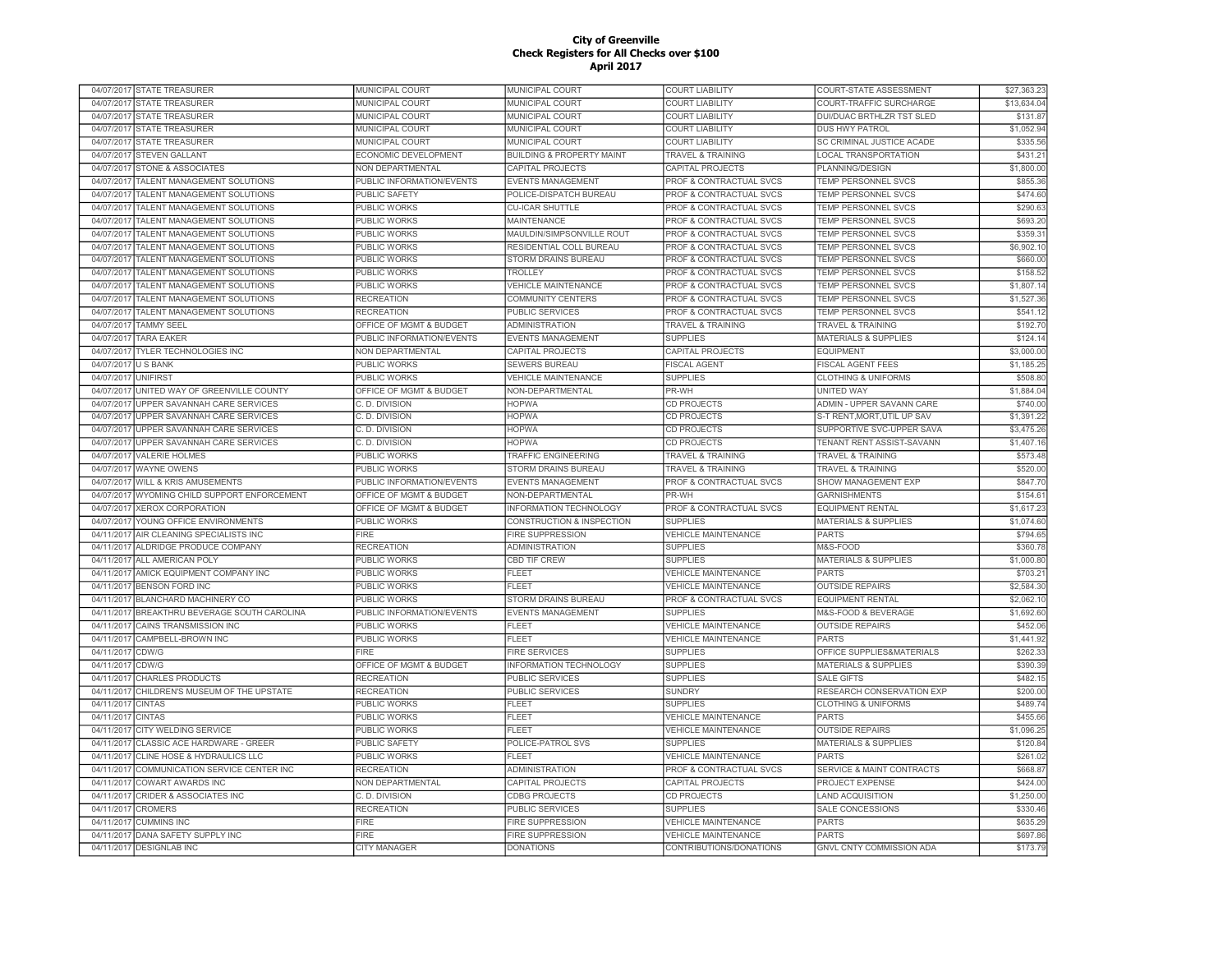# City of Greenville
## Check Registers for All Checks over $100
### April 2017

| Date | Vendor | Department | Division | Category | Description | Amount |
|---|---|---|---|---|---|---|
| 04/07/2017 | STATE TREASURER | MUNICIPAL COURT | MUNICIPAL COURT | COURT LIABILITY | COURT-STATE ASSESSMENT | $27,363.23 |
| 04/07/2017 | STATE TREASURER | MUNICIPAL COURT | MUNICIPAL COURT | COURT LIABILITY | COURT-TRAFFIC SURCHARGE | $13,634.04 |
| 04/07/2017 | STATE TREASURER | MUNICIPAL COURT | MUNICIPAL COURT | COURT LIABILITY | DUI/DUAC BRTHLZR TST SLED | $131.87 |
| 04/07/2017 | STATE TREASURER | MUNICIPAL COURT | MUNICIPAL COURT | COURT LIABILITY | DUS HWY PATROL | $1,052.94 |
| 04/07/2017 | STATE TREASURER | MUNICIPAL COURT | MUNICIPAL COURT | COURT LIABILITY | SC CRIMINAL JUSTICE ACADE | $335.56 |
| 04/07/2017 | STEVEN GALLANT | ECONOMIC DEVELOPMENT | BUILDING & PROPERTY MAINT | TRAVEL & TRAINING | LOCAL TRANSPORTATION | $431.21 |
| 04/07/2017 | STONE & ASSOCIATES | NON DEPARTMENTAL | CAPITAL PROJECTS | CAPITAL PROJECTS | PLANNING/DESIGN | $1,800.00 |
| 04/07/2017 | TALENT MANAGEMENT SOLUTIONS | PUBLIC INFORMATION/EVENTS | EVENTS MANAGEMENT | PROF & CONTRACTUAL SVCS | TEMP PERSONNEL SVCS | $855.36 |
| 04/07/2017 | TALENT MANAGEMENT SOLUTIONS | PUBLIC SAFETY | POLICE-DISPATCH BUREAU | PROF & CONTRACTUAL SVCS | TEMP PERSONNEL SVCS | $474.60 |
| 04/07/2017 | TALENT MANAGEMENT SOLUTIONS | PUBLIC WORKS | CU-ICAR SHUTTLE | PROF & CONTRACTUAL SVCS | TEMP PERSONNEL SVCS | $290.63 |
| 04/07/2017 | TALENT MANAGEMENT SOLUTIONS | PUBLIC WORKS | MAINTENANCE | PROF & CONTRACTUAL SVCS | TEMP PERSONNEL SVCS | $693.20 |
| 04/07/2017 | TALENT MANAGEMENT SOLUTIONS | PUBLIC WORKS | MAULDIN/SIMPSONVILLE ROUT | PROF & CONTRACTUAL SVCS | TEMP PERSONNEL SVCS | $359.31 |
| 04/07/2017 | TALENT MANAGEMENT SOLUTIONS | PUBLIC WORKS | RESIDENTIAL COLL BUREAU | PROF & CONTRACTUAL SVCS | TEMP PERSONNEL SVCS | $6,902.10 |
| 04/07/2017 | TALENT MANAGEMENT SOLUTIONS | PUBLIC WORKS | STORM DRAINS BUREAU | PROF & CONTRACTUAL SVCS | TEMP PERSONNEL SVCS | $660.00 |
| 04/07/2017 | TALENT MANAGEMENT SOLUTIONS | PUBLIC WORKS | TROLLEY | PROF & CONTRACTUAL SVCS | TEMP PERSONNEL SVCS | $158.52 |
| 04/07/2017 | TALENT MANAGEMENT SOLUTIONS | PUBLIC WORKS | VEHICLE MAINTENANCE | PROF & CONTRACTUAL SVCS | TEMP PERSONNEL SVCS | $1,807.14 |
| 04/07/2017 | TALENT MANAGEMENT SOLUTIONS | RECREATION | COMMUNITY CENTERS | PROF & CONTRACTUAL SVCS | TEMP PERSONNEL SVCS | $1,527.36 |
| 04/07/2017 | TALENT MANAGEMENT SOLUTIONS | RECREATION | PUBLIC SERVICES | PROF & CONTRACTUAL SVCS | TEMP PERSONNEL SVCS | $541.12 |
| 04/07/2017 | TAMMY SEEL | OFFICE OF MGMT & BUDGET | ADMINISTRATION | TRAVEL & TRAINING | TRAVEL & TRAINING | $192.70 |
| 04/07/2017 | TARA EAKER | PUBLIC INFORMATION/EVENTS | EVENTS MANAGEMENT | SUPPLIES | MATERIALS & SUPPLIES | $124.14 |
| 04/07/2017 | TYLER TECHNOLOGIES INC | NON DEPARTMENTAL | CAPITAL PROJECTS | CAPITAL PROJECTS | EQUIPMENT | $3,000.00 |
| 04/07/2017 | U S BANK | PUBLIC WORKS | SEWERS BUREAU | FISCAL AGENT | FISCAL AGENT FEES | $1,185.25 |
| 04/07/2017 | UNIFIRST | PUBLIC WORKS | VEHICLE MAINTENANCE | SUPPLIES | CLOTHING & UNIFORMS | $508.80 |
| 04/07/2017 | UNITED WAY OF GREENVILLE COUNTY | OFFICE OF MGMT & BUDGET | NON-DEPARTMENTAL | PR-WH | UNITED WAY | $1,884.04 |
| 04/07/2017 | UPPER SAVANNAH CARE SERVICES | C. D. DIVISION | HOPWA | CD PROJECTS | ADMIN - UPPER SAVANN CARE | $740.00 |
| 04/07/2017 | UPPER SAVANNAH CARE SERVICES | C. D. DIVISION | HOPWA | CD PROJECTS | S-T RENT,MORT,UTIL UP SAV | $1,391.22 |
| 04/07/2017 | UPPER SAVANNAH CARE SERVICES | C. D. DIVISION | HOPWA | CD PROJECTS | SUPPORTIVE SVC-UPPER SAVA | $3,475.26 |
| 04/07/2017 | UPPER SAVANNAH CARE SERVICES | C. D. DIVISION | HOPWA | CD PROJECTS | TENANT RENT ASSIST-SAVANN | $1,407.16 |
| 04/07/2017 | VALERIE HOLMES | PUBLIC WORKS | TRAFFIC ENGINEERING | TRAVEL & TRAINING | TRAVEL & TRAINING | $573.48 |
| 04/07/2017 | WAYNE OWENS | PUBLIC WORKS | STORM DRAINS BUREAU | TRAVEL & TRAINING | TRAVEL & TRAINING | $520.00 |
| 04/07/2017 | WILL & KRIS AMUSEMENTS | PUBLIC INFORMATION/EVENTS | EVENTS MANAGEMENT | PROF & CONTRACTUAL SVCS | SHOW MANAGEMENT EXP | $847.70 |
| 04/07/2017 | WYOMING CHILD SUPPORT ENFORCEMENT | OFFICE OF MGMT & BUDGET | NON-DEPARTMENTAL | PR-WH | GARNISHMENTS | $154.61 |
| 04/07/2017 | XEROX CORPORATION | OFFICE OF MGMT & BUDGET | INFORMATION TECHNOLOGY | PROF & CONTRACTUAL SVCS | EQUIPMENT RENTAL | $1,617.23 |
| 04/07/2017 | YOUNG OFFICE ENVIRONMENTS | PUBLIC WORKS | CONSTRUCTION & INSPECTION | SUPPLIES | MATERIALS & SUPPLIES | $1,074.60 |
| 04/11/2017 | AIR CLEANING SPECIALISTS INC | FIRE | FIRE SUPPRESSION | VEHICLE MAINTENANCE | PARTS | $794.65 |
| 04/11/2017 | ALDRIDGE PRODUCE COMPANY | RECREATION | ADMINISTRATION | SUPPLIES | M&S-FOOD | $360.78 |
| 04/11/2017 | ALL AMERICAN POLY | PUBLIC WORKS | CBD TIF CREW | SUPPLIES | MATERIALS & SUPPLIES | $1,000.80 |
| 04/11/2017 | AMICK EQUIPMENT COMPANY INC | PUBLIC WORKS | FLEET | VEHICLE MAINTENANCE | PARTS | $703.21 |
| 04/11/2017 | BENSON FORD INC | PUBLIC WORKS | FLEET | VEHICLE MAINTENANCE | OUTSIDE REPAIRS | $2,584.30 |
| 04/11/2017 | BLANCHARD MACHINERY CO | PUBLIC WORKS | STORM DRAINS BUREAU | PROF & CONTRACTUAL SVCS | EQUIPMENT RENTAL | $2,062.10 |
| 04/11/2017 | BREAKTHRU BEVERAGE SOUTH CAROLINA | PUBLIC INFORMATION/EVENTS | EVENTS MANAGEMENT | SUPPLIES | M&S-FOOD & BEVERAGE | $1,692.60 |
| 04/11/2017 | CAINS TRANSMISSION INC | PUBLIC WORKS | FLEET | VEHICLE MAINTENANCE | OUTSIDE REPAIRS | $452.06 |
| 04/11/2017 | CAMPBELL-BROWN INC | PUBLIC WORKS | FLEET | VEHICLE MAINTENANCE | PARTS | $1,441.92 |
| 04/11/2017 | CDW/G | FIRE | FIRE SERVICES | SUPPLIES | OFFICE SUPPLIES&MATERIALS | $262.33 |
| 04/11/2017 | CDW/G | OFFICE OF MGMT & BUDGET | INFORMATION TECHNOLOGY | SUPPLIES | MATERIALS & SUPPLIES | $390.39 |
| 04/11/2017 | CHARLES PRODUCTS | RECREATION | PUBLIC SERVICES | SUPPLIES | SALE GIFTS | $482.15 |
| 04/11/2017 | CHILDREN'S MUSEUM OF THE UPSTATE | RECREATION | PUBLIC SERVICES | SUNDRY | RESEARCH CONSERVATION EXP | $200.00 |
| 04/11/2017 | CINTAS | PUBLIC WORKS | FLEET | SUPPLIES | CLOTHING & UNIFORMS | $489.74 |
| 04/11/2017 | CINTAS | PUBLIC WORKS | FLEET | VEHICLE MAINTENANCE | PARTS | $455.66 |
| 04/11/2017 | CITY WELDING SERVICE | PUBLIC WORKS | FLEET | VEHICLE MAINTENANCE | OUTSIDE REPAIRS | $1,096.25 |
| 04/11/2017 | CLASSIC ACE HARDWARE - GREER | PUBLIC SAFETY | POLICE-PATROL SVS | SUPPLIES | MATERIALS & SUPPLIES | $120.84 |
| 04/11/2017 | CLINE HOSE & HYDRAULICS LLC | PUBLIC WORKS | FLEET | VEHICLE MAINTENANCE | PARTS | $261.02 |
| 04/11/2017 | COMMUNICATION SERVICE CENTER INC | RECREATION | ADMINISTRATION | PROF & CONTRACTUAL SVCS | SERVICE & MAINT CONTRACTS | $668.87 |
| 04/11/2017 | COWART AWARDS INC | NON DEPARTMENTAL | CAPITAL PROJECTS | CAPITAL PROJECTS | PROJECT EXPENSE | $424.00 |
| 04/11/2017 | CRIDER & ASSOCIATES INC | C. D. DIVISION | CDBG PROJECTS | CD PROJECTS | LAND ACQUISITION | $1,250.00 |
| 04/11/2017 | CROMERS | RECREATION | PUBLIC SERVICES | SUPPLIES | SALE CONCESSIONS | $330.46 |
| 04/11/2017 | CUMMINS INC | FIRE | FIRE SUPPRESSION | VEHICLE MAINTENANCE | PARTS | $635.29 |
| 04/11/2017 | DANA SAFETY SUPPLY INC | FIRE | FIRE SUPPRESSION | VEHICLE MAINTENANCE | PARTS | $697.86 |
| 04/11/2017 | DESIGNLAB INC | CITY MANAGER | DONATIONS | CONTRIBUTIONS/DONATIONS | GNVL CNTY COMMISSION ADA | $173.79 |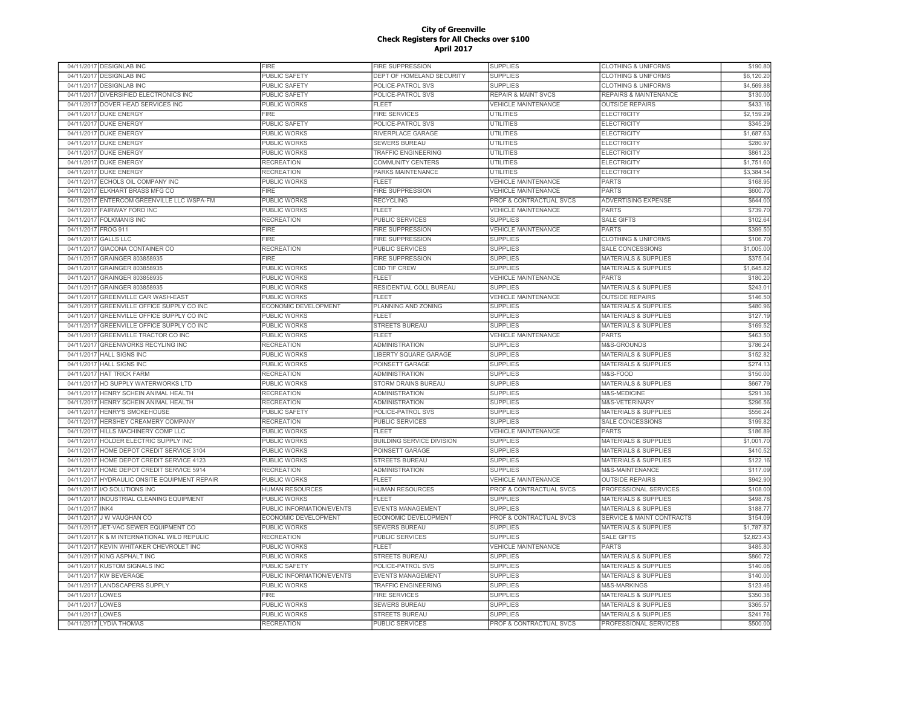**City of Greenville**
**Check Registers for All Checks over $100**
**April 2017**

| | | | | | | |
|---|---|---|---|---|---|---|
| 04/11/2017 | DESIGNLAB INC | FIRE | FIRE SUPPRESSION | SUPPLIES | CLOTHING & UNIFORMS | $190.80 |
| 04/11/2017 | DESIGNLAB INC | PUBLIC SAFETY | DEPT OF HOMELAND SECURITY | SUPPLIES | CLOTHING & UNIFORMS | $6,120.20 |
| 04/11/2017 | DESIGNLAB INC | PUBLIC SAFETY | POLICE-PATROL SVS | SUPPLIES | CLOTHING & UNIFORMS | $4,569.88 |
| 04/11/2017 | DIVERSIFIED ELECTRONICS INC | PUBLIC SAFETY | POLICE-PATROL SVS | REPAIR & MAINT SVCS | REPAIRS & MAINTENANCE | $130.00 |
| 04/11/2017 | DOVER HEAD SERVICES INC | PUBLIC WORKS | FLEET | VEHICLE MAINTENANCE | OUTSIDE REPAIRS | $433.16 |
| 04/11/2017 | DUKE ENERGY | FIRE | FIRE SERVICES | UTILITIES | ELECTRICITY | $2,159.29 |
| 04/11/2017 | DUKE ENERGY | PUBLIC SAFETY | POLICE-PATROL SVS | UTILITIES | ELECTRICITY | $345.29 |
| 04/11/2017 | DUKE ENERGY | PUBLIC WORKS | RIVERPLACE GARAGE | UTILITIES | ELECTRICITY | $1,687.63 |
| 04/11/2017 | DUKE ENERGY | PUBLIC WORKS | SEWERS BUREAU | UTILITIES | ELECTRICITY | $280.97 |
| 04/11/2017 | DUKE ENERGY | PUBLIC WORKS | TRAFFIC ENGINEERING | UTILITIES | ELECTRICITY | $861.23 |
| 04/11/2017 | DUKE ENERGY | RECREATION | COMMUNITY CENTERS | UTILITIES | ELECTRICITY | $1,751.60 |
| 04/11/2017 | DUKE ENERGY | RECREATION | PARKS MAINTENANCE | UTILITIES | ELECTRICITY | $3,384.54 |
| 04/11/2017 | ECHOLS OIL COMPANY INC | PUBLIC WORKS | FLEET | VEHICLE MAINTENANCE | PARTS | $168.95 |
| 04/11/2017 | ELKHART BRASS MFG CO | FIRE | FIRE SUPPRESSION | VEHICLE MAINTENANCE | PARTS | $600.70 |
| 04/11/2017 | ENTERCOM GREENVILLE LLC WSPA-FM | PUBLIC WORKS | RECYCLING | PROF & CONTRACTUAL SVCS | ADVERTISING EXPENSE | $644.00 |
| 04/11/2017 | FAIRWAY FORD INC | PUBLIC WORKS | FLEET | VEHICLE MAINTENANCE | PARTS | $739.70 |
| 04/11/2017 | FOLKMANIS INC | RECREATION | PUBLIC SERVICES | SUPPLIES | SALE GIFTS | $102.64 |
| 04/11/2017 | FROG 911 | FIRE | FIRE SUPPRESSION | VEHICLE MAINTENANCE | PARTS | $399.50 |
| 04/11/2017 | GALLS LLC | FIRE | FIRE SUPPRESSION | SUPPLIES | CLOTHING & UNIFORMS | $106.70 |
| 04/11/2017 | GIACONA CONTAINER CO | RECREATION | PUBLIC SERVICES | SUPPLIES | SALE CONCESSIONS | $1,005.00 |
| 04/11/2017 | GRAINGER 803858935 | FIRE | FIRE SUPPRESSION | SUPPLIES | MATERIALS & SUPPLIES | $375.04 |
| 04/11/2017 | GRAINGER 803858935 | PUBLIC WORKS | CBD TIF CREW | SUPPLIES | MATERIALS & SUPPLIES | $1,645.82 |
| 04/11/2017 | GRAINGER 803858935 | PUBLIC WORKS | FLEET | VEHICLE MAINTENANCE | PARTS | $180.20 |
| 04/11/2017 | GRAINGER 803858935 | PUBLIC WORKS | RESIDENTIAL COLL BUREAU | SUPPLIES | MATERIALS & SUPPLIES | $243.01 |
| 04/11/2017 | GREENVILLE CAR WASH-EAST | PUBLIC WORKS | FLEET | VEHICLE MAINTENANCE | OUTSIDE REPAIRS | $146.50 |
| 04/11/2017 | GREENVILLE OFFICE SUPPLY CO INC | ECONOMIC DEVELOPMENT | PLANNING AND ZONING | SUPPLIES | MATERIALS & SUPPLIES | $480.96 |
| 04/11/2017 | GREENVILLE OFFICE SUPPLY CO INC | PUBLIC WORKS | FLEET | SUPPLIES | MATERIALS & SUPPLIES | $127.19 |
| 04/11/2017 | GREENVILLE OFFICE SUPPLY CO INC | PUBLIC WORKS | STREETS BUREAU | SUPPLIES | MATERIALS & SUPPLIES | $169.52 |
| 04/11/2017 | GREENVILLE TRACTOR CO INC | PUBLIC WORKS | FLEET | VEHICLE MAINTENANCE | PARTS | $463.50 |
| 04/11/2017 | GREENWORKS RECYLING INC | RECREATION | ADMINISTRATION | SUPPLIES | M&S-GROUNDS | $786.24 |
| 04/11/2017 | HALL SIGNS INC | PUBLIC WORKS | LIBERTY SQUARE GARAGE | SUPPLIES | MATERIALS & SUPPLIES | $152.82 |
| 04/11/2017 | HALL SIGNS INC | PUBLIC WORKS | POINSETT GARAGE | SUPPLIES | MATERIALS & SUPPLIES | $274.13 |
| 04/11/2017 | HAT TRICK FARM | RECREATION | ADMINISTRATION | SUPPLIES | M&S-FOOD | $150.00 |
| 04/11/2017 | HD SUPPLY WATERWORKS LTD | PUBLIC WORKS | STORM DRAINS BUREAU | SUPPLIES | MATERIALS & SUPPLIES | $667.79 |
| 04/11/2017 | HENRY SCHEIN ANIMAL HEALTH | RECREATION | ADMINISTRATION | SUPPLIES | M&S-MEDICINE | $291.36 |
| 04/11/2017 | HENRY SCHEIN ANIMAL HEALTH | RECREATION | ADMINISTRATION | SUPPLIES | M&S-VETERINARY | $296.56 |
| 04/11/2017 | HENRY'S SMOKEHOUSE | PUBLIC SAFETY | POLICE-PATROL SVS | SUPPLIES | MATERIALS & SUPPLIES | $556.24 |
| 04/11/2017 | HERSHEY CREAMERY COMPANY | RECREATION | PUBLIC SERVICES | SUPPLIES | SALE CONCESSIONS | $199.82 |
| 04/11/2017 | HILLS MACHINERY COMP LLC | PUBLIC WORKS | FLEET | VEHICLE MAINTENANCE | PARTS | $186.89 |
| 04/11/2017 | HOLDER ELECTRIC SUPPLY INC | PUBLIC WORKS | BUILDING SERVICE DIVISION | SUPPLIES | MATERIALS & SUPPLIES | $1,001.70 |
| 04/11/2017 | HOME DEPOT CREDIT SERVICE 3104 | PUBLIC WORKS | POINSETT GARAGE | SUPPLIES | MATERIALS & SUPPLIES | $410.52 |
| 04/11/2017 | HOME DEPOT CREDIT SERVICE 4123 | PUBLIC WORKS | STREETS BUREAU | SUPPLIES | MATERIALS & SUPPLIES | $122.16 |
| 04/11/2017 | HOME DEPOT CREDIT SERVICE 5914 | RECREATION | ADMINISTRATION | SUPPLIES | M&S-MAINTENANCE | $117.09 |
| 04/11/2017 | HYDRAULIC ONSITE EQUIPMENT REPAIR | PUBLIC WORKS | FLEET | VEHICLE MAINTENANCE | OUTSIDE REPAIRS | $942.90 |
| 04/11/2017 | I/O SOLUTIONS INC | HUMAN RESOURCES | HUMAN RESOURCES | PROF & CONTRACTUAL SVCS | PROFESSIONAL SERVICES | $108.00 |
| 04/11/2017 | INDUSTRIAL CLEANING EQUIPMENT | PUBLIC WORKS | FLEET | SUPPLIES | MATERIALS & SUPPLIES | $498.78 |
| 04/11/2017 | INK4 | PUBLIC INFORMATION/EVENTS | EVENTS MANAGEMENT | SUPPLIES | MATERIALS & SUPPLIES | $188.77 |
| 04/11/2017 | J W VAUGHAN CO | ECONOMIC DEVELOPMENT | ECONOMIC DEVELOPMENT | PROF & CONTRACTUAL SVCS | SERVICE & MAINT CONTRACTS | $154.09 |
| 04/11/2017 | JET-VAC SEWER EQUIPMENT CO | PUBLIC WORKS | SEWERS BUREAU | SUPPLIES | MATERIALS & SUPPLIES | $1,787.87 |
| 04/11/2017 | K & M INTERNATIONAL WILD REPULIC | RECREATION | PUBLIC SERVICES | SUPPLIES | SALE GIFTS | $2,823.43 |
| 04/11/2017 | KEVIN WHITAKER CHEVROLET INC | PUBLIC WORKS | FLEET | VEHICLE MAINTENANCE | PARTS | $485.80 |
| 04/11/2017 | KING ASPHALT INC | PUBLIC WORKS | STREETS BUREAU | SUPPLIES | MATERIALS & SUPPLIES | $860.72 |
| 04/11/2017 | KUSTOM SIGNALS INC | PUBLIC SAFETY | POLICE-PATROL SVS | SUPPLIES | MATERIALS & SUPPLIES | $140.08 |
| 04/11/2017 | KW BEVERAGE | PUBLIC INFORMATION/EVENTS | EVENTS MANAGEMENT | SUPPLIES | MATERIALS & SUPPLIES | $140.00 |
| 04/11/2017 | LANDSCAPERS SUPPLY | PUBLIC WORKS | TRAFFIC ENGINEERING | SUPPLIES | M&S-MARKINGS | $123.46 |
| 04/11/2017 | LOWES | FIRE | FIRE SERVICES | SUPPLIES | MATERIALS & SUPPLIES | $350.38 |
| 04/11/2017 | LOWES | PUBLIC WORKS | SEWERS BUREAU | SUPPLIES | MATERIALS & SUPPLIES | $365.57 |
| 04/11/2017 | LOWES | PUBLIC WORKS | STREETS BUREAU | SUPPLIES | MATERIALS & SUPPLIES | $241.76 |
| 04/11/2017 | LYDIA THOMAS | RECREATION | PUBLIC SERVICES | PROF & CONTRACTUAL SVCS | PROFESSIONAL SERVICES | $500.00 |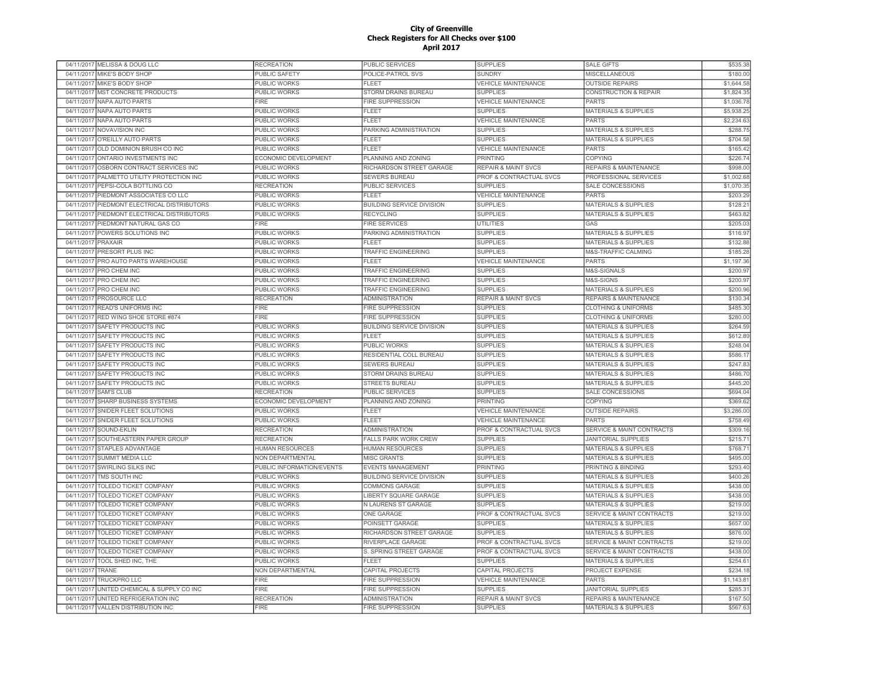**City of Greenville**
**Check Registers for All Checks over $100**
**April 2017**

| | | | | | | |
|---|---|---|---|---|---|---|
| 04/11/2017 | MELISSA & DOUG LLC | RECREATION | PUBLIC SERVICES | SUPPLIES | SALE GIFTS | $535.38 |
| 04/11/2017 | MIKE'S BODY SHOP | PUBLIC SAFETY | POLICE-PATROL SVS | SUNDRY | MISCELLANEOUS | $180.00 |
| 04/11/2017 | MIKE'S BODY SHOP | PUBLIC WORKS | FLEET | VEHICLE MAINTENANCE | OUTSIDE REPAIRS | $1,644.58 |
| 04/11/2017 | MST CONCRETE PRODUCTS | PUBLIC WORKS | STORM DRAINS BUREAU | SUPPLIES | CONSTRUCTION & REPAIR | $1,824.35 |
| 04/11/2017 | NAPA AUTO PARTS | FIRE | FIRE SUPPRESSION | VEHICLE MAINTENANCE | PARTS | $1,036.78 |
| 04/11/2017 | NAPA AUTO PARTS | PUBLIC WORKS | FLEET | SUPPLIES | MATERIALS & SUPPLIES | $5,938.25 |
| 04/11/2017 | NAPA AUTO PARTS | PUBLIC WORKS | FLEET | VEHICLE MAINTENANCE | PARTS | $2,234.63 |
| 04/11/2017 | NOVAVISION INC | PUBLIC WORKS | PARKING ADMINISTRATION | SUPPLIES | MATERIALS & SUPPLIES | $288.75 |
| 04/11/2017 | O'REILLY AUTO PARTS | PUBLIC WORKS | FLEET | SUPPLIES | MATERIALS & SUPPLIES | $704.58 |
| 04/11/2017 | OLD DOMINION BRUSH CO INC | PUBLIC WORKS | FLEET | VEHICLE MAINTENANCE | PARTS | $165.42 |
| 04/11/2017 | ONTARIO INVESTMENTS INC | ECONOMIC DEVELOPMENT | PLANNING AND ZONING | PRINTING | COPYING | $226.74 |
| 04/11/2017 | OSBORN CONTRACT SERVICES INC | PUBLIC WORKS | RICHARDSON STREET GARAGE | REPAIR & MAINT SVCS | REPAIRS & MAINTENANCE | $998.00 |
| 04/11/2017 | PALMETTO UTILITY PROTECTION INC | PUBLIC WORKS | SEWERS BUREAU | PROF & CONTRACTUAL SVCS | PROFESSIONAL SERVICES | $1,002.68 |
| 04/11/2017 | PEPSI-COLA BOTTLING CO | RECREATION | PUBLIC SERVICES | SUPPLIES | SALE CONCESSIONS | $1,070.35 |
| 04/11/2017 | PIEDMONT ASSOCIATES CO LLC | PUBLIC WORKS | FLEET | VEHICLE MAINTENANCE | PARTS | $203.29 |
| 04/11/2017 | PIEDMONT ELECTRICAL DISTRIBUTORS | PUBLIC WORKS | BUILDING SERVICE DIVISION | SUPPLIES | MATERIALS & SUPPLIES | $128.21 |
| 04/11/2017 | PIEDMONT ELECTRICAL DISTRIBUTORS | PUBLIC WORKS | RECYCLING | SUPPLIES | MATERIALS & SUPPLIES | $463.82 |
| 04/11/2017 | PIEDMONT NATURAL GAS CO | FIRE | FIRE SERVICES | UTILITIES | GAS | $205.03 |
| 04/11/2017 | POWERS SOLUTIONS INC | PUBLIC WORKS | PARKING ADMINISTRATION | SUPPLIES | MATERIALS & SUPPLIES | $116.97 |
| 04/11/2017 | PRAXAIR | PUBLIC WORKS | FLEET | SUPPLIES | MATERIALS & SUPPLIES | $132.88 |
| 04/11/2017 | PRESORT PLUS INC | PUBLIC WORKS | TRAFFIC ENGINEERING | SUPPLIES | M&S-TRAFFIC CALMING | $185.28 |
| 04/11/2017 | PRO AUTO PARTS WAREHOUSE | PUBLIC WORKS | FLEET | VEHICLE MAINTENANCE | PARTS | $1,197.36 |
| 04/11/2017 | PRO CHEM INC | PUBLIC WORKS | TRAFFIC ENGINEERING | SUPPLIES | M&S-SIGNALS | $200.97 |
| 04/11/2017 | PRO CHEM INC | PUBLIC WORKS | TRAFFIC ENGINEERING | SUPPLIES | M&S-SIGNS | $200.97 |
| 04/11/2017 | PRO CHEM INC | PUBLIC WORKS | TRAFFIC ENGINEERING | SUPPLIES | MATERIALS & SUPPLIES | $200.96 |
| 04/11/2017 | PROSOURCE LLC | RECREATION | ADMINISTRATION | REPAIR & MAINT SVCS | REPAIRS & MAINTENANCE | $130.34 |
| 04/11/2017 | READ'S UNIFORMS INC | FIRE | FIRE SUPPRESSION | SUPPLIES | CLOTHING & UNIFORMS | $485.30 |
| 04/11/2017 | RED WING SHOE STORE #874 | FIRE | FIRE SUPPRESSION | SUPPLIES | CLOTHING & UNIFORMS | $280.00 |
| 04/11/2017 | SAFETY PRODUCTS INC | PUBLIC WORKS | BUILDING SERVICE DIVISION | SUPPLIES | MATERIALS & SUPPLIES | $264.59 |
| 04/11/2017 | SAFETY PRODUCTS INC | PUBLIC WORKS | FLEET | SUPPLIES | MATERIALS & SUPPLIES | $612.89 |
| 04/11/2017 | SAFETY PRODUCTS INC | PUBLIC WORKS | PUBLIC WORKS | SUPPLIES | MATERIALS & SUPPLIES | $248.04 |
| 04/11/2017 | SAFETY PRODUCTS INC | PUBLIC WORKS | RESIDENTIAL COLL BUREAU | SUPPLIES | MATERIALS & SUPPLIES | $586.17 |
| 04/11/2017 | SAFETY PRODUCTS INC | PUBLIC WORKS | SEWERS BUREAU | SUPPLIES | MATERIALS & SUPPLIES | $247.83 |
| 04/11/2017 | SAFETY PRODUCTS INC | PUBLIC WORKS | STORM DRAINS BUREAU | SUPPLIES | MATERIALS & SUPPLIES | $486.70 |
| 04/11/2017 | SAFETY PRODUCTS INC | PUBLIC WORKS | STREETS BUREAU | SUPPLIES | MATERIALS & SUPPLIES | $445.20 |
| 04/11/2017 | SAM'S CLUB | RECREATION | PUBLIC SERVICES | SUPPLIES | SALE CONCESSIONS | $694.04 |
| 04/11/2017 | SHARP BUSINESS SYSTEMS | ECONOMIC DEVELOPMENT | PLANNING AND ZONING | PRINTING | COPYING | $369.62 |
| 04/11/2017 | SNIDER FLEET SOLUTIONS | PUBLIC WORKS | FLEET | VEHICLE MAINTENANCE | OUTSIDE REPAIRS | $3,286.00 |
| 04/11/2017 | SNIDER FLEET SOLUTIONS | PUBLIC WORKS | FLEET | VEHICLE MAINTENANCE | PARTS | $758.49 |
| 04/11/2017 | SOUND-EKLIN | RECREATION | ADMINISTRATION | PROF & CONTRACTUAL SVCS | SERVICE & MAINT CONTRACTS | $309.16 |
| 04/11/2017 | SOUTHEASTERN PAPER GROUP | RECREATION | FALLS PARK WORK CREW | SUPPLIES | JANITORIAL SUPPLIES | $215.71 |
| 04/11/2017 | STAPLES ADVANTAGE | HUMAN RESOURCES | HUMAN RESOURCES | SUPPLIES | MATERIALS & SUPPLIES | $768.71 |
| 04/11/2017 | SUMMIT MEDIA LLC | NON DEPARTMENTAL | MISC GRANTS | SUPPLIES | MATERIALS & SUPPLIES | $495.00 |
| 04/11/2017 | SWIRLING SILKS INC | PUBLIC INFORMATION/EVENTS | EVENTS MANAGEMENT | PRINTING | PRINTING & BINDING | $293.40 |
| 04/11/2017 | TMS SOUTH INC | PUBLIC WORKS | BUILDING SERVICE DIVISION | SUPPLIES | MATERIALS & SUPPLIES | $400.26 |
| 04/11/2017 | TOLEDO TICKET COMPANY | PUBLIC WORKS | COMMONS GARAGE | SUPPLIES | MATERIALS & SUPPLIES | $438.00 |
| 04/11/2017 | TOLEDO TICKET COMPANY | PUBLIC WORKS | LIBERTY SQUARE GARAGE | SUPPLIES | MATERIALS & SUPPLIES | $438.00 |
| 04/11/2017 | TOLEDO TICKET COMPANY | PUBLIC WORKS | N LAURENS ST GARAGE | SUPPLIES | MATERIALS & SUPPLIES | $219.00 |
| 04/11/2017 | TOLEDO TICKET COMPANY | PUBLIC WORKS | ONE GARAGE | PROF & CONTRACTUAL SVCS | SERVICE & MAINT CONTRACTS | $219.00 |
| 04/11/2017 | TOLEDO TICKET COMPANY | PUBLIC WORKS | POINSETT GARAGE | SUPPLIES | MATERIALS & SUPPLIES | $657.00 |
| 04/11/2017 | TOLEDO TICKET COMPANY | PUBLIC WORKS | RICHARDSON STREET GARAGE | SUPPLIES | MATERIALS & SUPPLIES | $876.00 |
| 04/11/2017 | TOLEDO TICKET COMPANY | PUBLIC WORKS | RIVERPLACE GARAGE | PROF & CONTRACTUAL SVCS | SERVICE & MAINT CONTRACTS | $219.00 |
| 04/11/2017 | TOLEDO TICKET COMPANY | PUBLIC WORKS | S. SPRING STREET GARAGE | PROF & CONTRACTUAL SVCS | SERVICE & MAINT CONTRACTS | $438.00 |
| 04/11/2017 | TOOL SHED INC, THE | PUBLIC WORKS | FLEET | SUPPLIES | MATERIALS & SUPPLIES | $254.61 |
| 04/11/2017 | TRANE | NON DEPARTMENTAL | CAPITAL PROJECTS | CAPITAL PROJECTS | PROJECT EXPENSE | $234.18 |
| 04/11/2017 | TRUCKPRO LLC | FIRE | FIRE SUPPRESSION | VEHICLE MAINTENANCE | PARTS | $1,143.81 |
| 04/11/2017 | UNITED CHEMICAL & SUPPLY CO INC | FIRE | FIRE SUPPRESSION | SUPPLIES | JANITORIAL SUPPLIES | $285.31 |
| 04/11/2017 | UNITED REFRIGERATION INC | RECREATION | ADMINISTRATION | REPAIR & MAINT SVCS | REPAIRS & MAINTENANCE | $167.50 |
| 04/11/2017 | VALLEN DISTRIBUTION INC | FIRE | FIRE SUPPRESSION | SUPPLIES | MATERIALS & SUPPLIES | $567.63 |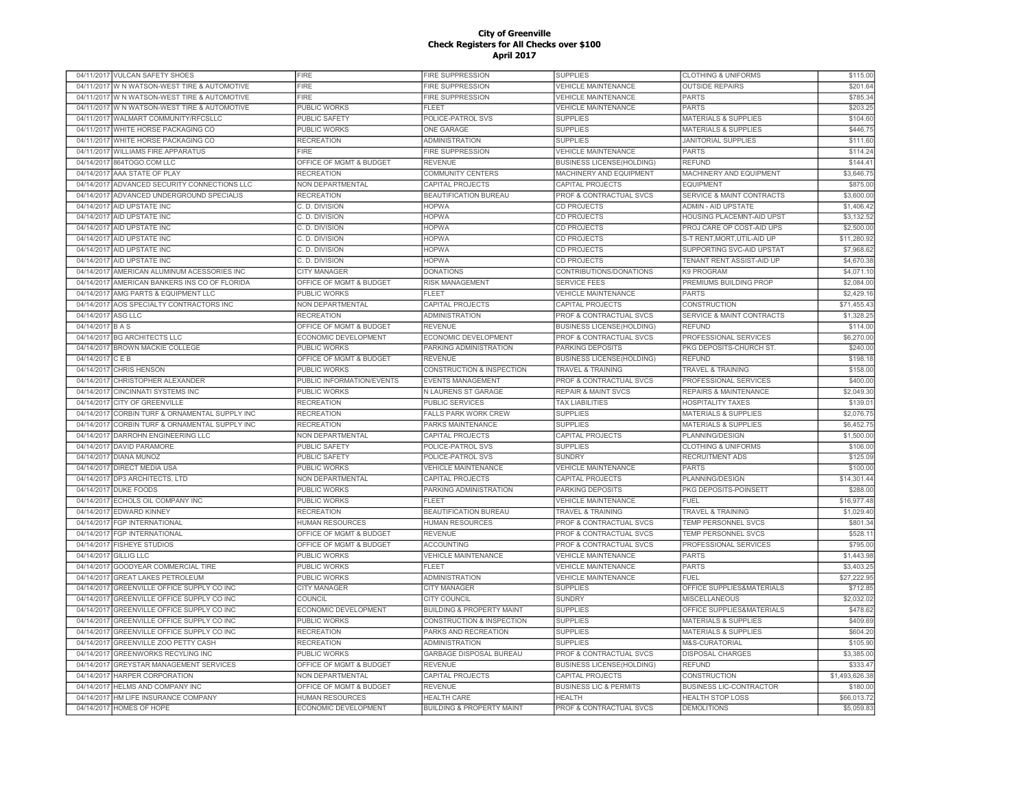**City of Greenville**
**Check Registers for All Checks over $100**
**April 2017**

| | | | | | | |
|---|---|---|---|---|---|---|
| 04/11/2017 | VULCAN SAFETY SHOES | FIRE | FIRE SUPPRESSION | SUPPLIES | CLOTHING & UNIFORMS | $115.00 |
| 04/11/2017 | W N WATSON-WEST TIRE & AUTOMOTIVE | FIRE | FIRE SUPPRESSION | VEHICLE MAINTENANCE | OUTSIDE REPAIRS | $201.64 |
| 04/11/2017 | W N WATSON-WEST TIRE & AUTOMOTIVE | FIRE | FIRE SUPPRESSION | VEHICLE MAINTENANCE | PARTS | $785.34 |
| 04/11/2017 | W N WATSON-WEST TIRE & AUTOMOTIVE | PUBLIC WORKS | FLEET | VEHICLE MAINTENANCE | PARTS | $203.25 |
| 04/11/2017 | WALMART COMMUNITY/RFCSLLC | PUBLIC SAFETY | POLICE-PATROL SVS | SUPPLIES | MATERIALS & SUPPLIES | $104.60 |
| 04/11/2017 | WHITE HORSE PACKAGING CO | PUBLIC WORKS | ONE GARAGE | SUPPLIES | MATERIALS & SUPPLIES | $446.75 |
| 04/11/2017 | WHITE HORSE PACKAGING CO | RECREATION | ADMINISTRATION | SUPPLIES | JANITORIAL SUPPLIES | $111.60 |
| 04/11/2017 | WILLIAMS FIRE APPARATUS | FIRE | FIRE SUPPRESSION | VEHICLE MAINTENANCE | PARTS | $114.24 |
| 04/14/2017 | 864TOGO.COM LLC | OFFICE OF MGMT & BUDGET | REVENUE | BUSINESS LICENSE(HOLDING) | REFUND | $144.41 |
| 04/14/2017 | AAA STATE OF PLAY | RECREATION | COMMUNITY CENTERS | MACHINERY AND EQUIPMENT | MACHINERY AND EQUIPMENT | $3,646.75 |
| 04/14/2017 | ADVANCED SECURITY CONNECTIONS LLC | NON DEPARTMENTAL | CAPITAL PROJECTS | CAPITAL PROJECTS | EQUIPMENT | $875.00 |
| 04/14/2017 | ADVANCED UNDERGROUND SPECIALIS | RECREATION | BEAUTIFICATION BUREAU | PROF & CONTRACTUAL SVCS | SERVICE & MAINT CONTRACTS | $3,600.00 |
| 04/14/2017 | AID UPSTATE INC | C. D. DIVISION | HOPWA | CD PROJECTS | ADMIN - AID UPSTATE | $1,406.42 |
| 04/14/2017 | AID UPSTATE INC | C. D. DIVISION | HOPWA | CD PROJECTS | HOUSING PLACEMNT-AID UPST | $3,132.52 |
| 04/14/2017 | AID UPSTATE INC | C. D. DIVISION | HOPWA | CD PROJECTS | PROJ CARE OP COST-AID UPS | $2,500.00 |
| 04/14/2017 | AID UPSTATE INC | C. D. DIVISION | HOPWA | CD PROJECTS | S-T RENT,MORT,UTIL-AID UP | $11,280.92 |
| 04/14/2017 | AID UPSTATE INC | C. D. DIVISION | HOPWA | CD PROJECTS | SUPPORTING SVC-AID UPSTAT | $7,968.62 |
| 04/14/2017 | AID UPSTATE INC | C. D. DIVISION | HOPWA | CD PROJECTS | TENANT RENT ASSIST-AID UP | $4,670.38 |
| 04/14/2017 | AMERICAN ALUMINUM ACESSORIES INC | CITY MANAGER | DONATIONS | CONTRIBUTIONS/DONATIONS | K9 PROGRAM | $4,071.10 |
| 04/14/2017 | AMERICAN BANKERS INS CO OF FLORIDA | OFFICE OF MGMT & BUDGET | RISK MANAGEMENT | SERVICE FEES | PREMIUMS BUILDING PROP | $2,084.00 |
| 04/14/2017 | AMG PARTS & EQUIPMENT LLC | PUBLIC WORKS | FLEET | VEHICLE MAINTENANCE | PARTS | $2,429.16 |
| 04/14/2017 | AOS SPECIALTY CONTRACTORS INC | NON DEPARTMENTAL | CAPITAL PROJECTS | CAPITAL PROJECTS | CONSTRUCTION | $71,455.43 |
| 04/14/2017 | ASG LLC | RECREATION | ADMINISTRATION | PROF & CONTRACTUAL SVCS | SERVICE & MAINT CONTRACTS | $1,328.25 |
| 04/14/2017 | B A S | OFFICE OF MGMT & BUDGET | REVENUE | BUSINESS LICENSE(HOLDING) | REFUND | $114.00 |
| 04/14/2017 | BG ARCHITECTS LLC | ECONOMIC DEVELOPMENT | ECONOMIC DEVELOPMENT | PROF & CONTRACTUAL SVCS | PROFESSIONAL SERVICES | $6,270.00 |
| 04/14/2017 | BROWN MACKIE COLLEGE | PUBLIC WORKS | PARKING ADMINISTRATION | PARKING DEPOSITS | PKG DEPOSITS-CHURCH ST. | $240.00 |
| 04/14/2017 | C E B | OFFICE OF MGMT & BUDGET | REVENUE | BUSINESS LICENSE(HOLDING) | REFUND | $198.18 |
| 04/14/2017 | CHRIS HENSON | PUBLIC WORKS | CONSTRUCTION & INSPECTION | TRAVEL & TRAINING | TRAVEL & TRAINING | $158.00 |
| 04/14/2017 | CHRISTOPHER ALEXANDER | PUBLIC INFORMATION/EVENTS | EVENTS MANAGEMENT | PROF & CONTRACTUAL SVCS | PROFESSIONAL SERVICES | $400.00 |
| 04/14/2017 | CINCINNATI SYSTEMS INC | PUBLIC WORKS | N LAURENS ST GARAGE | REPAIR & MAINT SVCS | REPAIRS & MAINTENANCE | $2,049.30 |
| 04/14/2017 | CITY OF GREENVILLE | RECREATION | PUBLIC SERVICES | TAX LIABILITIES | HOSPITALITY TAXES | $139.01 |
| 04/14/2017 | CORBIN TURF & ORNAMENTAL SUPPLY INC | RECREATION | FALLS PARK WORK CREW | SUPPLIES | MATERIALS & SUPPLIES | $2,076.75 |
| 04/14/2017 | CORBIN TURF & ORNAMENTAL SUPPLY INC | RECREATION | PARKS MAINTENANCE | SUPPLIES | MATERIALS & SUPPLIES | $6,452.75 |
| 04/14/2017 | DARROHN ENGINEERING LLC | NON DEPARTMENTAL | CAPITAL PROJECTS | CAPITAL PROJECTS | PLANNING/DESIGN | $1,500.00 |
| 04/14/2017 | DAVID PARAMORE | PUBLIC SAFETY | POLICE-PATROL SVS | SUPPLIES | CLOTHING & UNIFORMS | $106.00 |
| 04/14/2017 | DIANA MUNOZ | PUBLIC SAFETY | POLICE-PATROL SVS | SUNDRY | RECRUITMENT ADS | $125.09 |
| 04/14/2017 | DIRECT MEDIA USA | PUBLIC WORKS | VEHICLE MAINTENANCE | VEHICLE MAINTENANCE | PARTS | $100.00 |
| 04/14/2017 | DP3 ARCHITECTS, LTD | NON DEPARTMENTAL | CAPITAL PROJECTS | CAPITAL PROJECTS | PLANNING/DESIGN | $14,301.44 |
| 04/14/2017 | DUKE FOODS | PUBLIC WORKS | PARKING ADMINISTRATION | PARKING DEPOSITS | PKG DEPOSITS-POINSETT | $288.00 |
| 04/14/2017 | ECHOLS OIL COMPANY INC | PUBLIC WORKS | FLEET | VEHICLE MAINTENANCE | FUEL | $16,977.48 |
| 04/14/2017 | EDWARD KINNEY | RECREATION | BEAUTIFICATION BUREAU | TRAVEL & TRAINING | TRAVEL & TRAINING | $1,029.40 |
| 04/14/2017 | FGP INTERNATIONAL | HUMAN RESOURCES | HUMAN RESOURCES | PROF & CONTRACTUAL SVCS | TEMP PERSONNEL SVCS | $801.34 |
| 04/14/2017 | FGP INTERNATIONAL | OFFICE OF MGMT & BUDGET | REVENUE | PROF & CONTRACTUAL SVCS | TEMP PERSONNEL SVCS | $528.11 |
| 04/14/2017 | FISHEYE STUDIOS | OFFICE OF MGMT & BUDGET | ACCOUNTING | PROF & CONTRACTUAL SVCS | PROFESSIONAL SERVICES | $795.00 |
| 04/14/2017 | GILLIG LLC | PUBLIC WORKS | VEHICLE MAINTENANCE | VEHICLE MAINTENANCE | PARTS | $1,443.98 |
| 04/14/2017 | GOODYEAR COMMERCIAL TIRE | PUBLIC WORKS | FLEET | VEHICLE MAINTENANCE | PARTS | $3,403.25 |
| 04/14/2017 | GREAT LAKES PETROLEUM | PUBLIC WORKS | ADMINISTRATION | VEHICLE MAINTENANCE | FUEL | $27,222.95 |
| 04/14/2017 | GREENVILLE OFFICE SUPPLY CO INC | CITY MANAGER | CITY MANAGER | SUPPLIES | OFFICE SUPPLIES&MATERIALS | $712.85 |
| 04/14/2017 | GREENVILLE OFFICE SUPPLY CO INC | COUNCIL | CITY COUNCIL | SUNDRY | MISCELLANEOUS | $2,032.02 |
| 04/14/2017 | GREENVILLE OFFICE SUPPLY CO INC | ECONOMIC DEVELOPMENT | BUILDING & PROPERTY MAINT | SUPPLIES | OFFICE SUPPLIES&MATERIALS | $478.62 |
| 04/14/2017 | GREENVILLE OFFICE SUPPLY CO INC | PUBLIC WORKS | CONSTRUCTION & INSPECTION | SUPPLIES | MATERIALS & SUPPLIES | $409.69 |
| 04/14/2017 | GREENVILLE OFFICE SUPPLY CO INC | RECREATION | PARKS AND RECREATION | SUPPLIES | MATERIALS & SUPPLIES | $604.20 |
| 04/14/2017 | GREENVILLE ZOO PETTY CASH | RECREATION | ADMINISTRATION | SUPPLIES | M&S-CURATORIAL | $105.90 |
| 04/14/2017 | GREENWORKS RECYLING INC | PUBLIC WORKS | GARBAGE DISPOSAL BUREAU | PROF & CONTRACTUAL SVCS | DISPOSAL CHARGES | $3,385.00 |
| 04/14/2017 | GREYSTAR MANAGEMENT SERVICES | OFFICE OF MGMT & BUDGET | REVENUE | BUSINESS LICENSE(HOLDING) | REFUND | $333.47 |
| 04/14/2017 | HARPER CORPORATION | NON DEPARTMENTAL | CAPITAL PROJECTS | CAPITAL PROJECTS | CONSTRUCTION | $1,493,626.38 |
| 04/14/2017 | HELMS AND COMPANY INC | OFFICE OF MGMT & BUDGET | REVENUE | BUSINESS LIC & PERMITS | BUSINESS LIC-CONTRACTOR | $180.00 |
| 04/14/2017 | HM LIFE INSURANCE COMPANY | HUMAN RESOURCES | HEALTH CARE | HEALTH | HEALTH STOP LOSS | $66,013.72 |
| 04/14/2017 | HOMES OF HOPE | ECONOMIC DEVELOPMENT | BUILDING & PROPERTY MAINT | PROF & CONTRACTUAL SVCS | DEMOLITIONS | $5,059.83 |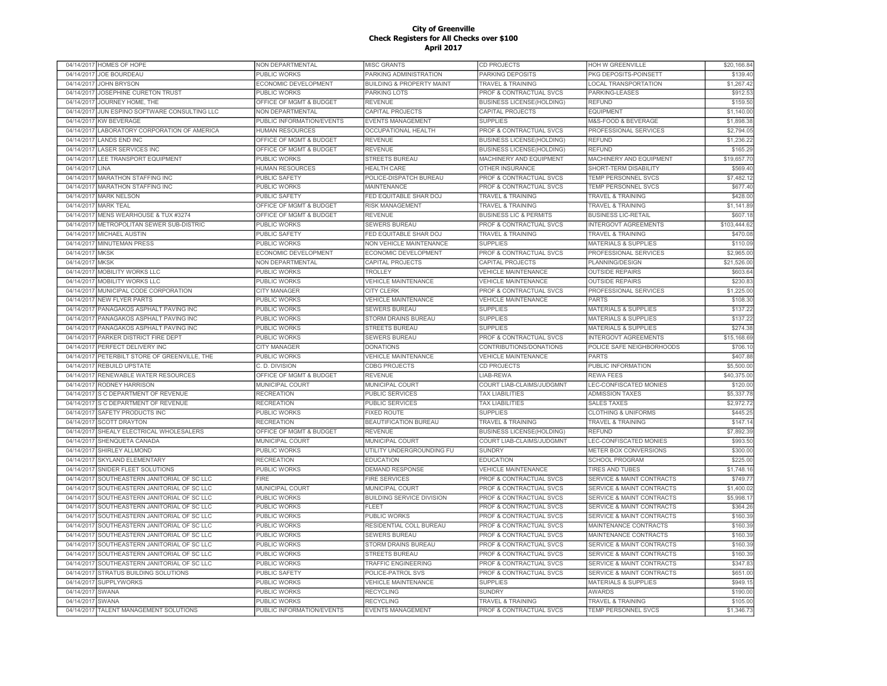# City of Greenville
## Check Registers for All Checks over $100
## April 2017

| | | | | | | |
|---|---|---|---|---|---|---|
| 04/14/2017 | HOMES OF HOPE | NON DEPARTMENTAL | MISC GRANTS | CD PROJECTS | HOH W GREENVILLE | $20,166.84 |
| 04/14/2017 | JOE BOURDEAU | PUBLIC WORKS | PARKING ADMINISTRATION | PARKING DEPOSITS | PKG DEPOSITS-POINSETT | $139.40 |
| 04/14/2017 | JOHN BRYSON | ECONOMIC DEVELOPMENT | BUILDING & PROPERTY MAINT | TRAVEL & TRAINING | LOCAL TRANSPORTATION | $1,267.42 |
| 04/14/2017 | JOSEPHINE CURETON TRUST | PUBLIC WORKS | PARKING LOTS | PROF & CONTRACTUAL SVCS | PARKING-LEASES | $912.53 |
| 04/14/2017 | JOURNEY HOME, THE | OFFICE OF MGMT & BUDGET | REVENUE | BUSINESS LICENSE(HOLDING) | REFUND | $159.50 |
| 04/14/2017 | JUN ESPINO SOFTWARE CONSULTING LLC | NON DEPARTMENTAL | CAPITAL PROJECTS | CAPITAL PROJECTS | EQUIPMENT | $1,140.00 |
| 04/14/2017 | KW BEVERAGE | PUBLIC INFORMATION/EVENTS | EVENTS MANAGEMENT | SUPPLIES | M&S-FOOD & BEVERAGE | $1,898.38 |
| 04/14/2017 | LABORATORY CORPORATION OF AMERICA | HUMAN RESOURCES | OCCUPATIONAL HEALTH | PROF & CONTRACTUAL SVCS | PROFESSIONAL SERVICES | $2,794.05 |
| 04/14/2017 | LANDS END INC | OFFICE OF MGMT & BUDGET | REVENUE | BUSINESS LICENSE(HOLDING) | REFUND | $1,236.22 |
| 04/14/2017 | LASER SERVICES INC | OFFICE OF MGMT & BUDGET | REVENUE | BUSINESS LICENSE(HOLDING) | REFUND | $165.29 |
| 04/14/2017 | LEE TRANSPORT EQUIPMENT | PUBLIC WORKS | STREETS BUREAU | MACHINERY AND EQUIPMENT | MACHINERY AND EQUIPMENT | $19,657.70 |
| 04/14/2017 | LINA | HUMAN RESOURCES | HEALTH CARE | OTHER INSURANCE | SHORT-TERM DISABILITY | $569.40 |
| 04/14/2017 | MARATHON STAFFING INC | PUBLIC SAFETY | POLICE-DISPATCH BUREAU | PROF & CONTRACTUAL SVCS | TEMP PERSONNEL SVCS | $7,482.12 |
| 04/14/2017 | MARATHON STAFFING INC | PUBLIC WORKS | MAINTENANCE | PROF & CONTRACTUAL SVCS | TEMP PERSONNEL SVCS | $677.40 |
| 04/14/2017 | MARK NELSON | PUBLIC SAFETY | FED EQUITABLE SHAR DOJ | TRAVEL & TRAINING | TRAVEL & TRAINING | $428.00 |
| 04/14/2017 | MARK TEAL | OFFICE OF MGMT & BUDGET | RISK MANAGEMENT | TRAVEL & TRAINING | TRAVEL & TRAINING | $1,141.89 |
| 04/14/2017 | MENS WEARHOUSE & TUX #3274 | OFFICE OF MGMT & BUDGET | REVENUE | BUSINESS LIC & PERMITS | BUSINESS LIC-RETAIL | $607.18 |
| 04/14/2017 | METROPOLITAN SEWER SUB-DISTRIC | PUBLIC WORKS | SEWERS BUREAU | PROF & CONTRACTUAL SVCS | INTERGOVT AGREEMENTS | $103,444.62 |
| 04/14/2017 | MICHAEL AUSTIN | PUBLIC SAFETY | FED EQUITABLE SHAR DOJ | TRAVEL & TRAINING | TRAVEL & TRAINING | $470.08 |
| 04/14/2017 | MINUTEMAN PRESS | PUBLIC WORKS | NON VEHICLE MAINTENANCE | SUPPLIES | MATERIALS & SUPPLIES | $110.09 |
| 04/14/2017 | MKSK | ECONOMIC DEVELOPMENT | ECONOMIC DEVELOPMENT | PROF & CONTRACTUAL SVCS | PROFESSIONAL SERVICES | $2,965.00 |
| 04/14/2017 | MKSK | NON DEPARTMENTAL | CAPITAL PROJECTS | CAPITAL PROJECTS | PLANNING/DESIGN | $21,526.00 |
| 04/14/2017 | MOBILITY WORKS LLC | PUBLIC WORKS | TROLLEY | VEHICLE MAINTENANCE | OUTSIDE REPAIRS | $603.64 |
| 04/14/2017 | MOBILITY WORKS LLC | PUBLIC WORKS | VEHICLE MAINTENANCE | VEHICLE MAINTENANCE | OUTSIDE REPAIRS | $230.83 |
| 04/14/2017 | MUNICIPAL CODE CORPORATION | CITY MANAGER | CITY CLERK | PROF & CONTRACTUAL SVCS | PROFESSIONAL SERVICES | $1,225.00 |
| 04/14/2017 | NEW FLYER PARTS | PUBLIC WORKS | VEHICLE MAINTENANCE | VEHICLE MAINTENANCE | PARTS | $108.30 |
| 04/14/2017 | PANAGAKOS ASPHALT PAVING INC | PUBLIC WORKS | SEWERS BUREAU | SUPPLIES | MATERIALS & SUPPLIES | $137.22 |
| 04/14/2017 | PANAGAKOS ASPHALT PAVING INC | PUBLIC WORKS | STORM DRAINS BUREAU | SUPPLIES | MATERIALS & SUPPLIES | $137.22 |
| 04/14/2017 | PANAGAKOS ASPHALT PAVING INC | PUBLIC WORKS | STREETS BUREAU | SUPPLIES | MATERIALS & SUPPLIES | $274.38 |
| 04/14/2017 | PARKER DISTRICT FIRE DEPT | PUBLIC WORKS | SEWERS BUREAU | PROF & CONTRACTUAL SVCS | INTERGOVT AGREEMENTS | $15,168.69 |
| 04/14/2017 | PERFECT DELIVERY INC | CITY MANAGER | DONATIONS | CONTRIBUTIONS/DONATIONS | POLICE SAFE NEIGHBORHOODS | $706.10 |
| 04/14/2017 | PETERBILT STORE OF GREENVILLE, THE | PUBLIC WORKS | VEHICLE MAINTENANCE | VEHICLE MAINTENANCE | PARTS | $407.88 |
| 04/14/2017 | REBUILD UPSTATE | C. D. DIVISION | CDBG PROJECTS | CD PROJECTS | PUBLIC INFORMATION | $5,500.00 |
| 04/14/2017 | RENEWABLE WATER RESOURCES | OFFICE OF MGMT & BUDGET | REVENUE | LIAB-REWA | REWA FEES | $40,375.00 |
| 04/14/2017 | RODNEY HARRISON | MUNICIPAL COURT | MUNICIPAL COURT | COURT LIAB-CLAIMS/JUDGMNT | LEC-CONFISCATED MONIES | $120.00 |
| 04/14/2017 | S C DEPARTMENT OF REVENUE | RECREATION | PUBLIC SERVICES | TAX LIABILITIES | ADMISSION TAXES | $5,337.78 |
| 04/14/2017 | S C DEPARTMENT OF REVENUE | RECREATION | PUBLIC SERVICES | TAX LIABILITIES | SALES TAXES | $2,972.72 |
| 04/14/2017 | SAFETY PRODUCTS INC | PUBLIC WORKS | FIXED ROUTE | SUPPLIES | CLOTHING & UNIFORMS | $445.25 |
| 04/14/2017 | SCOTT DRAYTON | RECREATION | BEAUTIFICATION BUREAU | TRAVEL & TRAINING | TRAVEL & TRAINING | $147.14 |
| 04/14/2017 | SHEALY ELECTRICAL WHOLESALERS | OFFICE OF MGMT & BUDGET | REVENUE | BUSINESS LICENSE(HOLDING) | REFUND | $7,892.39 |
| 04/14/2017 | SHENQUETA CANADA | MUNICIPAL COURT | MUNICIPAL COURT | COURT LIAB-CLAIMS/JUDGMNT | LEC-CONFISCATED MONIES | $993.50 |
| 04/14/2017 | SHIRLEY ALLMOND | PUBLIC WORKS | UTILITY UNDERGROUNDING FU | SUNDRY | METER BOX CONVERSIONS | $300.00 |
| 04/14/2017 | SKYLAND ELEMENTARY | RECREATION | EDUCATION | EDUCATION | SCHOOL PROGRAM | $225.00 |
| 04/14/2017 | SNIDER FLEET SOLUTIONS | PUBLIC WORKS | DEMAND RESPONSE | VEHICLE MAINTENANCE | TIRES AND TUBES | $1,748.16 |
| 04/14/2017 | SOUTHEASTERN JANITORIAL OF SC LLC | FIRE | FIRE SERVICES | PROF & CONTRACTUAL SVCS | SERVICE & MAINT CONTRACTS | $749.77 |
| 04/14/2017 | SOUTHEASTERN JANITORIAL OF SC LLC | MUNICIPAL COURT | MUNICIPAL COURT | PROF & CONTRACTUAL SVCS | SERVICE & MAINT CONTRACTS | $1,400.02 |
| 04/14/2017 | SOUTHEASTERN JANITORIAL OF SC LLC | PUBLIC WORKS | BUILDING SERVICE DIVISION | PROF & CONTRACTUAL SVCS | SERVICE & MAINT CONTRACTS | $5,998.17 |
| 04/14/2017 | SOUTHEASTERN JANITORIAL OF SC LLC | PUBLIC WORKS | FLEET | PROF & CONTRACTUAL SVCS | SERVICE & MAINT CONTRACTS | $364.26 |
| 04/14/2017 | SOUTHEASTERN JANITORIAL OF SC LLC | PUBLIC WORKS | PUBLIC WORKS | PROF & CONTRACTUAL SVCS | SERVICE & MAINT CONTRACTS | $160.39 |
| 04/14/2017 | SOUTHEASTERN JANITORIAL OF SC LLC | PUBLIC WORKS | RESIDENTIAL COLL BUREAU | PROF & CONTRACTUAL SVCS | MAINTENANCE CONTRACTS | $160.39 |
| 04/14/2017 | SOUTHEASTERN JANITORIAL OF SC LLC | PUBLIC WORKS | SEWERS BUREAU | PROF & CONTRACTUAL SVCS | MAINTENANCE CONTRACTS | $160.39 |
| 04/14/2017 | SOUTHEASTERN JANITORIAL OF SC LLC | PUBLIC WORKS | STORM DRAINS BUREAU | PROF & CONTRACTUAL SVCS | SERVICE & MAINT CONTRACTS | $160.39 |
| 04/14/2017 | SOUTHEASTERN JANITORIAL OF SC LLC | PUBLIC WORKS | STREETS BUREAU | PROF & CONTRACTUAL SVCS | SERVICE & MAINT CONTRACTS | $160.39 |
| 04/14/2017 | SOUTHEASTERN JANITORIAL OF SC LLC | PUBLIC WORKS | TRAFFIC ENGINEERING | PROF & CONTRACTUAL SVCS | SERVICE & MAINT CONTRACTS | $347.83 |
| 04/14/2017 | STRATUS BUILDING SOLUTIONS | PUBLIC SAFETY | POLICE-PATROL SVS | PROF & CONTRACTUAL SVCS | SERVICE & MAINT CONTRACTS | $651.00 |
| 04/14/2017 | SUPPLYWORKS | PUBLIC WORKS | VEHICLE MAINTENANCE | SUPPLIES | MATERIALS & SUPPLIES | $949.15 |
| 04/14/2017 | SWANA | PUBLIC WORKS | RECYCLING | SUNDRY | AWARDS | $190.00 |
| 04/14/2017 | SWANA | PUBLIC WORKS | RECYCLING | TRAVEL & TRAINING | TRAVEL & TRAINING | $105.00 |
| 04/14/2017 | TALENT MANAGEMENT SOLUTIONS | PUBLIC INFORMATION/EVENTS | EVENTS MANAGEMENT | PROF & CONTRACTUAL SVCS | TEMP PERSONNEL SVCS | $1,346.73 |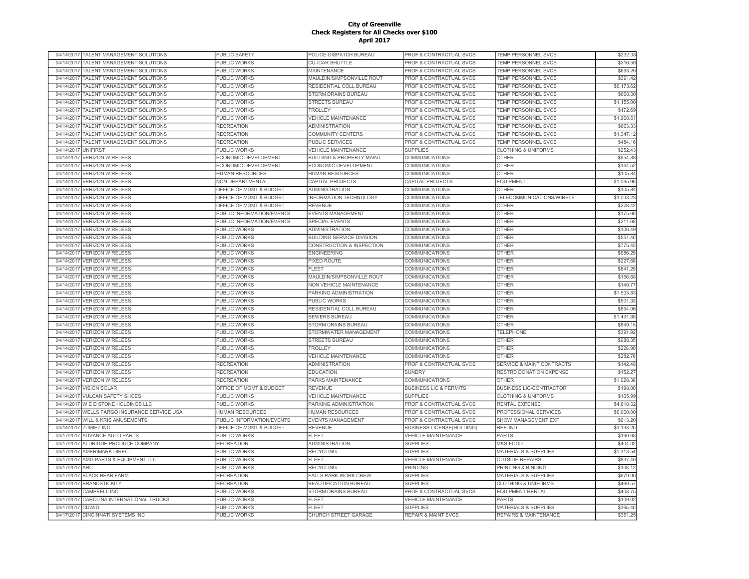# City of Greenville
## Check Registers for All Checks over $100
## April 2017

| | | | | | | |
|---|---|---|---|---|---|---|
| 04/14/2017 | TALENT MANAGEMENT SOLUTIONS | PUBLIC SAFETY | POLICE-DISPATCH BUREAU | PROF & CONTRACTUAL SVCS | TEMP PERSONNEL SVCS | $232.08 |
| 04/14/2017 | TALENT MANAGEMENT SOLUTIONS | PUBLIC WORKS | CU-ICAR SHUTTLE | PROF & CONTRACTUAL SVCS | TEMP PERSONNEL SVCS | $316.59 |
| 04/14/2017 | TALENT MANAGEMENT SOLUTIONS | PUBLIC WORKS | MAINTENANCE | PROF & CONTRACTUAL SVCS | TEMP PERSONNEL SVCS | $693.20 |
| 04/14/2017 | TALENT MANAGEMENT SOLUTIONS | PUBLIC WORKS | MAULDIN/SIMPSONVILLE ROUT | PROF & CONTRACTUAL SVCS | TEMP PERSONNEL SVCS | $391.42 |
| 04/14/2017 | TALENT MANAGEMENT SOLUTIONS | PUBLIC WORKS | RESIDENTIAL COLL BUREAU | PROF & CONTRACTUAL SVCS | TEMP PERSONNEL SVCS | $6,173.62 |
| 04/14/2017 | TALENT MANAGEMENT SOLUTIONS | PUBLIC WORKS | STORM DRAINS BUREAU | PROF & CONTRACTUAL SVCS | TEMP PERSONNEL SVCS | $660.00 |
| 04/14/2017 | TALENT MANAGEMENT SOLUTIONS | PUBLIC WORKS | STREETS BUREAU | PROF & CONTRACTUAL SVCS | TEMP PERSONNEL SVCS | $1,155.00 |
| 04/14/2017 | TALENT MANAGEMENT SOLUTIONS | PUBLIC WORKS | TROLLEY | PROF & CONTRACTUAL SVCS | TEMP PERSONNEL SVCS | $172.69 |
| 04/14/2017 | TALENT MANAGEMENT SOLUTIONS | PUBLIC WORKS | VEHICLE MAINTENANCE | PROF & CONTRACTUAL SVCS | TEMP PERSONNEL SVCS | $1,968.61 |
| 04/14/2017 | TALENT MANAGEMENT SOLUTIONS | RECREATION | ADMINISTRATION | PROF & CONTRACTUAL SVCS | TEMP PERSONNEL SVCS | $663.33 |
| 04/14/2017 | TALENT MANAGEMENT SOLUTIONS | RECREATION | COMMUNITY CENTERS | PROF & CONTRACTUAL SVCS | TEMP PERSONNEL SVCS | $1,347.12 |
| 04/14/2017 | TALENT MANAGEMENT SOLUTIONS | RECREATION | PUBLIC SERVICES | PROF & CONTRACTUAL SVCS | TEMP PERSONNEL SVCS | $484.16 |
| 04/14/2017 | UNIFIRST | PUBLIC WORKS | VEHICLE MAINTENANCE | SUPPLIES | CLOTHING & UNIFORMS | $252.43 |
| 04/14/2017 | VERIZON WIRELESS | ECONOMIC DEVELOPMENT | BUILDING & PROPERTY MAINT | COMMUNICATIONS | OTHER | $654.88 |
| 04/14/2017 | VERIZON WIRELESS | ECONOMIC DEVELOPMENT | ECONOMIC DEVELOPMENT | COMMUNICATIONS | OTHER | $144.52 |
| 04/14/2017 | VERIZON WIRELESS | HUMAN RESOURCES | HUMAN RESOURCES | COMMUNICATIONS | OTHER | $105.84 |
| 04/14/2017 | VERIZON WIRELESS | NON DEPARTMENTAL | CAPITAL PROJECTS | CAPITAL PROJECTS | EQUIPMENT | $1,065.96 |
| 04/14/2017 | VERIZON WIRELESS | OFFICE OF MGMT & BUDGET | ADMINISTRATION | COMMUNICATIONS | OTHER | $105.84 |
| 04/14/2017 | VERIZON WIRELESS | OFFICE OF MGMT & BUDGET | INFORMATION TECHNOLOGY | COMMUNICATIONS | TELECOMMUNICATIONS/WIRELE | $1,003.23 |
| 04/14/2017 | VERIZON WIRELESS | OFFICE OF MGMT & BUDGET | REVENUE | COMMUNICATIONS | OTHER | $228.42 |
| 04/14/2017 | VERIZON WIRELESS | PUBLIC INFORMATION/EVENTS | EVENTS MANAGEMENT | COMMUNICATIONS | OTHER | $175.60 |
| 04/14/2017 | VERIZON WIRELESS | PUBLIC INFORMATION/EVENTS | SPECIAL EVENTS | COMMUNICATIONS | OTHER | $211.68 |
| 04/14/2017 | VERIZON WIRELESS | PUBLIC WORKS | ADMINISTRATION | COMMUNICATIONS | OTHER | $106.49 |
| 04/14/2017 | VERIZON WIRELESS | PUBLIC WORKS | BUILDING SERVICE DIVISION | COMMUNICATIONS | OTHER | $551.40 |
| 04/14/2017 | VERIZON WIRELESS | PUBLIC WORKS | CONSTRUCTION & INSPECTION | COMMUNICATIONS | OTHER | $775.45 |
| 04/14/2017 | VERIZON WIRELESS | PUBLIC WORKS | ENGINEERING | COMMUNICATIONS | OTHER | $686.29 |
| 04/14/2017 | VERIZON WIRELESS | PUBLIC WORKS | FIXED ROUTE | COMMUNICATIONS | OTHER | $227.68 |
| 04/14/2017 | VERIZON WIRELESS | PUBLIC WORKS | FLEET | COMMUNICATIONS | OTHER | $841.29 |
| 04/14/2017 | VERIZON WIRELESS | PUBLIC WORKS | MAULDIN/SIMPSONVILLE ROUT | COMMUNICATIONS | OTHER | $156.68 |
| 04/14/2017 | VERIZON WIRELESS | PUBLIC WORKS | NON VEHICLE MAINTENANCE | COMMUNICATIONS | OTHER | $140.77 |
| 04/14/2017 | VERIZON WIRELESS | PUBLIC WORKS | PARKING ADMINISTRATION | COMMUNICATIONS | OTHER | $1,503.83 |
| 04/14/2017 | VERIZON WIRELESS | PUBLIC WORKS | PUBLIC WORKS | COMMUNICATIONS | OTHER | $501.33 |
| 04/14/2017 | VERIZON WIRELESS | PUBLIC WORKS | RESIDENTIAL COLL BUREAU | COMMUNICATIONS | OTHER | $854.06 |
| 04/14/2017 | VERIZON WIRELESS | PUBLIC WORKS | SEWERS BUREAU | COMMUNICATIONS | OTHER | $1,431.89 |
| 04/14/2017 | VERIZON WIRELESS | PUBLIC WORKS | STORM DRAINS BUREAU | COMMUNICATIONS | OTHER | $849.15 |
| 04/14/2017 | VERIZON WIRELESS | PUBLIC WORKS | STORMWATER MANAGEMENT | COMMUNICATIONS | TELEPHONE | $391.92 |
| 04/14/2017 | VERIZON WIRELESS | PUBLIC WORKS | STREETS BUREAU | COMMUNICATIONS | OTHER | $988.35 |
| 04/14/2017 | VERIZON WIRELESS | PUBLIC WORKS | TROLLEY | COMMUNICATIONS | OTHER | $228.90 |
| 04/14/2017 | VERIZON WIRELESS | PUBLIC WORKS | VEHICLE MAINTENANCE | COMMUNICATIONS | OTHER | $282.76 |
| 04/14/2017 | VERIZON WIRELESS | RECREATION | ADMINISTRATION | PROF & CONTRACTUAL SVCS | SERVICE & MAINT CONTRACTS | $142.48 |
| 04/14/2017 | VERIZON WIRELESS | RECREATION | EDUCATION | SUNDRY | RESTRD DONATION EXPENSE | $152.27 |
| 04/14/2017 | VERIZON WIRELESS | RECREATION | PARKS MAINTENANCE | COMMUNICATIONS | OTHER | $1,928.38 |
| 04/14/2017 | VISION SOLAR | OFFICE OF MGMT & BUDGET | REVENUE | BUSINESS LIC & PERMITS | BUSINESS LIC-CONTRACTOR | $198.00 |
| 04/14/2017 | VULCAN SAFETY SHOES | PUBLIC WORKS | VEHICLE MAINTENANCE | SUPPLIES | CLOTHING & UNIFORMS | $105.99 |
| 04/14/2017 | W E D STONE HOLDINGS LLC | PUBLIC WORKS | PARKING ADMINISTRATION | PROF & CONTRACTUAL SVCS | RENTAL EXPENSE | $4,618.02 |
| 04/14/2017 | WELLS FARGO INSURANCE SERVICE USA | HUMAN RESOURCES | HUMAN RESOURCES | PROF & CONTRACTUAL SVCS | PROFESSIONAL SERVICES | $6,000.00 |
| 04/14/2017 | WILL & KRIS AMUSEMENTS | PUBLIC INFORMATION/EVENTS | EVENTS MANAGEMENT | PROF & CONTRACTUAL SVCS | SHOW MANAGEMENT EXP | $613.20 |
| 04/14/2017 | ZUMIEZ INC | OFFICE OF MGMT & BUDGET | REVENUE | BUSINESS LICENSE(HOLDING) | REFUND | $3,138.20 |
| 04/17/2017 | ADVANCE AUTO PARTS | PUBLIC WORKS | FLEET | VEHICLE MAINTENANCE | PARTS | $190.68 |
| 04/17/2017 | ALDRIDGE PRODUCE COMPANY | RECREATION | ADMINISTRATION | SUPPLIES | M&S-FOOD | $404.02 |
| 04/17/2017 | AMERIMARK DIRECT | PUBLIC WORKS | RECYCLING | SUPPLIES | MATERIALS & SUPPLIES | $1,313.54 |
| 04/17/2017 | AMG PARTS & EQUIPMENT LLC | PUBLIC WORKS | FLEET | VEHICLE MAINTENANCE | OUTSIDE REPAIRS | $837.40 |
| 04/17/2017 | ARC | PUBLIC WORKS | RECYCLING | PRINTING | PRINTING & BINDING | $108.12 |
| 04/17/2017 | BLACK BEAR FARM | RECREATION | FALLS PARK WORK CREW | SUPPLIES | MATERIALS & SUPPLIES | $670.00 |
| 04/17/2017 | BRANDSTICKITY | RECREATION | BEAUTIFICATION BUREAU | SUPPLIES | CLOTHING & UNIFORMS | $460.57 |
| 04/17/2017 | CAMPBELL INC | PUBLIC WORKS | STORM DRAINS BUREAU | PROF & CONTRACTUAL SVCS | EQUIPMENT RENTAL | $408.75 |
| 04/17/2017 | CAROLINA INTERNATIONAL TRUCKS | PUBLIC WORKS | FLEET | VEHICLE MAINTENANCE | PARTS | $109.02 |
| 04/17/2017 | CDW/G | PUBLIC WORKS | FLEET | SUPPLIES | MATERIALS & SUPPLIES | $365.40 |
| 04/17/2017 | CINCINNATI SYSTEMS INC | PUBLIC WORKS | CHURCH STREET GARAGE | REPAIR & MAINT SVCS | REPAIRS & MAINTENANCE | $351.25 |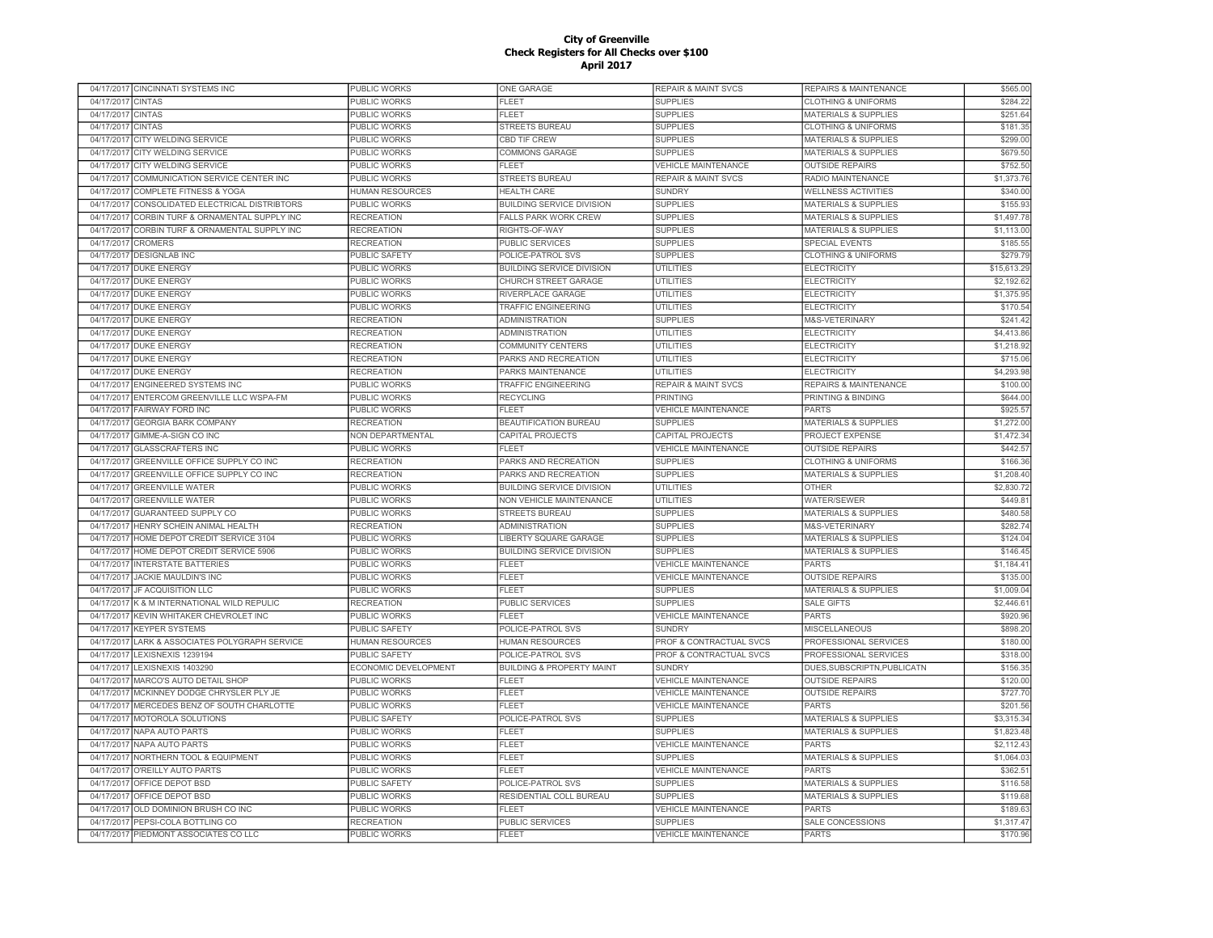**City of Greenville**
**Check Registers for All Checks over $100**
**April 2017**

| | | | | | | |
|---|---|---|---|---|---|---|
| 04/17/2017 | CINCINNATI SYSTEMS INC | PUBLIC WORKS | ONE GARAGE | REPAIR & MAINT SVCS | REPAIRS & MAINTENANCE | $565.00 |
| 04/17/2017 | CINTAS | PUBLIC WORKS | FLEET | SUPPLIES | CLOTHING & UNIFORMS | $284.22 |
| 04/17/2017 | CINTAS | PUBLIC WORKS | FLEET | SUPPLIES | MATERIALS & SUPPLIES | $251.64 |
| 04/17/2017 | CINTAS | PUBLIC WORKS | STREETS BUREAU | SUPPLIES | CLOTHING & UNIFORMS | $181.35 |
| 04/17/2017 | CITY WELDING SERVICE | PUBLIC WORKS | CBD TIF CREW | SUPPLIES | MATERIALS & SUPPLIES | $299.00 |
| 04/17/2017 | CITY WELDING SERVICE | PUBLIC WORKS | COMMONS GARAGE | SUPPLIES | MATERIALS & SUPPLIES | $679.50 |
| 04/17/2017 | CITY WELDING SERVICE | PUBLIC WORKS | FLEET | VEHICLE MAINTENANCE | OUTSIDE REPAIRS | $752.50 |
| 04/17/2017 | COMMUNICATION SERVICE CENTER INC | PUBLIC WORKS | STREETS BUREAU | REPAIR & MAINT SVCS | RADIO MAINTENANCE | $1,373.76 |
| 04/17/2017 | COMPLETE FITNESS & YOGA | HUMAN RESOURCES | HEALTH CARE | SUNDRY | WELLNESS ACTIVITIES | $340.00 |
| 04/17/2017 | CONSOLIDATED ELECTRICAL DISTRIBTORS | PUBLIC WORKS | BUILDING SERVICE DIVISION | SUPPLIES | MATERIALS & SUPPLIES | $155.93 |
| 04/17/2017 | CORBIN TURF & ORNAMENTAL SUPPLY INC | RECREATION | FALLS PARK WORK CREW | SUPPLIES | MATERIALS & SUPPLIES | $1,497.78 |
| 04/17/2017 | CORBIN TURF & ORNAMENTAL SUPPLY INC | RECREATION | RIGHTS-OF-WAY | SUPPLIES | MATERIALS & SUPPLIES | $1,113.00 |
| 04/17/2017 | CROMERS | RECREATION | PUBLIC SERVICES | SUPPLIES | SPECIAL EVENTS | $185.55 |
| 04/17/2017 | DESIGNLAB INC | PUBLIC SAFETY | POLICE-PATROL SVS | SUPPLIES | CLOTHING & UNIFORMS | $279.79 |
| 04/17/2017 | DUKE ENERGY | PUBLIC WORKS | BUILDING SERVICE DIVISION | UTILITIES | ELECTRICITY | $15,613.29 |
| 04/17/2017 | DUKE ENERGY | PUBLIC WORKS | CHURCH STREET GARAGE | UTILITIES | ELECTRICITY | $2,192.62 |
| 04/17/2017 | DUKE ENERGY | PUBLIC WORKS | RIVERPLACE GARAGE | UTILITIES | ELECTRICITY | $1,375.95 |
| 04/17/2017 | DUKE ENERGY | PUBLIC WORKS | TRAFFIC ENGINEERING | UTILITIES | ELECTRICITY | $170.54 |
| 04/17/2017 | DUKE ENERGY | RECREATION | ADMINISTRATION | SUPPLIES | M&S-VETERINARY | $241.42 |
| 04/17/2017 | DUKE ENERGY | RECREATION | ADMINISTRATION | UTILITIES | ELECTRICITY | $4,413.86 |
| 04/17/2017 | DUKE ENERGY | RECREATION | COMMUNITY CENTERS | UTILITIES | ELECTRICITY | $1,218.92 |
| 04/17/2017 | DUKE ENERGY | RECREATION | PARKS AND RECREATION | UTILITIES | ELECTRICITY | $715.06 |
| 04/17/2017 | DUKE ENERGY | RECREATION | PARKS MAINTENANCE | UTILITIES | ELECTRICITY | $4,293.98 |
| 04/17/2017 | ENGINEERED SYSTEMS INC | PUBLIC WORKS | TRAFFIC ENGINEERING | REPAIR & MAINT SVCS | REPAIRS & MAINTENANCE | $100.00 |
| 04/17/2017 | ENTERCOM GREENVILLE LLC WSPA-FM | PUBLIC WORKS | RECYCLING | PRINTING | PRINTING & BINDING | $644.00 |
| 04/17/2017 | FAIRWAY FORD INC | PUBLIC WORKS | FLEET | VEHICLE MAINTENANCE | PARTS | $925.57 |
| 04/17/2017 | GEORGIA BARK COMPANY | RECREATION | BEAUTIFICATION BUREAU | SUPPLIES | MATERIALS & SUPPLIES | $1,272.00 |
| 04/17/2017 | GIMME-A-SIGN CO INC | NON DEPARTMENTAL | CAPITAL PROJECTS | CAPITAL PROJECTS | PROJECT EXPENSE | $1,472.34 |
| 04/17/2017 | GLASSCRAFTERS INC | PUBLIC WORKS | FLEET | VEHICLE MAINTENANCE | OUTSIDE REPAIRS | $442.57 |
| 04/17/2017 | GREENVILLE OFFICE SUPPLY CO INC | RECREATION | PARKS AND RECREATION | SUPPLIES | CLOTHING & UNIFORMS | $166.36 |
| 04/17/2017 | GREENVILLE OFFICE SUPPLY CO INC | RECREATION | PARKS AND RECREATION | SUPPLIES | MATERIALS & SUPPLIES | $1,208.40 |
| 04/17/2017 | GREENVILLE WATER | PUBLIC WORKS | BUILDING SERVICE DIVISION | UTILITIES | OTHER | $2,830.72 |
| 04/17/2017 | GREENVILLE WATER | PUBLIC WORKS | NON VEHICLE MAINTENANCE | UTILITIES | WATER/SEWER | $449.81 |
| 04/17/2017 | GUARANTEED SUPPLY CO | PUBLIC WORKS | STREETS BUREAU | SUPPLIES | MATERIALS & SUPPLIES | $480.58 |
| 04/17/2017 | HENRY SCHEIN ANIMAL HEALTH | RECREATION | ADMINISTRATION | SUPPLIES | M&S-VETERINARY | $282.74 |
| 04/17/2017 | HOME DEPOT CREDIT SERVICE 3104 | PUBLIC WORKS | LIBERTY SQUARE GARAGE | SUPPLIES | MATERIALS & SUPPLIES | $124.04 |
| 04/17/2017 | HOME DEPOT CREDIT SERVICE 5906 | PUBLIC WORKS | BUILDING SERVICE DIVISION | SUPPLIES | MATERIALS & SUPPLIES | $146.45 |
| 04/17/2017 | INTERSTATE BATTERIES | PUBLIC WORKS | FLEET | VEHICLE MAINTENANCE | PARTS | $1,184.41 |
| 04/17/2017 | JACKIE MAULDIN'S INC | PUBLIC WORKS | FLEET | VEHICLE MAINTENANCE | OUTSIDE REPAIRS | $135.00 |
| 04/17/2017 | JF ACQUISITION LLC | PUBLIC WORKS | FLEET | SUPPLIES | MATERIALS & SUPPLIES | $1,009.04 |
| 04/17/2017 | K & M INTERNATIONAL WILD REPULIC | RECREATION | PUBLIC SERVICES | SUPPLIES | SALE GIFTS | $2,446.61 |
| 04/17/2017 | KEVIN WHITAKER CHEVROLET INC | PUBLIC WORKS | FLEET | VEHICLE MAINTENANCE | PARTS | $920.96 |
| 04/17/2017 | KEYPER SYSTEMS | PUBLIC SAFETY | POLICE-PATROL SVS | SUNDRY | MISCELLANEOUS | $898.20 |
| 04/17/2017 | LARK & ASSOCIATES POLYGRAPH SERVICE | HUMAN RESOURCES | HUMAN RESOURCES | PROF & CONTRACTUAL SVCS | PROFESSIONAL SERVICES | $180.00 |
| 04/17/2017 | LEXISNEXIS 1239194 | PUBLIC SAFETY | POLICE-PATROL SVS | PROF & CONTRACTUAL SVCS | PROFESSIONAL SERVICES | $318.00 |
| 04/17/2017 | LEXISNEXIS 1403290 | ECONOMIC DEVELOPMENT | BUILDING & PROPERTY MAINT | SUNDRY | DUES,SUBSCRIPTN,PUBLICATN | $156.35 |
| 04/17/2017 | MARCO'S AUTO DETAIL SHOP | PUBLIC WORKS | FLEET | VEHICLE MAINTENANCE | OUTSIDE REPAIRS | $120.00 |
| 04/17/2017 | MCKINNEY DODGE CHRYSLER PLY JE | PUBLIC WORKS | FLEET | VEHICLE MAINTENANCE | OUTSIDE REPAIRS | $727.70 |
| 04/17/2017 | MERCEDES BENZ OF SOUTH CHARLOTTE | PUBLIC WORKS | FLEET | VEHICLE MAINTENANCE | PARTS | $201.56 |
| 04/17/2017 | MOTOROLA SOLUTIONS | PUBLIC SAFETY | POLICE-PATROL SVS | SUPPLIES | MATERIALS & SUPPLIES | $3,315.34 |
| 04/17/2017 | NAPA AUTO PARTS | PUBLIC WORKS | FLEET | SUPPLIES | MATERIALS & SUPPLIES | $1,823.48 |
| 04/17/2017 | NAPA AUTO PARTS | PUBLIC WORKS | FLEET | VEHICLE MAINTENANCE | PARTS | $2,112.43 |
| 04/17/2017 | NORTHERN TOOL & EQUIPMENT | PUBLIC WORKS | FLEET | SUPPLIES | MATERIALS & SUPPLIES | $1,064.03 |
| 04/17/2017 | O'REILLY AUTO PARTS | PUBLIC WORKS | FLEET | VEHICLE MAINTENANCE | PARTS | $362.51 |
| 04/17/2017 | OFFICE DEPOT BSD | PUBLIC SAFETY | POLICE-PATROL SVS | SUPPLIES | MATERIALS & SUPPLIES | $116.58 |
| 04/17/2017 | OFFICE DEPOT BSD | PUBLIC WORKS | RESIDENTIAL COLL BUREAU | SUPPLIES | MATERIALS & SUPPLIES | $119.68 |
| 04/17/2017 | OLD DOMINION BRUSH CO INC | PUBLIC WORKS | FLEET | VEHICLE MAINTENANCE | PARTS | $189.63 |
| 04/17/2017 | PEPSI-COLA BOTTLING CO | RECREATION | PUBLIC SERVICES | SUPPLIES | SALE CONCESSIONS | $1,317.47 |
| 04/17/2017 | PIEDMONT ASSOCIATES CO LLC | PUBLIC WORKS | FLEET | VEHICLE MAINTENANCE | PARTS | $170.96 |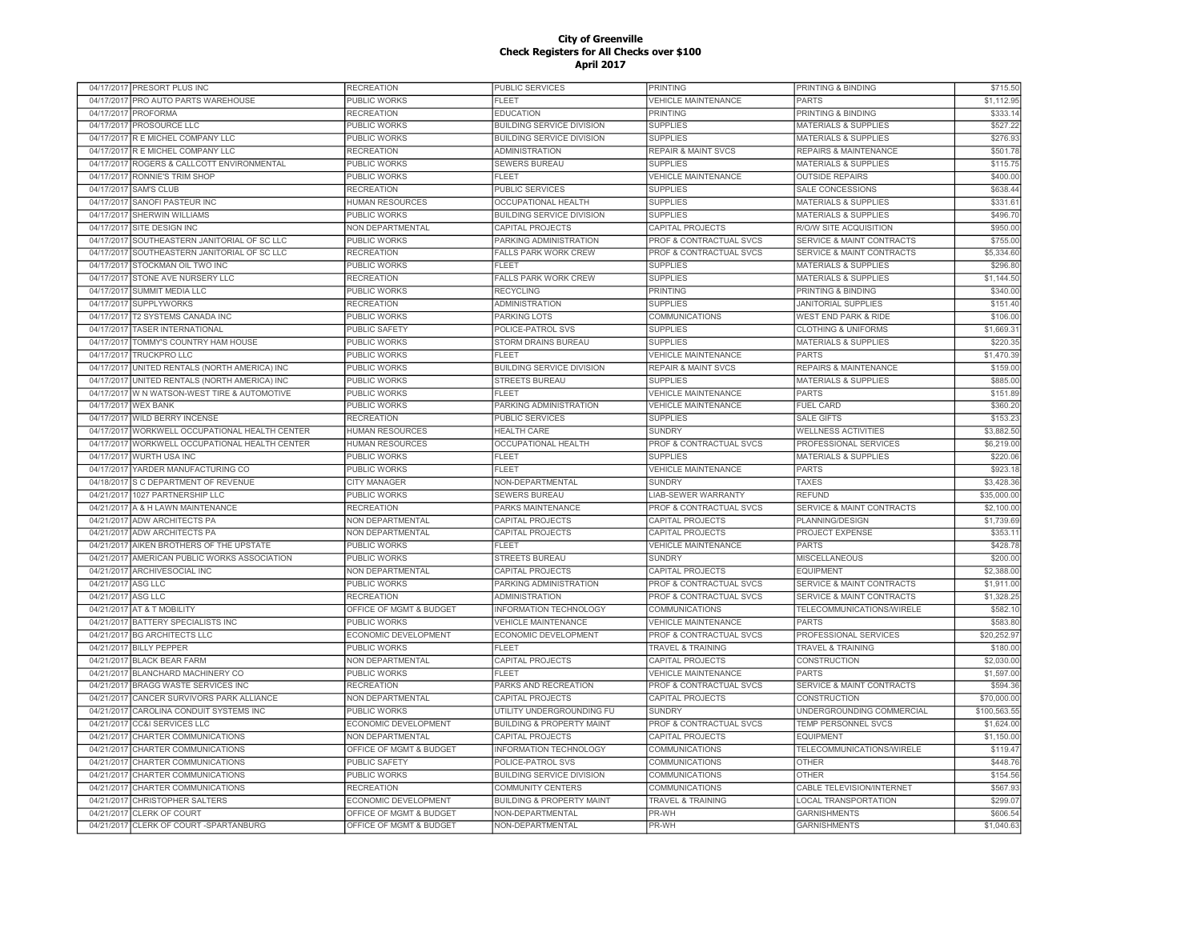# City of Greenville
## Check Registers for All Checks over $100
### April 2017

| | | | | | | |
|---|---|---|---|---|---|---|
| 04/17/2017 | PRESORT PLUS INC | RECREATION | PUBLIC SERVICES | PRINTING | PRINTING & BINDING | $715.50 |
| 04/17/2017 | PRO AUTO PARTS WAREHOUSE | PUBLIC WORKS | FLEET | VEHICLE MAINTENANCE | PARTS | $1,112.95 |
| 04/17/2017 | PROFORMA | RECREATION | EDUCATION | PRINTING | PRINTING & BINDING | $333.14 |
| 04/17/2017 | PROSOURCE LLC | PUBLIC WORKS | BUILDING SERVICE DIVISION | SUPPLIES | MATERIALS & SUPPLIES | $527.22 |
| 04/17/2017 | R E MICHEL COMPANY LLC | PUBLIC WORKS | BUILDING SERVICE DIVISION | SUPPLIES | MATERIALS & SUPPLIES | $276.93 |
| 04/17/2017 | R E MICHEL COMPANY LLC | RECREATION | ADMINISTRATION | REPAIR & MAINT SVCS | REPAIRS & MAINTENANCE | $501.78 |
| 04/17/2017 | ROGERS & CALLCOTT ENVIRONMENTAL | PUBLIC WORKS | SEWERS BUREAU | SUPPLIES | MATERIALS & SUPPLIES | $115.75 |
| 04/17/2017 | RONNIE'S TRIM SHOP | PUBLIC WORKS | FLEET | VEHICLE MAINTENANCE | OUTSIDE REPAIRS | $400.00 |
| 04/17/2017 | SAM'S CLUB | RECREATION | PUBLIC SERVICES | SUPPLIES | SALE CONCESSIONS | $638.44 |
| 04/17/2017 | SANOFI PASTEUR INC | HUMAN RESOURCES | OCCUPATIONAL HEALTH | SUPPLIES | MATERIALS & SUPPLIES | $331.61 |
| 04/17/2017 | SHERWIN WILLIAMS | PUBLIC WORKS | BUILDING SERVICE DIVISION | SUPPLIES | MATERIALS & SUPPLIES | $496.70 |
| 04/17/2017 | SITE DESIGN INC | NON DEPARTMENTAL | CAPITAL PROJECTS | CAPITAL PROJECTS | R/O/W SITE ACQUISITION | $950.00 |
| 04/17/2017 | SOUTHEASTERN JANITORIAL OF SC LLC | PUBLIC WORKS | PARKING ADMINISTRATION | PROF & CONTRACTUAL SVCS | SERVICE & MAINT CONTRACTS | $755.00 |
| 04/17/2017 | SOUTHEASTERN JANITORIAL OF SC LLC | RECREATION | FALLS PARK WORK CREW | PROF & CONTRACTUAL SVCS | SERVICE & MAINT CONTRACTS | $5,334.60 |
| 04/17/2017 | STOCKMAN OIL TWO INC | PUBLIC WORKS | FLEET | SUPPLIES | MATERIALS & SUPPLIES | $296.80 |
| 04/17/2017 | STONE AVE NURSERY LLC | RECREATION | FALLS PARK WORK CREW | SUPPLIES | MATERIALS & SUPPLIES | $1,144.50 |
| 04/17/2017 | SUMMIT MEDIA LLC | PUBLIC WORKS | RECYCLING | PRINTING | PRINTING & BINDING | $340.00 |
| 04/17/2017 | SUPPLYWORKS | RECREATION | ADMINISTRATION | SUPPLIES | JANITORIAL SUPPLIES | $151.40 |
| 04/17/2017 | T2 SYSTEMS CANADA INC | PUBLIC WORKS | PARKING LOTS | COMMUNICATIONS | WEST END PARK & RIDE | $106.00 |
| 04/17/2017 | TASER INTERNATIONAL | PUBLIC SAFETY | POLICE-PATROL SVS | SUPPLIES | CLOTHING & UNIFORMS | $1,669.31 |
| 04/17/2017 | TOMMY'S COUNTRY HAM HOUSE | PUBLIC WORKS | STORM DRAINS BUREAU | SUPPLIES | MATERIALS & SUPPLIES | $220.35 |
| 04/17/2017 | TRUCKPRO LLC | PUBLIC WORKS | FLEET | VEHICLE MAINTENANCE | PARTS | $1,470.39 |
| 04/17/2017 | UNITED RENTALS (NORTH AMERICA) INC | PUBLIC WORKS | BUILDING SERVICE DIVISION | REPAIR & MAINT SVCS | REPAIRS & MAINTENANCE | $159.00 |
| 04/17/2017 | UNITED RENTALS (NORTH AMERICA) INC | PUBLIC WORKS | STREETS BUREAU | SUPPLIES | MATERIALS & SUPPLIES | $885.00 |
| 04/17/2017 | W N WATSON-WEST TIRE & AUTOMOTIVE | PUBLIC WORKS | FLEET | VEHICLE MAINTENANCE | PARTS | $151.89 |
| 04/17/2017 | WEX BANK | PUBLIC WORKS | PARKING ADMINISTRATION | VEHICLE MAINTENANCE | FUEL CARD | $360.20 |
| 04/17/2017 | WILD BERRY INCENSE | RECREATION | PUBLIC SERVICES | SUPPLIES | SALE GIFTS | $153.23 |
| 04/17/2017 | WORKWELL OCCUPATIONAL HEALTH CENTER | HUMAN RESOURCES | HEALTH CARE | SUNDRY | WELLNESS ACTIVITIES | $3,882.50 |
| 04/17/2017 | WORKWELL OCCUPATIONAL HEALTH CENTER | HUMAN RESOURCES | OCCUPATIONAL HEALTH | PROF & CONTRACTUAL SVCS | PROFESSIONAL SERVICES | $6,219.00 |
| 04/17/2017 | WURTH USA INC | PUBLIC WORKS | FLEET | SUPPLIES | MATERIALS & SUPPLIES | $220.06 |
| 04/17/2017 | YARDER MANUFACTURING CO | PUBLIC WORKS | FLEET | VEHICLE MAINTENANCE | PARTS | $923.18 |
| 04/18/2017 | S C DEPARTMENT OF REVENUE | CITY MANAGER | NON-DEPARTMENTAL | SUNDRY | TAXES | $3,428.36 |
| 04/21/2017 | 1027 PARTNERSHIP LLC | PUBLIC WORKS | SEWERS BUREAU | LIAB-SEWER WARRANTY | REFUND | $35,000.00 |
| 04/21/2017 | A & H LAWN MAINTENANCE | RECREATION | PARKS MAINTENANCE | PROF & CONTRACTUAL SVCS | SERVICE & MAINT CONTRACTS | $2,100.00 |
| 04/21/2017 | ADW ARCHITECTS PA | NON DEPARTMENTAL | CAPITAL PROJECTS | CAPITAL PROJECTS | PLANNING/DESIGN | $1,739.69 |
| 04/21/2017 | ADW ARCHITECTS PA | NON DEPARTMENTAL | CAPITAL PROJECTS | CAPITAL PROJECTS | PROJECT EXPENSE | $353.11 |
| 04/21/2017 | AIKEN BROTHERS OF THE UPSTATE | PUBLIC WORKS | FLEET | VEHICLE MAINTENANCE | PARTS | $428.78 |
| 04/21/2017 | AMERICAN PUBLIC WORKS ASSOCIATION | PUBLIC WORKS | STREETS BUREAU | SUNDRY | MISCELLANEOUS | $200.00 |
| 04/21/2017 | ARCHIVESOCIAL INC | NON DEPARTMENTAL | CAPITAL PROJECTS | CAPITAL PROJECTS | EQUIPMENT | $2,388.00 |
| 04/21/2017 | ASG LLC | PUBLIC WORKS | PARKING ADMINISTRATION | PROF & CONTRACTUAL SVCS | SERVICE & MAINT CONTRACTS | $1,911.00 |
| 04/21/2017 | ASG LLC | RECREATION | ADMINISTRATION | PROF & CONTRACTUAL SVCS | SERVICE & MAINT CONTRACTS | $1,328.25 |
| 04/21/2017 | AT & T MOBILITY | OFFICE OF MGMT & BUDGET | INFORMATION TECHNOLOGY | COMMUNICATIONS | TELECOMMUNICATIONS/WIRELE | $582.10 |
| 04/21/2017 | BATTERY SPECIALISTS INC | PUBLIC WORKS | VEHICLE MAINTENANCE | VEHICLE MAINTENANCE | PARTS | $583.80 |
| 04/21/2017 | BG ARCHITECTS LLC | ECONOMIC DEVELOPMENT | ECONOMIC DEVELOPMENT | PROF & CONTRACTUAL SVCS | PROFESSIONAL SERVICES | $20,252.97 |
| 04/21/2017 | BILLY PEPPER | PUBLIC WORKS | FLEET | TRAVEL & TRAINING | TRAVEL & TRAINING | $180.00 |
| 04/21/2017 | BLACK BEAR FARM | NON DEPARTMENTAL | CAPITAL PROJECTS | CAPITAL PROJECTS | CONSTRUCTION | $2,030.00 |
| 04/21/2017 | BLANCHARD MACHINERY CO | PUBLIC WORKS | FLEET | VEHICLE MAINTENANCE | PARTS | $1,597.00 |
| 04/21/2017 | BRAGG WASTE SERVICES INC | RECREATION | PARKS AND RECREATION | PROF & CONTRACTUAL SVCS | SERVICE & MAINT CONTRACTS | $594.36 |
| 04/21/2017 | CANCER SURVIVORS PARK ALLIANCE | NON DEPARTMENTAL | CAPITAL PROJECTS | CAPITAL PROJECTS | CONSTRUCTION | $70,000.00 |
| 04/21/2017 | CAROLINA CONDUIT SYSTEMS INC | PUBLIC WORKS | UTILITY UNDERGROUNDING FU | SUNDRY | UNDERGROUNDING COMMERCIAL | $100,563.55 |
| 04/21/2017 | CC&I SERVICES LLC | ECONOMIC DEVELOPMENT | BUILDING & PROPERTY MAINT | PROF & CONTRACTUAL SVCS | TEMP PERSONNEL SVCS | $1,624.00 |
| 04/21/2017 | CHARTER COMMUNICATIONS | NON DEPARTMENTAL | CAPITAL PROJECTS | CAPITAL PROJECTS | EQUIPMENT | $1,150.00 |
| 04/21/2017 | CHARTER COMMUNICATIONS | OFFICE OF MGMT & BUDGET | INFORMATION TECHNOLOGY | COMMUNICATIONS | TELECOMMUNICATIONS/WIRELE | $119.47 |
| 04/21/2017 | CHARTER COMMUNICATIONS | PUBLIC SAFETY | POLICE-PATROL SVS | COMMUNICATIONS | OTHER | $448.76 |
| 04/21/2017 | CHARTER COMMUNICATIONS | PUBLIC WORKS | BUILDING SERVICE DIVISION | COMMUNICATIONS | OTHER | $154.56 |
| 04/21/2017 | CHARTER COMMUNICATIONS | RECREATION | COMMUNITY CENTERS | COMMUNICATIONS | CABLE TELEVISION/INTERNET | $567.93 |
| 04/21/2017 | CHRISTOPHER SALTERS | ECONOMIC DEVELOPMENT | BUILDING & PROPERTY MAINT | TRAVEL & TRAINING | LOCAL TRANSPORTATION | $299.07 |
| 04/21/2017 | CLERK OF COURT | OFFICE OF MGMT & BUDGET | NON-DEPARTMENTAL | PR-WH | GARNISHMENTS | $606.54 |
| 04/21/2017 | CLERK OF COURT -SPARTANBURG | OFFICE OF MGMT & BUDGET | NON-DEPARTMENTAL | PR-WH | GARNISHMENTS | $1,040.63 |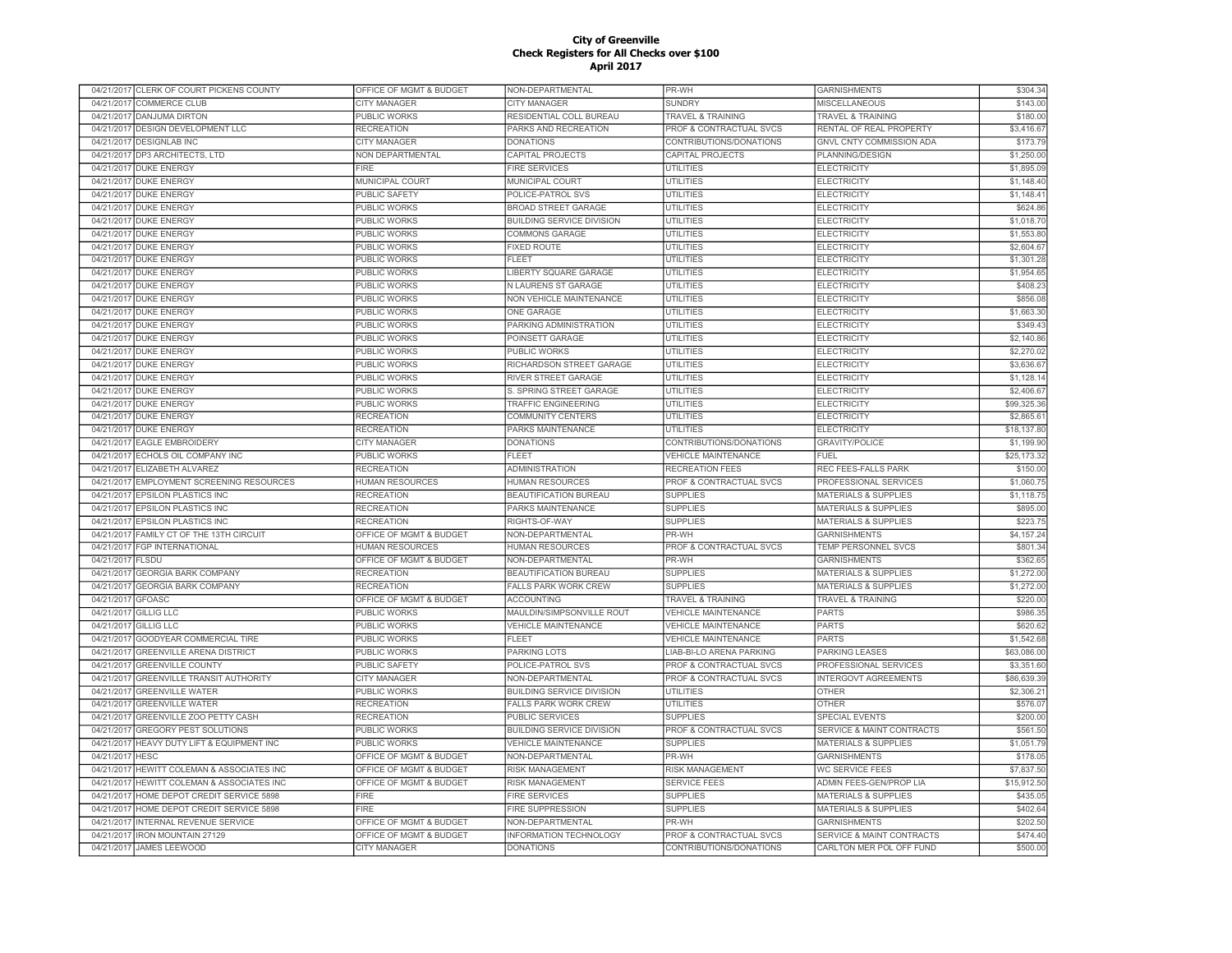**City of Greenville**
**Check Registers for All Checks over $100**
**April 2017**

| | | | | | | |
|---|---|---|---|---|---|---|
| 04/21/2017 | CLERK OF COURT PICKENS COUNTY | OFFICE OF MGMT & BUDGET | NON-DEPARTMENTAL | PR-WH | GARNISHMENTS | $304.34 |
| 04/21/2017 | COMMERCE CLUB | CITY MANAGER | CITY MANAGER | SUNDRY | MISCELLANEOUS | $143.00 |
| 04/21/2017 | DANJUMA DIRTON | PUBLIC WORKS | RESIDENTIAL COLL BUREAU | TRAVEL & TRAINING | TRAVEL & TRAINING | $180.00 |
| 04/21/2017 | DESIGN DEVELOPMENT LLC | RECREATION | PARKS AND RECREATION | PROF & CONTRACTUAL SVCS | RENTAL OF REAL PROPERTY | $3,416.67 |
| 04/21/2017 | DESIGNLAB INC | CITY MANAGER | DONATIONS | CONTRIBUTIONS/DONATIONS | GNVL CNTY COMMISSION ADA | $173.79 |
| 04/21/2017 | DP3 ARCHITECTS, LTD | NON DEPARTMENTAL | CAPITAL PROJECTS | CAPITAL PROJECTS | PLANNING/DESIGN | $1,250.00 |
| 04/21/2017 | DUKE ENERGY | FIRE | FIRE SERVICES | UTILITIES | ELECTRICITY | $1,895.09 |
| 04/21/2017 | DUKE ENERGY | MUNICIPAL COURT | MUNICIPAL COURT | UTILITIES | ELECTRICITY | $1,148.40 |
| 04/21/2017 | DUKE ENERGY | PUBLIC SAFETY | POLICE-PATROL SVS | UTILITIES | ELECTRICITY | $1,148.41 |
| 04/21/2017 | DUKE ENERGY | PUBLIC WORKS | BROAD STREET GARAGE | UTILITIES | ELECTRICITY | $624.86 |
| 04/21/2017 | DUKE ENERGY | PUBLIC WORKS | BUILDING SERVICE DIVISION | UTILITIES | ELECTRICITY | $1,018.70 |
| 04/21/2017 | DUKE ENERGY | PUBLIC WORKS | COMMONS GARAGE | UTILITIES | ELECTRICITY | $1,553.80 |
| 04/21/2017 | DUKE ENERGY | PUBLIC WORKS | FIXED ROUTE | UTILITIES | ELECTRICITY | $2,604.67 |
| 04/21/2017 | DUKE ENERGY | PUBLIC WORKS | FLEET | UTILITIES | ELECTRICITY | $1,301.28 |
| 04/21/2017 | DUKE ENERGY | PUBLIC WORKS | LIBERTY SQUARE GARAGE | UTILITIES | ELECTRICITY | $1,954.65 |
| 04/21/2017 | DUKE ENERGY | PUBLIC WORKS | N LAURENS ST GARAGE | UTILITIES | ELECTRICITY | $408.23 |
| 04/21/2017 | DUKE ENERGY | PUBLIC WORKS | NON VEHICLE MAINTENANCE | UTILITIES | ELECTRICITY | $856.08 |
| 04/21/2017 | DUKE ENERGY | PUBLIC WORKS | ONE GARAGE | UTILITIES | ELECTRICITY | $1,663.30 |
| 04/21/2017 | DUKE ENERGY | PUBLIC WORKS | PARKING ADMINISTRATION | UTILITIES | ELECTRICITY | $349.43 |
| 04/21/2017 | DUKE ENERGY | PUBLIC WORKS | POINSETT GARAGE | UTILITIES | ELECTRICITY | $2,140.86 |
| 04/21/2017 | DUKE ENERGY | PUBLIC WORKS | PUBLIC WORKS | UTILITIES | ELECTRICITY | $2,270.02 |
| 04/21/2017 | DUKE ENERGY | PUBLIC WORKS | RICHARDSON STREET GARAGE | UTILITIES | ELECTRICITY | $3,636.67 |
| 04/21/2017 | DUKE ENERGY | PUBLIC WORKS | RIVER STREET GARAGE | UTILITIES | ELECTRICITY | $1,128.14 |
| 04/21/2017 | DUKE ENERGY | PUBLIC WORKS | S. SPRING STREET GARAGE | UTILITIES | ELECTRICITY | $2,406.67 |
| 04/21/2017 | DUKE ENERGY | PUBLIC WORKS | TRAFFIC ENGINEERING | UTILITIES | ELECTRICITY | $99,325.36 |
| 04/21/2017 | DUKE ENERGY | RECREATION | COMMUNITY CENTERS | UTILITIES | ELECTRICITY | $2,865.61 |
| 04/21/2017 | DUKE ENERGY | RECREATION | PARKS MAINTENANCE | UTILITIES | ELECTRICITY | $18,137.80 |
| 04/21/2017 | EAGLE EMBROIDERY | CITY MANAGER | DONATIONS | CONTRIBUTIONS/DONATIONS | GRAVITY/POLICE | $1,199.90 |
| 04/21/2017 | ECHOLS OIL COMPANY INC | PUBLIC WORKS | FLEET | VEHICLE MAINTENANCE | FUEL | $25,173.32 |
| 04/21/2017 | ELIZABETH ALVAREZ | RECREATION | ADMINISTRATION | RECREATION FEES | REC FEES-FALLS PARK | $150.00 |
| 04/21/2017 | EMPLOYMENT SCREENING RESOURCES | HUMAN RESOURCES | HUMAN RESOURCES | PROF & CONTRACTUAL SVCS | PROFESSIONAL SERVICES | $1,060.75 |
| 04/21/2017 | EPSILON PLASTICS INC | RECREATION | BEAUTIFICATION BUREAU | SUPPLIES | MATERIALS & SUPPLIES | $1,118.75 |
| 04/21/2017 | EPSILON PLASTICS INC | RECREATION | PARKS MAINTENANCE | SUPPLIES | MATERIALS & SUPPLIES | $895.00 |
| 04/21/2017 | EPSILON PLASTICS INC | RECREATION | RIGHTS-OF-WAY | SUPPLIES | MATERIALS & SUPPLIES | $223.75 |
| 04/21/2017 | FAMILY CT OF THE 13TH CIRCUIT | OFFICE OF MGMT & BUDGET | NON-DEPARTMENTAL | PR-WH | GARNISHMENTS | $4,157.24 |
| 04/21/2017 | FGP INTERNATIONAL | HUMAN RESOURCES | HUMAN RESOURCES | PROF & CONTRACTUAL SVCS | TEMP PERSONNEL SVCS | $801.34 |
| 04/21/2017 | FLSDU | OFFICE OF MGMT & BUDGET | NON-DEPARTMENTAL | PR-WH | GARNISHMENTS | $362.65 |
| 04/21/2017 | GEORGIA BARK COMPANY | RECREATION | BEAUTIFICATION BUREAU | SUPPLIES | MATERIALS & SUPPLIES | $1,272.00 |
| 04/21/2017 | GEORGIA BARK COMPANY | RECREATION | FALLS PARK WORK CREW | SUPPLIES | MATERIALS & SUPPLIES | $1,272.00 |
| 04/21/2017 | GFOASC | OFFICE OF MGMT & BUDGET | ACCOUNTING | TRAVEL & TRAINING | TRAVEL & TRAINING | $220.00 |
| 04/21/2017 | GILLIG LLC | PUBLIC WORKS | MAULDIN/SIMPSONVILLE ROUT | VEHICLE MAINTENANCE | PARTS | $986.35 |
| 04/21/2017 | GILLIG LLC | PUBLIC WORKS | VEHICLE MAINTENANCE | VEHICLE MAINTENANCE | PARTS | $620.62 |
| 04/21/2017 | GOODYEAR COMMERCIAL TIRE | PUBLIC WORKS | FLEET | VEHICLE MAINTENANCE | PARTS | $1,542.68 |
| 04/21/2017 | GREENVILLE ARENA DISTRICT | PUBLIC WORKS | PARKING LOTS | LIAB-BI-LO ARENA PARKING | PARKING LEASES | $63,086.00 |
| 04/21/2017 | GREENVILLE COUNTY | PUBLIC SAFETY | POLICE-PATROL SVS | PROF & CONTRACTUAL SVCS | PROFESSIONAL SERVICES | $3,351.60 |
| 04/21/2017 | GREENVILLE TRANSIT AUTHORITY | CITY MANAGER | NON-DEPARTMENTAL | PROF & CONTRACTUAL SVCS | INTERGOVT AGREEMENTS | $86,639.39 |
| 04/21/2017 | GREENVILLE WATER | PUBLIC WORKS | BUILDING SERVICE DIVISION | UTILITIES | OTHER | $2,306.21 |
| 04/21/2017 | GREENVILLE WATER | RECREATION | FALLS PARK WORK CREW | UTILITIES | OTHER | $576.07 |
| 04/21/2017 | GREENVILLE ZOO PETTY CASH | RECREATION | PUBLIC SERVICES | SUPPLIES | SPECIAL EVENTS | $200.00 |
| 04/21/2017 | GREGORY PEST SOLUTIONS | PUBLIC WORKS | BUILDING SERVICE DIVISION | PROF & CONTRACTUAL SVCS | SERVICE & MAINT CONTRACTS | $561.50 |
| 04/21/2017 | HEAVY DUTY LIFT & EQUIPMENT INC | PUBLIC WORKS | VEHICLE MAINTENANCE | SUPPLIES | MATERIALS & SUPPLIES | $1,051.79 |
| 04/21/2017 | HESC | OFFICE OF MGMT & BUDGET | NON-DEPARTMENTAL | PR-WH | GARNISHMENTS | $178.05 |
| 04/21/2017 | HEWITT COLEMAN & ASSOCIATES INC | OFFICE OF MGMT & BUDGET | RISK MANAGEMENT | RISK MANAGEMENT | WC SERVICE FEES | $7,837.50 |
| 04/21/2017 | HEWITT COLEMAN & ASSOCIATES INC | OFFICE OF MGMT & BUDGET | RISK MANAGEMENT | SERVICE FEES | ADMIN FEES-GEN/PROP LIA | $15,912.50 |
| 04/21/2017 | HOME DEPOT CREDIT SERVICE 5898 | FIRE | FIRE SERVICES | SUPPLIES | MATERIALS & SUPPLIES | $435.05 |
| 04/21/2017 | HOME DEPOT CREDIT SERVICE 5898 | FIRE | FIRE SUPPRESSION | SUPPLIES | MATERIALS & SUPPLIES | $402.64 |
| 04/21/2017 | INTERNAL REVENUE SERVICE | OFFICE OF MGMT & BUDGET | NON-DEPARTMENTAL | PR-WH | GARNISHMENTS | $202.50 |
| 04/21/2017 | IRON MOUNTAIN 27129 | OFFICE OF MGMT & BUDGET | INFORMATION TECHNOLOGY | PROF & CONTRACTUAL SVCS | SERVICE & MAINT CONTRACTS | $474.40 |
| 04/21/2017 | JAMES LEEWOOD | CITY MANAGER | DONATIONS | CONTRIBUTIONS/DONATIONS | CARLTON MER POL OFF FUND | $500.00 |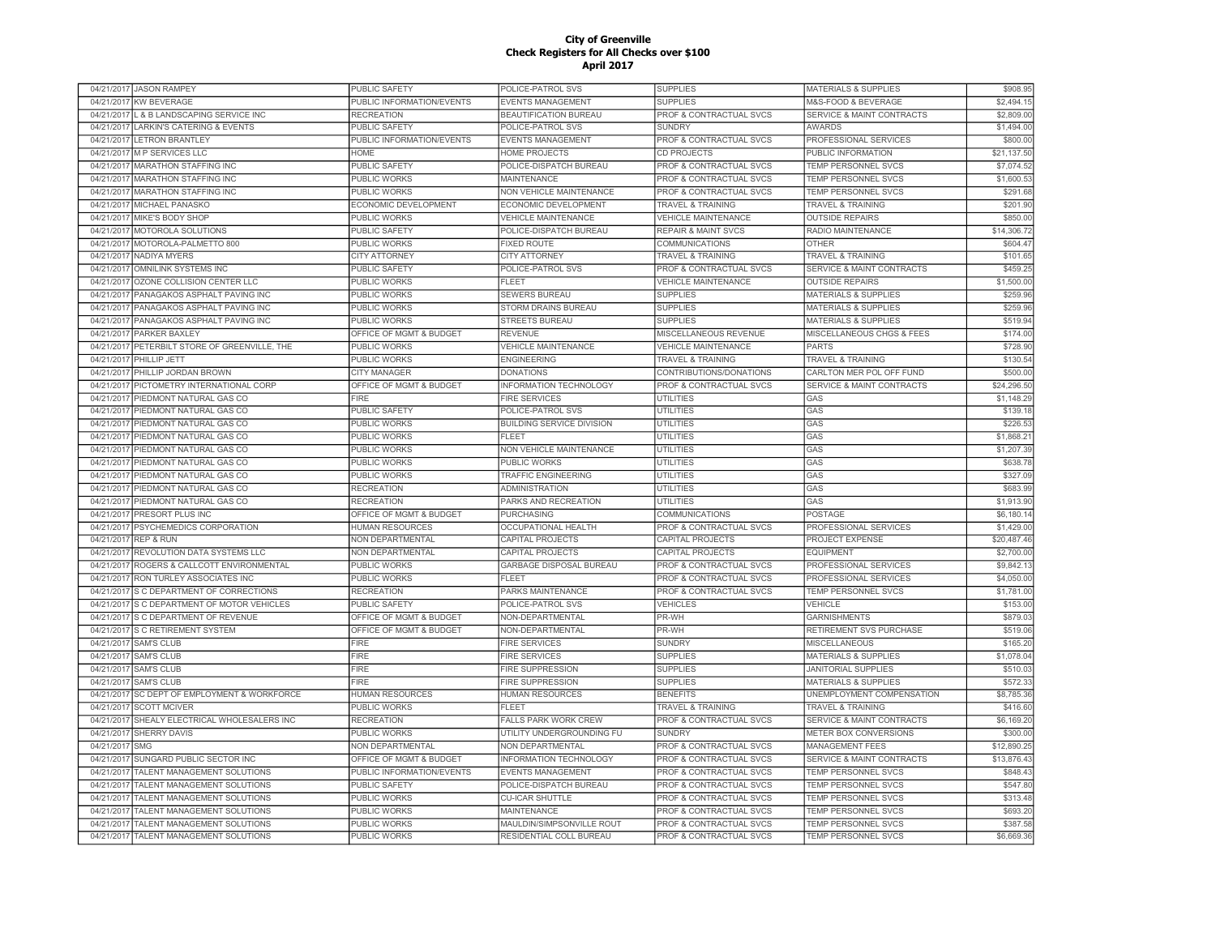# City of Greenville
## Check Registers for All Checks over $100
### April 2017

| | | | | | | |
|---|---|---|---|---|---|---|
| 04/21/2017 | JASON RAMPEY | PUBLIC SAFETY | POLICE-PATROL SVS | SUPPLIES | MATERIALS & SUPPLIES | $908.95 |
| 04/21/2017 | KW BEVERAGE | PUBLIC INFORMATION/EVENTS | EVENTS MANAGEMENT | SUPPLIES | M&S-FOOD & BEVERAGE | $2,494.15 |
| 04/21/2017 | L & B LANDSCAPING SERVICE INC | RECREATION | BEAUTIFICATION BUREAU | PROF & CONTRACTUAL SVCS | SERVICE & MAINT CONTRACTS | $2,809.00 |
| 04/21/2017 | LARKIN'S CATERING & EVENTS | PUBLIC SAFETY | POLICE-PATROL SVS | SUNDRY | AWARDS | $1,494.00 |
| 04/21/2017 | LETRON BRANTLEY | PUBLIC INFORMATION/EVENTS | EVENTS MANAGEMENT | PROF & CONTRACTUAL SVCS | PROFESSIONAL SERVICES | $800.00 |
| 04/21/2017 | M P SERVICES LLC | HOME | HOME PROJECTS | CD PROJECTS | PUBLIC INFORMATION | $21,137.50 |
| 04/21/2017 | MARATHON STAFFING INC | PUBLIC SAFETY | POLICE-DISPATCH BUREAU | PROF & CONTRACTUAL SVCS | TEMP PERSONNEL SVCS | $7,074.52 |
| 04/21/2017 | MARATHON STAFFING INC | PUBLIC WORKS | MAINTENANCE | PROF & CONTRACTUAL SVCS | TEMP PERSONNEL SVCS | $1,600.53 |
| 04/21/2017 | MARATHON STAFFING INC | PUBLIC WORKS | NON VEHICLE MAINTENANCE | PROF & CONTRACTUAL SVCS | TEMP PERSONNEL SVCS | $291.68 |
| 04/21/2017 | MICHAEL PANASKO | ECONOMIC DEVELOPMENT | ECONOMIC DEVELOPMENT | TRAVEL & TRAINING | TRAVEL & TRAINING | $201.90 |
| 04/21/2017 | MIKE'S BODY SHOP | PUBLIC WORKS | VEHICLE MAINTENANCE | VEHICLE MAINTENANCE | OUTSIDE REPAIRS | $850.00 |
| 04/21/2017 | MOTOROLA SOLUTIONS | PUBLIC SAFETY | POLICE-DISPATCH BUREAU | REPAIR & MAINT SVCS | RADIO MAINTENANCE | $14,306.72 |
| 04/21/2017 | MOTOROLA-PALMETTO 800 | PUBLIC WORKS | FIXED ROUTE | COMMUNICATIONS | OTHER | $604.47 |
| 04/21/2017 | NADIYA MYERS | CITY ATTORNEY | CITY ATTORNEY | TRAVEL & TRAINING | TRAVEL & TRAINING | $101.65 |
| 04/21/2017 | OMNILINK SYSTEMS INC | PUBLIC SAFETY | POLICE-PATROL SVS | PROF & CONTRACTUAL SVCS | SERVICE & MAINT CONTRACTS | $459.25 |
| 04/21/2017 | OZONE COLLISION CENTER LLC | PUBLIC WORKS | FLEET | VEHICLE MAINTENANCE | OUTSIDE REPAIRS | $1,500.00 |
| 04/21/2017 | PANAGAKOS ASPHALT PAVING INC | PUBLIC WORKS | SEWERS BUREAU | SUPPLIES | MATERIALS & SUPPLIES | $259.96 |
| 04/21/2017 | PANAGAKOS ASPHALT PAVING INC | PUBLIC WORKS | STORM DRAINS BUREAU | SUPPLIES | MATERIALS & SUPPLIES | $259.96 |
| 04/21/2017 | PANAGAKOS ASPHALT PAVING INC | PUBLIC WORKS | STREETS BUREAU | SUPPLIES | MATERIALS & SUPPLIES | $519.94 |
| 04/21/2017 | PARKER BAXLEY | OFFICE OF MGMT & BUDGET | REVENUE | MISCELLANEOUS REVENUE | MISCELLANEOUS CHGS & FEES | $174.00 |
| 04/21/2017 | PETERBILT STORE OF GREENVILLE, THE | PUBLIC WORKS | VEHICLE MAINTENANCE | VEHICLE MAINTENANCE | PARTS | $728.90 |
| 04/21/2017 | PHILLIP JETT | PUBLIC WORKS | ENGINEERING | TRAVEL & TRAINING | TRAVEL & TRAINING | $130.54 |
| 04/21/2017 | PHILLIP JORDAN BROWN | CITY MANAGER | DONATIONS | CONTRIBUTIONS/DONATIONS | CARLTON MER POL OFF FUND | $500.00 |
| 04/21/2017 | PICTOMETRY INTERNATIONAL CORP | OFFICE OF MGMT & BUDGET | INFORMATION TECHNOLOGY | PROF & CONTRACTUAL SVCS | SERVICE & MAINT CONTRACTS | $24,296.50 |
| 04/21/2017 | PIEDMONT NATURAL GAS CO | FIRE | FIRE SERVICES | UTILITIES | GAS | $1,148.29 |
| 04/21/2017 | PIEDMONT NATURAL GAS CO | PUBLIC SAFETY | POLICE-PATROL SVS | UTILITIES | GAS | $139.18 |
| 04/21/2017 | PIEDMONT NATURAL GAS CO | PUBLIC WORKS | BUILDING SERVICE DIVISION | UTILITIES | GAS | $226.53 |
| 04/21/2017 | PIEDMONT NATURAL GAS CO | PUBLIC WORKS | FLEET | UTILITIES | GAS | $1,868.21 |
| 04/21/2017 | PIEDMONT NATURAL GAS CO | PUBLIC WORKS | NON VEHICLE MAINTENANCE | UTILITIES | GAS | $1,207.39 |
| 04/21/2017 | PIEDMONT NATURAL GAS CO | PUBLIC WORKS | PUBLIC WORKS | UTILITIES | GAS | $638.78 |
| 04/21/2017 | PIEDMONT NATURAL GAS CO | PUBLIC WORKS | TRAFFIC ENGINEERING | UTILITIES | GAS | $327.09 |
| 04/21/2017 | PIEDMONT NATURAL GAS CO | RECREATION | ADMINISTRATION | UTILITIES | GAS | $683.99 |
| 04/21/2017 | PIEDMONT NATURAL GAS CO | RECREATION | PARKS AND RECREATION | UTILITIES | GAS | $1,913.90 |
| 04/21/2017 | PRESORT PLUS INC | OFFICE OF MGMT & BUDGET | PURCHASING | COMMUNICATIONS | POSTAGE | $6,180.14 |
| 04/21/2017 | PSYCHEMEDICS CORPORATION | HUMAN RESOURCES | OCCUPATIONAL HEALTH | PROF & CONTRACTUAL SVCS | PROFESSIONAL SERVICES | $1,429.00 |
| 04/21/2017 | REP & RUN | NON DEPARTMENTAL | CAPITAL PROJECTS | CAPITAL PROJECTS | PROJECT EXPENSE | $20,487.46 |
| 04/21/2017 | REVOLUTION DATA SYSTEMS LLC | NON DEPARTMENTAL | CAPITAL PROJECTS | CAPITAL PROJECTS | EQUIPMENT | $2,700.00 |
| 04/21/2017 | ROGERS & CALLCOTT ENVIRONMENTAL | PUBLIC WORKS | GARBAGE DISPOSAL BUREAU | PROF & CONTRACTUAL SVCS | PROFESSIONAL SERVICES | $9,842.13 |
| 04/21/2017 | RON TURLEY ASSOCIATES INC | PUBLIC WORKS | FLEET | PROF & CONTRACTUAL SVCS | PROFESSIONAL SERVICES | $4,050.00 |
| 04/21/2017 | S C DEPARTMENT OF CORRECTIONS | RECREATION | PARKS MAINTENANCE | PROF & CONTRACTUAL SVCS | TEMP PERSONNEL SVCS | $1,781.00 |
| 04/21/2017 | S C DEPARTMENT OF MOTOR VEHICLES | PUBLIC SAFETY | POLICE-PATROL SVS | VEHICLES | VEHICLE | $153.00 |
| 04/21/2017 | S C DEPARTMENT OF REVENUE | OFFICE OF MGMT & BUDGET | NON-DEPARTMENTAL | PR-WH | GARNISHMENTS | $879.03 |
| 04/21/2017 | S C RETIREMENT SYSTEM | OFFICE OF MGMT & BUDGET | NON-DEPARTMENTAL | PR-WH | RETIREMENT SVS PURCHASE | $519.06 |
| 04/21/2017 | SAM'S CLUB | FIRE | FIRE SERVICES | SUNDRY | MISCELLANEOUS | $165.20 |
| 04/21/2017 | SAM'S CLUB | FIRE | FIRE SERVICES | SUPPLIES | MATERIALS & SUPPLIES | $1,078.04 |
| 04/21/2017 | SAM'S CLUB | FIRE | FIRE SUPPRESSION | SUPPLIES | JANITORIAL SUPPLIES | $510.03 |
| 04/21/2017 | SAM'S CLUB | FIRE | FIRE SUPPRESSION | SUPPLIES | MATERIALS & SUPPLIES | $572.33 |
| 04/21/2017 | SC DEPT OF EMPLOYMENT & WORKFORCE | HUMAN RESOURCES | HUMAN RESOURCES | BENEFITS | UNEMPLOYMENT COMPENSATION | $8,785.36 |
| 04/21/2017 | SCOTT MCIVER | PUBLIC WORKS | FLEET | TRAVEL & TRAINING | TRAVEL & TRAINING | $416.60 |
| 04/21/2017 | SHEALY ELECTRICAL WHOLESALERS INC | RECREATION | FALLS PARK WORK CREW | PROF & CONTRACTUAL SVCS | SERVICE & MAINT CONTRACTS | $6,169.20 |
| 04/21/2017 | SHERRY DAVIS | PUBLIC WORKS | UTILITY UNDERGROUNDING FU | SUNDRY | METER BOX CONVERSIONS | $300.00 |
| 04/21/2017 | SMG | NON DEPARTMENTAL | NON DEPARTMENTAL | PROF & CONTRACTUAL SVCS | MANAGEMENT FEES | $12,890.25 |
| 04/21/2017 | SUNGARD PUBLIC SECTOR INC | OFFICE OF MGMT & BUDGET | INFORMATION TECHNOLOGY | PROF & CONTRACTUAL SVCS | SERVICE & MAINT CONTRACTS | $13,876.43 |
| 04/21/2017 | TALENT MANAGEMENT SOLUTIONS | PUBLIC INFORMATION/EVENTS | EVENTS MANAGEMENT | PROF & CONTRACTUAL SVCS | TEMP PERSONNEL SVCS | $848.43 |
| 04/21/2017 | TALENT MANAGEMENT SOLUTIONS | PUBLIC SAFETY | POLICE-DISPATCH BUREAU | PROF & CONTRACTUAL SVCS | TEMP PERSONNEL SVCS | $547.80 |
| 04/21/2017 | TALENT MANAGEMENT SOLUTIONS | PUBLIC WORKS | CU-ICAR SHUTTLE | PROF & CONTRACTUAL SVCS | TEMP PERSONNEL SVCS | $313.48 |
| 04/21/2017 | TALENT MANAGEMENT SOLUTIONS | PUBLIC WORKS | MAINTENANCE | PROF & CONTRACTUAL SVCS | TEMP PERSONNEL SVCS | $693.20 |
| 04/21/2017 | TALENT MANAGEMENT SOLUTIONS | PUBLIC WORKS | MAULDIN/SIMPSONVILLE ROUT | PROF & CONTRACTUAL SVCS | TEMP PERSONNEL SVCS | $387.58 |
| 04/21/2017 | TALENT MANAGEMENT SOLUTIONS | PUBLIC WORKS | RESIDENTIAL COLL BUREAU | PROF & CONTRACTUAL SVCS | TEMP PERSONNEL SVCS | $6,669.36 |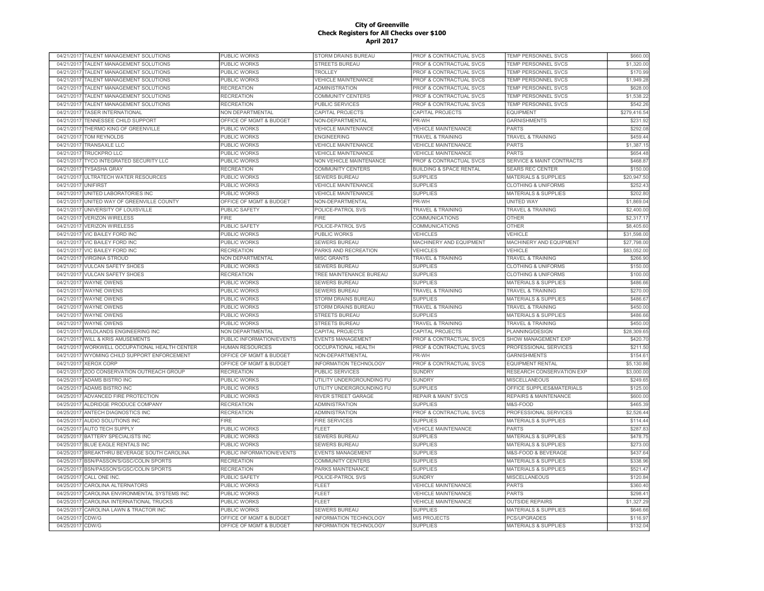**City of Greenville**
**Check Registers for All Checks over $100**
**April 2017**

| | | | | | | |
|---|---|---|---|---|---|---|
| 04/21/2017 | TALENT MANAGEMENT SOLUTIONS | PUBLIC WORKS | STORM DRAINS BUREAU | PROF & CONTRACTUAL SVCS | TEMP PERSONNEL SVCS | $660.00 |
| 04/21/2017 | TALENT MANAGEMENT SOLUTIONS | PUBLIC WORKS | STREETS BUREAU | PROF & CONTRACTUAL SVCS | TEMP PERSONNEL SVCS | $1,320.00 |
| 04/21/2017 | TALENT MANAGEMENT SOLUTIONS | PUBLIC WORKS | TROLLEY | PROF & CONTRACTUAL SVCS | TEMP PERSONNEL SVCS | $170.99 |
| 04/21/2017 | TALENT MANAGEMENT SOLUTIONS | PUBLIC WORKS | VEHICLE MAINTENANCE | PROF & CONTRACTUAL SVCS | TEMP PERSONNEL SVCS | $1,949.28 |
| 04/21/2017 | TALENT MANAGEMENT SOLUTIONS | RECREATION | ADMINISTRATION | PROF & CONTRACTUAL SVCS | TEMP PERSONNEL SVCS | $628.00 |
| 04/21/2017 | TALENT MANAGEMENT SOLUTIONS | RECREATION | COMMUNITY CENTERS | PROF & CONTRACTUAL SVCS | TEMP PERSONNEL SVCS | $1,538.22 |
| 04/21/2017 | TALENT MANAGEMENT SOLUTIONS | RECREATION | PUBLIC SERVICES | PROF & CONTRACTUAL SVCS | TEMP PERSONNEL SVCS | $542.26 |
| 04/21/2017 | TASER INTERNATIONAL | NON DEPARTMENTAL | CAPITAL PROJECTS | CAPITAL PROJECTS | EQUIPMENT | $279,416.54 |
| 04/21/2017 | TENNESSEE CHILD SUPPORT | OFFICE OF MGMT & BUDGET | NON-DEPARTMENTAL | PR-WH | GARNISHMENTS | $231.92 |
| 04/21/2017 | THERMO KING OF GREENVILLE | PUBLIC WORKS | VEHICLE MAINTENANCE | VEHICLE MAINTENANCE | PARTS | $292.08 |
| 04/21/2017 | TOM REYNOLDS | PUBLIC WORKS | ENGINEERING | TRAVEL & TRAINING | TRAVEL & TRAINING | $459.44 |
| 04/21/2017 | TRANSAXLE LLC | PUBLIC WORKS | VEHICLE MAINTENANCE | VEHICLE MAINTENANCE | PARTS | $1,387.15 |
| 04/21/2017 | TRUCKPRO LLC | PUBLIC WORKS | VEHICLE MAINTENANCE | VEHICLE MAINTENANCE | PARTS | $654.48 |
| 04/21/2017 | TYCO INTEGRATED SECURITY LLC | PUBLIC WORKS | NON VEHICLE MAINTENANCE | PROF & CONTRACTUAL SVCS | SERVICE & MAINT CONTRACTS | $468.87 |
| 04/21/2017 | TYSASHA GRAY | RECREATION | COMMUNITY CENTERS | BUILDING & SPACE RENTAL | SEARS REC CENTER | $150.00 |
| 04/21/2017 | ULTRATECH WATER RESOURCES | PUBLIC WORKS | SEWERS BUREAU | SUPPLIES | MATERIALS & SUPPLIES | $20,947.50 |
| 04/21/2017 | UNIFIRST | PUBLIC WORKS | VEHICLE MAINTENANCE | SUPPLIES | CLOTHING & UNIFORMS | $252.43 |
| 04/21/2017 | UNITED LABORATORIES INC | PUBLIC WORKS | VEHICLE MAINTENANCE | SUPPLIES | MATERIALS & SUPPLIES | $202.80 |
| 04/21/2017 | UNITED WAY OF GREENVILLE COUNTY | OFFICE OF MGMT & BUDGET | NON-DEPARTMENTAL | PR-WH | UNITED WAY | $1,869.04 |
| 04/21/2017 | UNIVERSITY OF LOUISVILLE | PUBLIC SAFETY | POLICE-PATROL SVS | TRAVEL & TRAINING | TRAVEL & TRAINING | $2,400.00 |
| 04/21/2017 | VERIZON WIRELESS | FIRE | FIRE | COMMUNICATIONS | OTHER | $2,317.17 |
| 04/21/2017 | VERIZON WIRELESS | PUBLIC SAFETY | POLICE-PATROL SVS | COMMUNICATIONS | OTHER | $8,405.60 |
| 04/21/2017 | VIC BAILEY FORD INC | PUBLIC WORKS | PUBLIC WORKS | VEHICLES | VEHICLE | $31,598.00 |
| 04/21/2017 | VIC BAILEY FORD INC | PUBLIC WORKS | SEWERS BUREAU | MACHINERY AND EQUIPMENT | MACHINERY AND EQUIPMENT | $27,798.00 |
| 04/21/2017 | VIC BAILEY FORD INC | RECREATION | PARKS AND RECREATION | VEHICLES | VEHICLE | $83,052.00 |
| 04/21/2017 | VIRGINIA STROUD | NON DEPARTMENTAL | MISC GRANTS | TRAVEL & TRAINING | TRAVEL & TRAINING | $266.90 |
| 04/21/2017 | VULCAN SAFETY SHOES | PUBLIC WORKS | SEWERS BUREAU | SUPPLIES | CLOTHING & UNIFORMS | $150.00 |
| 04/21/2017 | VULCAN SAFETY SHOES | RECREATION | TREE MAINTENANCE BUREAU | SUPPLIES | CLOTHING & UNIFORMS | $100.00 |
| 04/21/2017 | WAYNE OWENS | PUBLIC WORKS | SEWERS BUREAU | SUPPLIES | MATERIALS & SUPPLIES | $486.66 |
| 04/21/2017 | WAYNE OWENS | PUBLIC WORKS | SEWERS BUREAU | TRAVEL & TRAINING | TRAVEL & TRAINING | $270.00 |
| 04/21/2017 | WAYNE OWENS | PUBLIC WORKS | STORM DRAINS BUREAU | SUPPLIES | MATERIALS & SUPPLIES | $486.67 |
| 04/21/2017 | WAYNE OWENS | PUBLIC WORKS | STORM DRAINS BUREAU | TRAVEL & TRAINING | TRAVEL & TRAINING | $450.00 |
| 04/21/2017 | WAYNE OWENS | PUBLIC WORKS | STREETS BUREAU | SUPPLIES | MATERIALS & SUPPLIES | $486.66 |
| 04/21/2017 | WAYNE OWENS | PUBLIC WORKS | STREETS BUREAU | TRAVEL & TRAINING | TRAVEL & TRAINING | $450.00 |
| 04/21/2017 | WILDLANDS ENGINEERING INC | NON DEPARTMENTAL | CAPITAL PROJECTS | CAPITAL PROJECTS | PLANNING/DESIGN | $28,309.65 |
| 04/21/2017 | WILL & KRIS AMUSEMENTS | PUBLIC INFORMATION/EVENTS | EVENTS MANAGEMENT | PROF & CONTRACTUAL SVCS | SHOW MANAGEMENT EXP | $420.70 |
| 04/21/2017 | WORKWELL OCCUPATIONAL HEALTH CENTER | HUMAN RESOURCES | OCCUPATIONAL HEALTH | PROF & CONTRACTUAL SVCS | PROFESSIONAL SERVICES | $211.50 |
| 04/21/2017 | WYOMING CHILD SUPPORT ENFORCEMENT | OFFICE OF MGMT & BUDGET | NON-DEPARTMENTAL | PR-WH | GARNISHMENTS | $154.61 |
| 04/21/2017 | XEROX CORP | OFFICE OF MGMT & BUDGET | INFORMATION TECHNOLOGY | PROF & CONTRACTUAL SVCS | EQUIPMENT RENTAL | $5,130.86 |
| 04/21/2017 | ZOO CONSERVATION OUTREACH GROUP | RECREATION | PUBLIC SERVICES | SUNDRY | RESEARCH CONSERVATION EXP | $3,000.00 |
| 04/25/2017 | ADAMS BISTRO INC | PUBLIC WORKS | UTILITY UNDERGROUNDING FU | SUNDRY | MISCELLANEOUS | $249.65 |
| 04/25/2017 | ADAMS BISTRO INC | PUBLIC WORKS | UTILITY UNDERGROUNDING FU | SUPPLIES | OFFICE SUPPLIES&MATERIALS | $125.00 |
| 04/25/2017 | ADVANCED FIRE PROTECTION | PUBLIC WORKS | RIVER STREET GARAGE | REPAIR & MAINT SVCS | REPAIRS & MAINTENANCE | $600.00 |
| 04/25/2017 | ALDRIDGE PRODUCE COMPANY | RECREATION | ADMINISTRATION | SUPPLIES | M&S-FOOD | $465.39 |
| 04/25/2017 | ANTECH DIAGNOSTICS INC | RECREATION | ADMINISTRATION | PROF & CONTRACTUAL SVCS | PROFESSIONAL SERVICES | $2,526.44 |
| 04/25/2017 | AUDIO SOLUTIONS INC | FIRE | FIRE SERVICES | SUPPLIES | MATERIALS & SUPPLIES | $114.44 |
| 04/25/2017 | AUTO TECH SUPPLY | PUBLIC WORKS | FLEET | VEHICLE MAINTENANCE | PARTS | $287.83 |
| 04/25/2017 | BATTERY SPECIALISTS INC | PUBLIC WORKS | SEWERS BUREAU | SUPPLIES | MATERIALS & SUPPLIES | $478.75 |
| 04/25/2017 | BLUE EAGLE RENTALS INC | PUBLIC WORKS | SEWERS BUREAU | SUPPLIES | MATERIALS & SUPPLIES | $273.00 |
| 04/25/2017 | BREAKTHRU BEVERAGE SOUTH CAROLINA | PUBLIC INFORMATION/EVENTS | EVENTS MANAGEMENT | SUPPLIES | M&S-FOOD & BEVERAGE | $437.64 |
| 04/25/2017 | BSN/PASSON'S/GSC/COLIN SPORTS | RECREATION | COMMUNITY CENTERS | SUPPLIES | MATERIALS & SUPPLIES | $338.96 |
| 04/25/2017 | BSN/PASSON'S/GSC/COLIN SPORTS | RECREATION | PARKS MAINTENANCE | SUPPLIES | MATERIALS & SUPPLIES | $521.47 |
| 04/25/2017 | CALL ONE INC. | PUBLIC SAFETY | POLICE-PATROL SVS | SUNDRY | MISCELLANEOUS | $120.84 |
| 04/25/2017 | CAROLINA ALTERNATORS | PUBLIC WORKS | FLEET | VEHICLE MAINTENANCE | PARTS | $360.40 |
| 04/25/2017 | CAROLINA ENVIRONMENTAL SYSTEMS INC | PUBLIC WORKS | FLEET | VEHICLE MAINTENANCE | PARTS | $298.41 |
| 04/25/2017 | CAROLINA INTERNATIONAL TRUCKS | PUBLIC WORKS | FLEET | VEHICLE MAINTENANCE | OUTSIDE REPAIRS | $1,327.29 |
| 04/25/2017 | CAROLINA LAWN & TRACTOR INC | PUBLIC WORKS | SEWERS BUREAU | SUPPLIES | MATERIALS & SUPPLIES | $646.66 |
| 04/25/2017 | CDW/G | OFFICE OF MGMT & BUDGET | INFORMATION TECHNOLOGY | MIS PROJECTS | PCS/UPGRADES | $116.97 |
| 04/25/2017 | CDW/G | OFFICE OF MGMT & BUDGET | INFORMATION TECHNOLOGY | SUPPLIES | MATERIALS & SUPPLIES | $132.04 |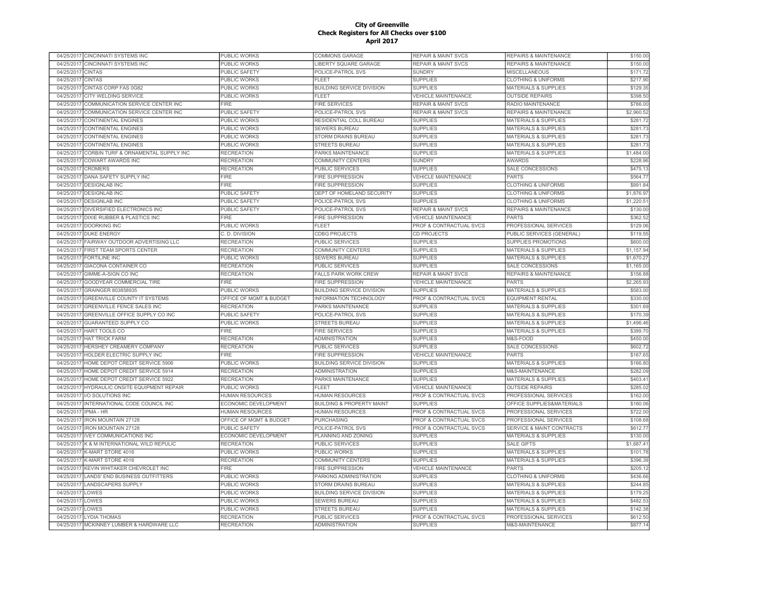# City of Greenville
## Check Registers for All Checks over $100
### April 2017

| | | | | | | |
|---|---|---|---|---|---|---|
| 04/25/2017 | CINCINNATI SYSTEMS INC | PUBLIC WORKS | COMMONS GARAGE | REPAIR & MAINT SVCS | REPAIRS & MAINTENANCE | $150.00 |
| 04/25/2017 | CINCINNATI SYSTEMS INC | PUBLIC WORKS | LIBERTY SQUARE GARAGE | REPAIR & MAINT SVCS | REPAIRS & MAINTENANCE | $150.00 |
| 04/25/2017 | CINTAS | PUBLIC SAFETY | POLICE-PATROL SVS | SUNDRY | MISCELLANEOUS | $171.72 |
| 04/25/2017 | CINTAS | PUBLIC WORKS | FLEET | SUPPLIES | CLOTHING & UNIFORMS | $217.90 |
| 04/25/2017 | CINTAS CORP FAS 0G82 | PUBLIC WORKS | BUILDING SERVICE DIVISION | SUPPLIES | MATERIALS & SUPPLIES | $129.35 |
| 04/25/2017 | CITY WELDING SERVICE | PUBLIC WORKS | FLEET | VEHICLE MAINTENANCE | OUTSIDE REPAIRS | $398.50 |
| 04/25/2017 | COMMUNICATION SERVICE CENTER INC | FIRE | FIRE SERVICES | REPAIR & MAINT SVCS | RADIO MAINTENANCE | $786.00 |
| 04/25/2017 | COMMUNICATION SERVICE CENTER INC | PUBLIC SAFETY | POLICE-PATROL SVS | REPAIR & MAINT SVCS | REPAIRS & MAINTENANCE | $2,960.52 |
| 04/25/2017 | CONTINENTAL ENGINES | PUBLIC WORKS | RESIDENTIAL COLL BUREAU | SUPPLIES | MATERIALS & SUPPLIES | $281.72 |
| 04/25/2017 | CONTINENTAL ENGINES | PUBLIC WORKS | SEWERS BUREAU | SUPPLIES | MATERIALS & SUPPLIES | $281.73 |
| 04/25/2017 | CONTINENTAL ENGINES | PUBLIC WORKS | STORM DRAINS BUREAU | SUPPLIES | MATERIALS & SUPPLIES | $281.73 |
| 04/25/2017 | CONTINENTAL ENGINES | PUBLIC WORKS | STREETS BUREAU | SUPPLIES | MATERIALS & SUPPLIES | $281.73 |
| 04/25/2017 | CORBIN TURF & ORNAMENTAL SUPPLY INC | RECREATION | PARKS MAINTENANCE | SUPPLIES | MATERIALS & SUPPLIES | $1,484.00 |
| 04/25/2017 | COWART AWARDS INC | RECREATION | COMMUNITY CENTERS | SUNDRY | AWARDS | $228.96 |
| 04/25/2017 | CROMERS | RECREATION | PUBLIC SERVICES | SUPPLIES | SALE CONCESSIONS | $475.13 |
| 04/25/2017 | DANA SAFETY SUPPLY INC | FIRE | FIRE SUPPRESSION | VEHICLE MAINTENANCE | PARTS | $564.77 |
| 04/25/2017 | DESIGNLAB INC | FIRE | FIRE SUPPRESSION | SUPPLIES | CLOTHING & UNIFORMS | $991.84 |
| 04/25/2017 | DESIGNLAB INC | PUBLIC SAFETY | DEPT OF HOMELAND SECURITY | SUPPLIES | CLOTHING & UNIFORMS | $1,876.97 |
| 04/25/2017 | DESIGNLAB INC | PUBLIC SAFETY | POLICE-PATROL SVS | SUPPLIES | CLOTHING & UNIFORMS | $1,220.51 |
| 04/25/2017 | DIVERSIFIED ELECTRONICS INC | PUBLIC SAFETY | POLICE-PATROL SVS | REPAIR & MAINT SVCS | REPAIRS & MAINTENANCE | $130.00 |
| 04/25/2017 | DIXIE RUBBER & PLASTICS INC | FIRE | FIRE SUPPRESSION | VEHICLE MAINTENANCE | PARTS | $362.52 |
| 04/25/2017 | DOORKING INC | PUBLIC WORKS | FLEET | PROF & CONTRACTUAL SVCS | PROFESSIONAL SERVICES | $129.06 |
| 04/25/2017 | DUKE ENERGY | C. D. DIVISION | CDBG PROJECTS | CD PROJECTS | PUBLIC SERVICES (GENERAL) | $119.55 |
| 04/25/2017 | FAIRWAY OUTDOOR ADVERTISING LLC | RECREATION | PUBLIC SERVICES | SUPPLIES | SUPPLIES PROMOTIONS | $800.00 |
| 04/25/2017 | FIRST TEAM SPORTS CENTER | RECREATION | COMMUNITY CENTERS | SUPPLIES | MATERIALS & SUPPLIES | $1,157.94 |
| 04/25/2017 | FORTILINE INC | PUBLIC WORKS | SEWERS BUREAU | SUPPLIES | MATERIALS & SUPPLIES | $1,670.27 |
| 04/25/2017 | GIACONA CONTAINER CO | RECREATION | PUBLIC SERVICES | SUPPLIES | SALE CONCESSIONS | $1,165.00 |
| 04/25/2017 | GIMME-A-SIGN CO INC | RECREATION | FALLS PARK WORK CREW | REPAIR & MAINT SVCS | REPAIRS & MAINTENANCE | $156.88 |
| 04/25/2017 | GOODYEAR COMMERCIAL TIRE | FIRE | FIRE SUPPRESSION | VEHICLE MAINTENANCE | PARTS | $2,265.93 |
| 04/25/2017 | GRAINGER 803858935 | PUBLIC WORKS | BUILDING SERVICE DIVISION | SUPPLIES | MATERIALS & SUPPLIES | $583.00 |
| 04/25/2017 | GREENVILLE COUNTY IT SYSTEMS | OFFICE OF MGMT & BUDGET | INFORMATION TECHNOLOGY | PROF & CONTRACTUAL SVCS | EQUIPMENT RENTAL | $330.00 |
| 04/25/2017 | GREENVILLE FENCE SALES INC | RECREATION | PARKS MAINTENANCE | SUPPLIES | MATERIALS & SUPPLIES | $301.69 |
| 04/25/2017 | GREENVILLE OFFICE SUPPLY CO INC | PUBLIC SAFETY | POLICE-PATROL SVS | SUPPLIES | MATERIALS & SUPPLIES | $170.39 |
| 04/25/2017 | GUARANTEED SUPPLY CO | PUBLIC WORKS | STREETS BUREAU | SUPPLIES | MATERIALS & SUPPLIES | $1,496.46 |
| 04/25/2017 | HART TOOLS CO | FIRE | FIRE SERVICES | SUPPLIES | MATERIALS & SUPPLIES | $399.70 |
| 04/25/2017 | HAT TRICK FARM | RECREATION | ADMINISTRATION | SUPPLIES | M&S-FOOD | $450.00 |
| 04/25/2017 | HERSHEY CREAMERY COMPANY | RECREATION | PUBLIC SERVICES | SUPPLIES | SALE CONCESSIONS | $602.72 |
| 04/25/2017 | HOLDER ELECTRIC SUPPLY INC | FIRE | FIRE SUPPRESSION | VEHICLE MAINTENANCE | PARTS | $167.65 |
| 04/25/2017 | HOME DEPOT CREDIT SERVICE 5906 | PUBLIC WORKS | BUILDING SERVICE DIVISION | SUPPLIES | MATERIALS & SUPPLIES | $166.80 |
| 04/25/2017 | HOME DEPOT CREDIT SERVICE 5914 | RECREATION | ADMINISTRATION | SUPPLIES | M&S-MAINTENANCE | $282.09 |
| 04/25/2017 | HOME DEPOT CREDIT SERVICE 5922 | RECREATION | PARKS MAINTENANCE | SUPPLIES | MATERIALS & SUPPLIES | $403.41 |
| 04/25/2017 | HYDRAULIC ONSITE EQUIPMENT REPAIR | PUBLIC WORKS | FLEET | VEHICLE MAINTENANCE | OUTSIDE REPAIRS | $285.02 |
| 04/25/2017 | I/O SOLUTIONS INC | HUMAN RESOURCES | HUMAN RESOURCES | PROF & CONTRACTUAL SVCS | PROFESSIONAL SERVICES | $162.00 |
| 04/25/2017 | INTERNATIONAL CODE COUNCIL INC | ECONOMIC DEVELOPMENT | BUILDING & PROPERTY MAINT | SUPPLIES | OFFICE SUPPLIES&MATERIALS | $160.06 |
| 04/25/2017 | IPMA - HR | HUMAN RESOURCES | HUMAN RESOURCES | PROF & CONTRACTUAL SVCS | PROFESSIONAL SERVICES | $722.00 |
| 04/25/2017 | IRON MOUNTAIN 27128 | OFFICE OF MGMT & BUDGET | PURCHASING | PROF & CONTRACTUAL SVCS | PROFESSIONAL SERVICES | $108.68 |
| 04/25/2017 | IRON MOUNTAIN 27128 | PUBLIC SAFETY | POLICE-PATROL SVS | PROF & CONTRACTUAL SVCS | SERVICE & MAINT CONTRACTS | $612.77 |
| 04/25/2017 | IVEY COMMUNICATIONS INC | ECONOMIC DEVELOPMENT | PLANNING AND ZONING | SUPPLIES | MATERIALS & SUPPLIES | $130.00 |
| 04/25/2017 | K & M INTERNATIONAL WILD REPULIC | RECREATION | PUBLIC SERVICES | SUPPLIES | SALE GIFTS | $1,687.41 |
| 04/25/2017 | K-MART STORE 4016 | PUBLIC WORKS | PUBLIC WORKS | SUPPLIES | MATERIALS & SUPPLIES | $101.78 |
| 04/25/2017 | K-MART STORE 4016 | RECREATION | COMMUNITY CENTERS | SUPPLIES | MATERIALS & SUPPLIES | $396.39 |
| 04/25/2017 | KEVIN WHITAKER CHEVROLET INC | FIRE | FIRE SUPPRESSION | VEHICLE MAINTENANCE | PARTS | $205.12 |
| 04/25/2017 | LANDS' END BUSINESS OUTFITTERS | PUBLIC WORKS | PARKING ADMINISTRATION | SUPPLIES | CLOTHING & UNIFORMS | $436.66 |
| 04/25/2017 | LANDSCAPERS SUPPLY | PUBLIC WORKS | STORM DRAINS BUREAU | SUPPLIES | MATERIALS & SUPPLIES | $244.85 |
| 04/25/2017 | LOWES | PUBLIC WORKS | BUILDING SERVICE DIVISION | SUPPLIES | MATERIALS & SUPPLIES | $179.25 |
| 04/25/2017 | LOWES | PUBLIC WORKS | SEWERS BUREAU | SUPPLIES | MATERIALS & SUPPLIES | $482.53 |
| 04/25/2017 | LOWES | PUBLIC WORKS | STREETS BUREAU | SUPPLIES | MATERIALS & SUPPLIES | $142.38 |
| 04/25/2017 | LYDIA THOMAS | RECREATION | PUBLIC SERVICES | PROF & CONTRACTUAL SVCS | PROFESSIONAL SERVICES | $612.50 |
| 04/25/2017 | MCKINNEY LUMBER & HARDWARE LLC | RECREATION | ADMINISTRATION | SUPPLIES | M&S-MAINTENANCE | $877.14 |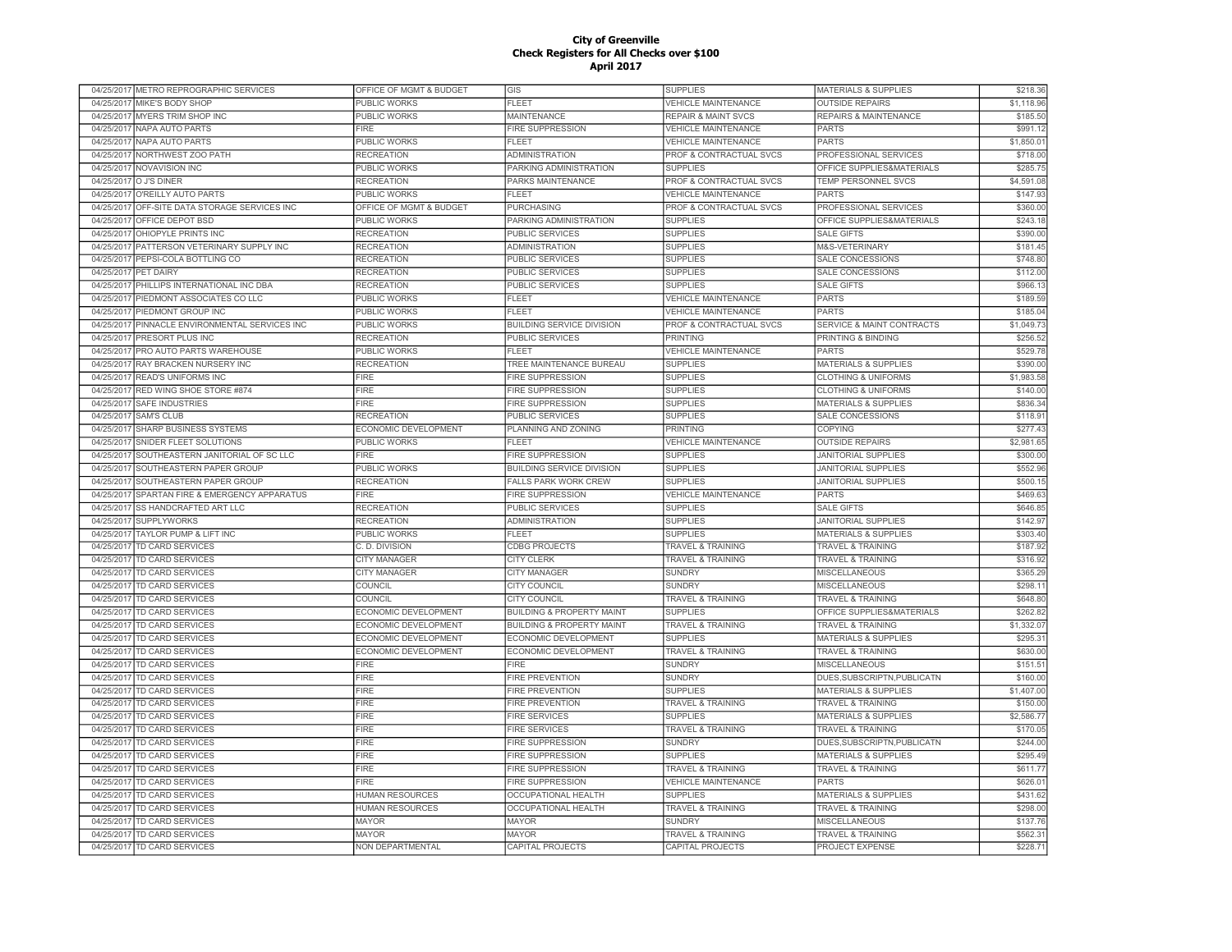# City of Greenville
## Check Registers for All Checks over $100
## April 2017

| | | | | | | |
|---|---|---|---|---|---|---|
| 04/25/2017 | METRO REPROGRAPHIC SERVICES | OFFICE OF MGMT & BUDGET | GIS | SUPPLIES | MATERIALS & SUPPLIES | $218.36 |
| 04/25/2017 | MIKE'S BODY SHOP | PUBLIC WORKS | FLEET | VEHICLE MAINTENANCE | OUTSIDE REPAIRS | $1,118.96 |
| 04/25/2017 | MYERS TRIM SHOP INC | PUBLIC WORKS | MAINTENANCE | REPAIR & MAINT SVCS | REPAIRS & MAINTENANCE | $185.50 |
| 04/25/2017 | NAPA AUTO PARTS | FIRE | FIRE SUPPRESSION | VEHICLE MAINTENANCE | PARTS | $991.12 |
| 04/25/2017 | NAPA AUTO PARTS | PUBLIC WORKS | FLEET | VEHICLE MAINTENANCE | PARTS | $1,850.01 |
| 04/25/2017 | NORTHWEST ZOO PATH | RECREATION | ADMINISTRATION | PROF & CONTRACTUAL SVCS | PROFESSIONAL SERVICES | $718.00 |
| 04/25/2017 | NOVAVISION INC | PUBLIC WORKS | PARKING ADMINISTRATION | SUPPLIES | OFFICE SUPPLIES&MATERIALS | $285.75 |
| 04/25/2017 | O J'S DINER | RECREATION | PARKS MAINTENANCE | PROF & CONTRACTUAL SVCS | TEMP PERSONNEL SVCS | $4,591.08 |
| 04/25/2017 | O'REILLY AUTO PARTS | PUBLIC WORKS | FLEET | VEHICLE MAINTENANCE | PARTS | $147.93 |
| 04/25/2017 | OFF-SITE DATA STORAGE SERVICES INC | OFFICE OF MGMT & BUDGET | PURCHASING | PROF & CONTRACTUAL SVCS | PROFESSIONAL SERVICES | $360.00 |
| 04/25/2017 | OFFICE DEPOT BSD | PUBLIC WORKS | PARKING ADMINISTRATION | SUPPLIES | OFFICE SUPPLIES&MATERIALS | $243.18 |
| 04/25/2017 | OHIOPYLE PRINTS INC | RECREATION | PUBLIC SERVICES | SUPPLIES | SALE GIFTS | $390.00 |
| 04/25/2017 | PATTERSON VETERINARY SUPPLY INC | RECREATION | ADMINISTRATION | SUPPLIES | M&S-VETERINARY | $181.45 |
| 04/25/2017 | PEPSI-COLA BOTTLING CO | RECREATION | PUBLIC SERVICES | SUPPLIES | SALE CONCESSIONS | $748.80 |
| 04/25/2017 | PET DAIRY | RECREATION | PUBLIC SERVICES | SUPPLIES | SALE CONCESSIONS | $112.00 |
| 04/25/2017 | PHILLIPS INTERNATIONAL INC DBA | RECREATION | PUBLIC SERVICES | SUPPLIES | SALE GIFTS | $966.13 |
| 04/25/2017 | PIEDMONT ASSOCIATES CO LLC | PUBLIC WORKS | FLEET | VEHICLE MAINTENANCE | PARTS | $189.59 |
| 04/25/2017 | PIEDMONT GROUP INC | PUBLIC WORKS | FLEET | VEHICLE MAINTENANCE | PARTS | $185.04 |
| 04/25/2017 | PINNACLE ENVIRONMENTAL SERVICES INC | PUBLIC WORKS | BUILDING SERVICE DIVISION | PROF & CONTRACTUAL SVCS | SERVICE & MAINT CONTRACTS | $1,049.73 |
| 04/25/2017 | PRESORT PLUS INC | RECREATION | PUBLIC SERVICES | PRINTING | PRINTING & BINDING | $256.52 |
| 04/25/2017 | PRO AUTO PARTS WAREHOUSE | PUBLIC WORKS | FLEET | VEHICLE MAINTENANCE | PARTS | $529.78 |
| 04/25/2017 | RAY BRACKEN NURSERY INC | RECREATION | TREE MAINTENANCE BUREAU | SUPPLIES | MATERIALS & SUPPLIES | $390.00 |
| 04/25/2017 | READ'S UNIFORMS INC | FIRE | FIRE SUPPRESSION | SUPPLIES | CLOTHING & UNIFORMS | $1,983.58 |
| 04/25/2017 | RED WING SHOE STORE #874 | FIRE | FIRE SUPPRESSION | SUPPLIES | CLOTHING & UNIFORMS | $140.00 |
| 04/25/2017 | SAFE INDUSTRIES | FIRE | FIRE SUPPRESSION | SUPPLIES | MATERIALS & SUPPLIES | $836.34 |
| 04/25/2017 | SAM'S CLUB | RECREATION | PUBLIC SERVICES | SUPPLIES | SALE CONCESSIONS | $118.91 |
| 04/25/2017 | SHARP BUSINESS SYSTEMS | ECONOMIC DEVELOPMENT | PLANNING AND ZONING | PRINTING | COPYING | $277.43 |
| 04/25/2017 | SNIDER FLEET SOLUTIONS | PUBLIC WORKS | FLEET | VEHICLE MAINTENANCE | OUTSIDE REPAIRS | $2,981.65 |
| 04/25/2017 | SOUTHEASTERN JANITORIAL OF SC LLC | FIRE | FIRE SUPPRESSION | SUPPLIES | JANITORIAL SUPPLIES | $300.00 |
| 04/25/2017 | SOUTHEASTERN PAPER GROUP | PUBLIC WORKS | BUILDING SERVICE DIVISION | SUPPLIES | JANITORIAL SUPPLIES | $552.96 |
| 04/25/2017 | SOUTHEASTERN PAPER GROUP | RECREATION | FALLS PARK WORK CREW | SUPPLIES | JANITORIAL SUPPLIES | $500.15 |
| 04/25/2017 | SPARTAN FIRE & EMERGENCY APPARATUS | FIRE | FIRE SUPPRESSION | VEHICLE MAINTENANCE | PARTS | $469.63 |
| 04/25/2017 | SS HANDCRAFTED ART LLC | RECREATION | PUBLIC SERVICES | SUPPLIES | SALE GIFTS | $646.85 |
| 04/25/2017 | SUPPLYWORKS | RECREATION | ADMINISTRATION | SUPPLIES | JANITORIAL SUPPLIES | $142.97 |
| 04/25/2017 | TAYLOR PUMP & LIFT INC | PUBLIC WORKS | FLEET | SUPPLIES | MATERIALS & SUPPLIES | $303.40 |
| 04/25/2017 | TD CARD SERVICES | C. D. DIVISION | CDBG PROJECTS | TRAVEL & TRAINING | TRAVEL & TRAINING | $187.92 |
| 04/25/2017 | TD CARD SERVICES | CITY MANAGER | CITY CLERK | TRAVEL & TRAINING | TRAVEL & TRAINING | $316.92 |
| 04/25/2017 | TD CARD SERVICES | CITY MANAGER | CITY MANAGER | SUNDRY | MISCELLANEOUS | $365.29 |
| 04/25/2017 | TD CARD SERVICES | COUNCIL | CITY COUNCIL | SUNDRY | MISCELLANEOUS | $298.11 |
| 04/25/2017 | TD CARD SERVICES | COUNCIL | CITY COUNCIL | TRAVEL & TRAINING | TRAVEL & TRAINING | $648.80 |
| 04/25/2017 | TD CARD SERVICES | ECONOMIC DEVELOPMENT | BUILDING & PROPERTY MAINT | SUPPLIES | OFFICE SUPPLIES&MATERIALS | $262.82 |
| 04/25/2017 | TD CARD SERVICES | ECONOMIC DEVELOPMENT | BUILDING & PROPERTY MAINT | TRAVEL & TRAINING | TRAVEL & TRAINING | $1,332.07 |
| 04/25/2017 | TD CARD SERVICES | ECONOMIC DEVELOPMENT | ECONOMIC DEVELOPMENT | SUPPLIES | MATERIALS & SUPPLIES | $295.31 |
| 04/25/2017 | TD CARD SERVICES | ECONOMIC DEVELOPMENT | ECONOMIC DEVELOPMENT | TRAVEL & TRAINING | TRAVEL & TRAINING | $630.00 |
| 04/25/2017 | TD CARD SERVICES | FIRE | FIRE | SUNDRY | MISCELLANEOUS | $151.51 |
| 04/25/2017 | TD CARD SERVICES | FIRE | FIRE PREVENTION | SUNDRY | DUES,SUBSCRIPTN,PUBLICATN | $160.00 |
| 04/25/2017 | TD CARD SERVICES | FIRE | FIRE PREVENTION | SUPPLIES | MATERIALS & SUPPLIES | $1,407.00 |
| 04/25/2017 | TD CARD SERVICES | FIRE | FIRE PREVENTION | TRAVEL & TRAINING | TRAVEL & TRAINING | $150.00 |
| 04/25/2017 | TD CARD SERVICES | FIRE | FIRE SERVICES | SUPPLIES | MATERIALS & SUPPLIES | $2,586.77 |
| 04/25/2017 | TD CARD SERVICES | FIRE | FIRE SERVICES | TRAVEL & TRAINING | TRAVEL & TRAINING | $170.05 |
| 04/25/2017 | TD CARD SERVICES | FIRE | FIRE SUPPRESSION | SUNDRY | DUES,SUBSCRIPTN,PUBLICATN | $244.00 |
| 04/25/2017 | TD CARD SERVICES | FIRE | FIRE SUPPRESSION | SUPPLIES | MATERIALS & SUPPLIES | $295.49 |
| 04/25/2017 | TD CARD SERVICES | FIRE | FIRE SUPPRESSION | TRAVEL & TRAINING | TRAVEL & TRAINING | $611.77 |
| 04/25/2017 | TD CARD SERVICES | FIRE | FIRE SUPPRESSION | VEHICLE MAINTENANCE | PARTS | $626.01 |
| 04/25/2017 | TD CARD SERVICES | HUMAN RESOURCES | OCCUPATIONAL HEALTH | SUPPLIES | MATERIALS & SUPPLIES | $431.62 |
| 04/25/2017 | TD CARD SERVICES | HUMAN RESOURCES | OCCUPATIONAL HEALTH | TRAVEL & TRAINING | TRAVEL & TRAINING | $298.00 |
| 04/25/2017 | TD CARD SERVICES | MAYOR | MAYOR | SUNDRY | MISCELLANEOUS | $137.76 |
| 04/25/2017 | TD CARD SERVICES | MAYOR | MAYOR | TRAVEL & TRAINING | TRAVEL & TRAINING | $562.31 |
| 04/25/2017 | TD CARD SERVICES | NON DEPARTMENTAL | CAPITAL PROJECTS | CAPITAL PROJECTS | PROJECT EXPENSE | $228.71 |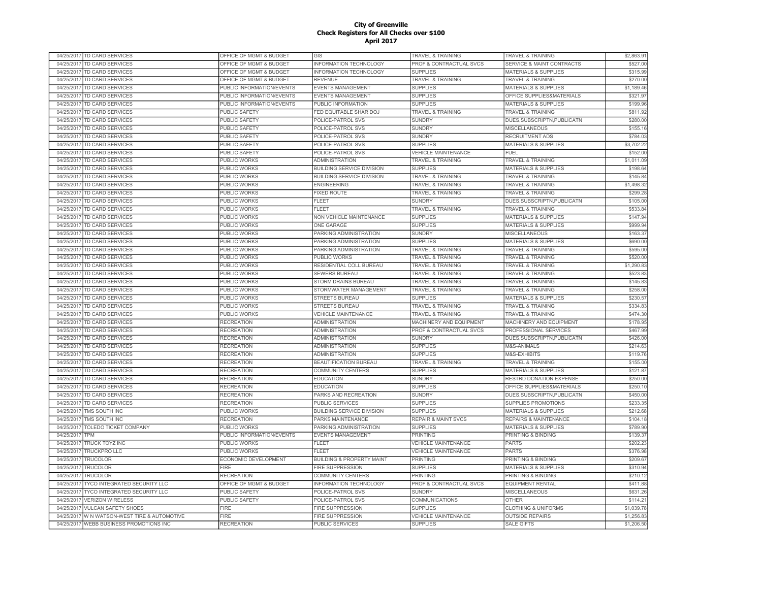# City of Greenville
## Check Registers for All Checks over $100
### April 2017

| | | | | | | |
|---|---|---|---|---|---|---|
| 04/25/2017 | TD CARD SERVICES | OFFICE OF MGMT & BUDGET | GIS | TRAVEL & TRAINING | TRAVEL & TRAINING | $2,863.91 |
| 04/25/2017 | TD CARD SERVICES | OFFICE OF MGMT & BUDGET | INFORMATION TECHNOLOGY | PROF & CONTRACTUAL SVCS | SERVICE & MAINT CONTRACTS | $527.00 |
| 04/25/2017 | TD CARD SERVICES | OFFICE OF MGMT & BUDGET | INFORMATION TECHNOLOGY | SUPPLIES | MATERIALS & SUPPLIES | $315.99 |
| 04/25/2017 | TD CARD SERVICES | OFFICE OF MGMT & BUDGET | REVENUE | TRAVEL & TRAINING | TRAVEL & TRAINING | $270.00 |
| 04/25/2017 | TD CARD SERVICES | PUBLIC INFORMATION/EVENTS | EVENTS MANAGEMENT | SUPPLIES | MATERIALS & SUPPLIES | $1,189.46 |
| 04/25/2017 | TD CARD SERVICES | PUBLIC INFORMATION/EVENTS | EVENTS MANAGEMENT | SUPPLIES | OFFICE SUPPLIES&MATERIALS | $321.97 |
| 04/25/2017 | TD CARD SERVICES | PUBLIC INFORMATION/EVENTS | PUBLIC INFORMATION | SUPPLIES | MATERIALS & SUPPLIES | $199.96 |
| 04/25/2017 | TD CARD SERVICES | PUBLIC SAFETY | FED EQUITABLE SHAR DOJ | TRAVEL & TRAINING | TRAVEL & TRAINING | $811.92 |
| 04/25/2017 | TD CARD SERVICES | PUBLIC SAFETY | POLICE-PATROL SVS | SUNDRY | DUES,SUBSCRIPTN,PUBLICATN | $280.00 |
| 04/25/2017 | TD CARD SERVICES | PUBLIC SAFETY | POLICE-PATROL SVS | SUNDRY | MISCELLANEOUS | $155.16 |
| 04/25/2017 | TD CARD SERVICES | PUBLIC SAFETY | POLICE-PATROL SVS | SUNDRY | RECRUITMENT ADS | $784.03 |
| 04/25/2017 | TD CARD SERVICES | PUBLIC SAFETY | POLICE-PATROL SVS | SUPPLIES | MATERIALS & SUPPLIES | $3,702.22 |
| 04/25/2017 | TD CARD SERVICES | PUBLIC SAFETY | POLICE-PATROL SVS | VEHICLE MAINTENANCE | FUEL | $152.00 |
| 04/25/2017 | TD CARD SERVICES | PUBLIC WORKS | ADMINISTRATION | TRAVEL & TRAINING | TRAVEL & TRAINING | $1,011.09 |
| 04/25/2017 | TD CARD SERVICES | PUBLIC WORKS | BUILDING SERVICE DIVISION | SUPPLIES | MATERIALS & SUPPLIES | $198.64 |
| 04/25/2017 | TD CARD SERVICES | PUBLIC WORKS | BUILDING SERVICE DIVISION | TRAVEL & TRAINING | TRAVEL & TRAINING | $145.84 |
| 04/25/2017 | TD CARD SERVICES | PUBLIC WORKS | ENGINEERING | TRAVEL & TRAINING | TRAVEL & TRAINING | $1,498.32 |
| 04/25/2017 | TD CARD SERVICES | PUBLIC WORKS | FIXED ROUTE | TRAVEL & TRAINING | TRAVEL & TRAINING | $299.28 |
| 04/25/2017 | TD CARD SERVICES | PUBLIC WORKS | FLEET | SUNDRY | DUES,SUBSCRIPTN,PUBLICATN | $105.00 |
| 04/25/2017 | TD CARD SERVICES | PUBLIC WORKS | FLEET | TRAVEL & TRAINING | TRAVEL & TRAINING | $533.84 |
| 04/25/2017 | TD CARD SERVICES | PUBLIC WORKS | NON VEHICLE MAINTENANCE | SUPPLIES | MATERIALS & SUPPLIES | $147.94 |
| 04/25/2017 | TD CARD SERVICES | PUBLIC WORKS | ONE GARAGE | SUPPLIES | MATERIALS & SUPPLIES | $999.94 |
| 04/25/2017 | TD CARD SERVICES | PUBLIC WORKS | PARKING ADMINISTRATION | SUNDRY | MISCELLANEOUS | $163.37 |
| 04/25/2017 | TD CARD SERVICES | PUBLIC WORKS | PARKING ADMINISTRATION | SUPPLIES | MATERIALS & SUPPLIES | $690.00 |
| 04/25/2017 | TD CARD SERVICES | PUBLIC WORKS | PARKING ADMINISTRATION | TRAVEL & TRAINING | TRAVEL & TRAINING | $595.00 |
| 04/25/2017 | TD CARD SERVICES | PUBLIC WORKS | PUBLIC WORKS | TRAVEL & TRAINING | TRAVEL & TRAINING | $520.00 |
| 04/25/2017 | TD CARD SERVICES | PUBLIC WORKS | RESIDENTIAL COLL BUREAU | TRAVEL & TRAINING | TRAVEL & TRAINING | $1,290.83 |
| 04/25/2017 | TD CARD SERVICES | PUBLIC WORKS | SEWERS BUREAU | TRAVEL & TRAINING | TRAVEL & TRAINING | $523.83 |
| 04/25/2017 | TD CARD SERVICES | PUBLIC WORKS | STORM DRAINS BUREAU | TRAVEL & TRAINING | TRAVEL & TRAINING | $145.83 |
| 04/25/2017 | TD CARD SERVICES | PUBLIC WORKS | STORMWATER MANAGEMENT | TRAVEL & TRAINING | TRAVEL & TRAINING | $258.00 |
| 04/25/2017 | TD CARD SERVICES | PUBLIC WORKS | STREETS BUREAU | SUPPLIES | MATERIALS & SUPPLIES | $230.57 |
| 04/25/2017 | TD CARD SERVICES | PUBLIC WORKS | STREETS BUREAU | TRAVEL & TRAINING | TRAVEL & TRAINING | $334.83 |
| 04/25/2017 | TD CARD SERVICES | PUBLIC WORKS | VEHICLE MAINTENANCE | TRAVEL & TRAINING | TRAVEL & TRAINING | $474.30 |
| 04/25/2017 | TD CARD SERVICES | RECREATION | ADMINISTRATION | MACHINERY AND EQUIPMENT | MACHINERY AND EQUIPMENT | $178.95 |
| 04/25/2017 | TD CARD SERVICES | RECREATION | ADMINISTRATION | PROF & CONTRACTUAL SVCS | PROFESSIONAL SERVICES | $467.99 |
| 04/25/2017 | TD CARD SERVICES | RECREATION | ADMINISTRATION | SUNDRY | DUES,SUBSCRIPTN,PUBLICATN | $426.00 |
| 04/25/2017 | TD CARD SERVICES | RECREATION | ADMINISTRATION | SUPPLIES | M&S-ANIMALS | $214.63 |
| 04/25/2017 | TD CARD SERVICES | RECREATION | ADMINISTRATION | SUPPLIES | M&S-EXHIBITS | $119.76 |
| 04/25/2017 | TD CARD SERVICES | RECREATION | BEAUTIFICATION BUREAU | TRAVEL & TRAINING | TRAVEL & TRAINING | $155.00 |
| 04/25/2017 | TD CARD SERVICES | RECREATION | COMMUNITY CENTERS | SUPPLIES | MATERIALS & SUPPLIES | $121.87 |
| 04/25/2017 | TD CARD SERVICES | RECREATION | EDUCATION | SUNDRY | RESTRD DONATION EXPENSE | $250.00 |
| 04/25/2017 | TD CARD SERVICES | RECREATION | EDUCATION | SUPPLIES | OFFICE SUPPLIES&MATERIALS | $250.10 |
| 04/25/2017 | TD CARD SERVICES | RECREATION | PARKS AND RECREATION | SUNDRY | DUES,SUBSCRIPTN,PUBLICATN | $450.00 |
| 04/25/2017 | TD CARD SERVICES | RECREATION | PUBLIC SERVICES | SUPPLIES | SUPPLIES PROMOTIONS | $233.35 |
| 04/25/2017 | TMS SOUTH INC | PUBLIC WORKS | BUILDING SERVICE DIVISION | SUPPLIES | MATERIALS & SUPPLIES | $212.68 |
| 04/25/2017 | TMS SOUTH INC | RECREATION | PARKS MAINTENANCE | REPAIR & MAINT SVCS | REPAIRS & MAINTENANCE | $104.18 |
| 04/25/2017 | TOLEDO TICKET COMPANY | PUBLIC WORKS | PARKING ADMINISTRATION | SUPPLIES | MATERIALS & SUPPLIES | $789.90 |
| 04/25/2017 | TPM | PUBLIC INFORMATION/EVENTS | EVENTS MANAGEMENT | PRINTING | PRINTING & BINDING | $139.37 |
| 04/25/2017 | TRUCK TOYZ INC | PUBLIC WORKS | FLEET | VEHICLE MAINTENANCE | PARTS | $202.23 |
| 04/25/2017 | TRUCKPRO LLC | PUBLIC WORKS | FLEET | VEHICLE MAINTENANCE | PARTS | $376.98 |
| 04/25/2017 | TRUCOLOR | ECONOMIC DEVELOPMENT | BUILDING & PROPERTY MAINT | PRINTING | PRINTING & BINDING | $209.67 |
| 04/25/2017 | TRUCOLOR | FIRE | FIRE SUPPRESSION | SUPPLIES | MATERIALS & SUPPLIES | $310.94 |
| 04/25/2017 | TRUCOLOR | RECREATION | COMMUNITY CENTERS | PRINTING | PRINTING & BINDING | $210.12 |
| 04/25/2017 | TYCO INTEGRATED SECURITY LLC | OFFICE OF MGMT & BUDGET | INFORMATION TECHNOLOGY | PROF & CONTRACTUAL SVCS | EQUIPMENT RENTAL | $411.88 |
| 04/25/2017 | TYCO INTEGRATED SECURITY LLC | PUBLIC SAFETY | POLICE-PATROL SVS | SUNDRY | MISCELLANEOUS | $631.26 |
| 04/25/2017 | VERIZON WIRELESS | PUBLIC SAFETY | POLICE-PATROL SVS | COMMUNICATIONS | OTHER | $114.21 |
| 04/25/2017 | VULCAN SAFETY SHOES | FIRE | FIRE SUPPRESSION | SUPPLIES | CLOTHING & UNIFORMS | $1,039.78 |
| 04/25/2017 | W N WATSON-WEST TIRE & AUTOMOTIVE | FIRE | FIRE SUPPRESSION | VEHICLE MAINTENANCE | OUTSIDE REPAIRS | $1,256.83 |
| 04/25/2017 | WEBB BUSINESS PROMOTIONS INC | RECREATION | PUBLIC SERVICES | SUPPLIES | SALE GIFTS | $1,206.50 |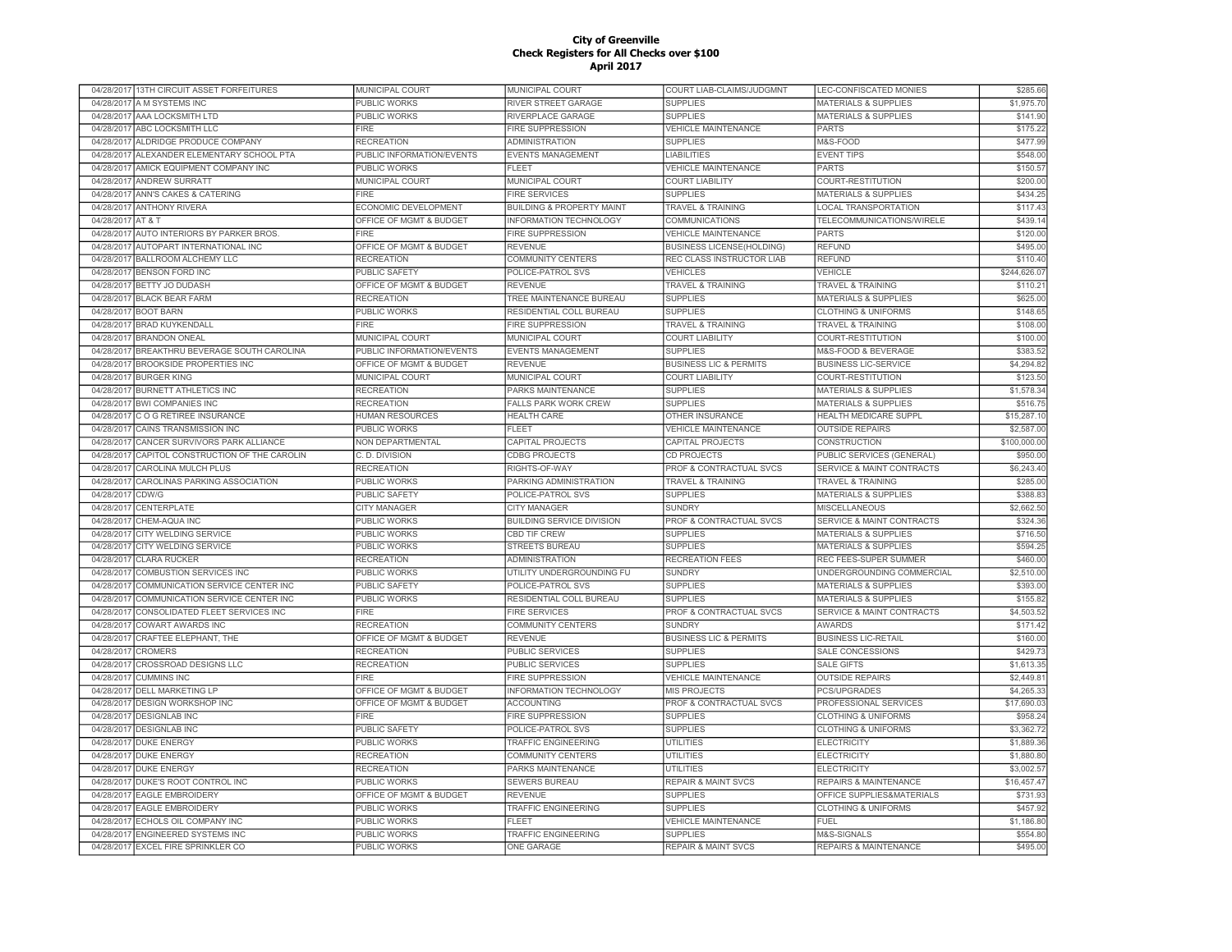# City of Greenville
## Check Registers for All Checks over $100
## April 2017

| | | | | | | |
|---|---|---|---|---|---|---|
| 04/28/2017 | 13TH CIRCUIT ASSET FORFEITURES | MUNICIPAL COURT | MUNICIPAL COURT | COURT LIAB-CLAIMS/JUDGMNT | LEC-CONFISCATED MONIES | $285.66 |
| 04/28/2017 | A M SYSTEMS INC | PUBLIC WORKS | RIVER STREET GARAGE | SUPPLIES | MATERIALS & SUPPLIES | $1,975.70 |
| 04/28/2017 | AAA LOCKSMITH LTD | PUBLIC WORKS | RIVERPLACE GARAGE | SUPPLIES | MATERIALS & SUPPLIES | $141.90 |
| 04/28/2017 | ABC LOCKSMITH LLC | FIRE | FIRE SUPPRESSION | VEHICLE MAINTENANCE | PARTS | $175.22 |
| 04/28/2017 | ALDRIDGE PRODUCE COMPANY | RECREATION | ADMINISTRATION | SUPPLIES | M&S-FOOD | $477.99 |
| 04/28/2017 | ALEXANDER ELEMENTARY SCHOOL PTA | PUBLIC INFORMATION/EVENTS | EVENTS MANAGEMENT | LIABILITIES | EVENT TIPS | $548.00 |
| 04/28/2017 | AMICK EQUIPMENT COMPANY INC | PUBLIC WORKS | FLEET | VEHICLE MAINTENANCE | PARTS | $150.57 |
| 04/28/2017 | ANDREW SURRATT | MUNICIPAL COURT | MUNICIPAL COURT | COURT LIABILITY | COURT-RESTITUTION | $200.00 |
| 04/28/2017 | ANN'S CAKES & CATERING | FIRE | FIRE SERVICES | SUPPLIES | MATERIALS & SUPPLIES | $434.25 |
| 04/28/2017 | ANTHONY RIVERA | ECONOMIC DEVELOPMENT | BUILDING & PROPERTY MAINT | TRAVEL & TRAINING | LOCAL TRANSPORTATION | $117.43 |
| 04/28/2017 | AT & T | OFFICE OF MGMT & BUDGET | INFORMATION TECHNOLOGY | COMMUNICATIONS | TELECOMMUNICATIONS/WIRELE | $439.14 |
| 04/28/2017 | AUTO INTERIORS BY PARKER BROS. | FIRE | FIRE SUPPRESSION | VEHICLE MAINTENANCE | PARTS | $120.00 |
| 04/28/2017 | AUTOPART INTERNATIONAL INC | OFFICE OF MGMT & BUDGET | REVENUE | BUSINESS LICENSE(HOLDING) | REFUND | $495.00 |
| 04/28/2017 | BALLROOM ALCHEMY LLC | RECREATION | COMMUNITY CENTERS | REC CLASS INSTRUCTOR LIAB | REFUND | $110.40 |
| 04/28/2017 | BENSON FORD INC | PUBLIC SAFETY | POLICE-PATROL SVS | VEHICLES | VEHICLE | $244,626.07 |
| 04/28/2017 | BETTY JO DUDASH | OFFICE OF MGMT & BUDGET | REVENUE | TRAVEL & TRAINING | TRAVEL & TRAINING | $110.21 |
| 04/28/2017 | BLACK BEAR FARM | RECREATION | TREE MAINTENANCE BUREAU | SUPPLIES | MATERIALS & SUPPLIES | $625.00 |
| 04/28/2017 | BOOT BARN | PUBLIC WORKS | RESIDENTIAL COLL BUREAU | SUPPLIES | CLOTHING & UNIFORMS | $148.65 |
| 04/28/2017 | BRAD KUYKENDALL | FIRE | FIRE SUPPRESSION | TRAVEL & TRAINING | TRAVEL & TRAINING | $108.00 |
| 04/28/2017 | BRANDON ONEAL | MUNICIPAL COURT | MUNICIPAL COURT | COURT LIABILITY | COURT-RESTITUTION | $100.00 |
| 04/28/2017 | BREAKTHRU BEVERAGE SOUTH CAROLINA | PUBLIC INFORMATION/EVENTS | EVENTS MANAGEMENT | SUPPLIES | M&S-FOOD & BEVERAGE | $383.52 |
| 04/28/2017 | BROOKSIDE PROPERTIES INC | OFFICE OF MGMT & BUDGET | REVENUE | BUSINESS LIC & PERMITS | BUSINESS LIC-SERVICE | $4,294.82 |
| 04/28/2017 | BURGER KING | MUNICIPAL COURT | MUNICIPAL COURT | COURT LIABILITY | COURT-RESTITUTION | $123.50 |
| 04/28/2017 | BURNETT ATHLETICS INC | RECREATION | PARKS MAINTENANCE | SUPPLIES | MATERIALS & SUPPLIES | $1,578.34 |
| 04/28/2017 | BWI COMPANIES INC | RECREATION | FALLS PARK WORK CREW | SUPPLIES | MATERIALS & SUPPLIES | $516.75 |
| 04/28/2017 | C O G RETIREE INSURANCE | HUMAN RESOURCES | HEALTH CARE | OTHER INSURANCE | HEALTH MEDICARE SUPPL | $15,287.10 |
| 04/28/2017 | CAINS TRANSMISSION INC | PUBLIC WORKS | FLEET | VEHICLE MAINTENANCE | OUTSIDE REPAIRS | $2,587.00 |
| 04/28/2017 | CANCER SURVIVORS PARK ALLIANCE | NON DEPARTMENTAL | CAPITAL PROJECTS | CAPITAL PROJECTS | CONSTRUCTION | $100,000.00 |
| 04/28/2017 | CAPITOL CONSTRUCTION OF THE CAROLIN | C. D. DIVISION | CDBG PROJECTS | CD PROJECTS | PUBLIC SERVICES (GENERAL) | $950.00 |
| 04/28/2017 | CAROLINA MULCH PLUS | RECREATION | RIGHTS-OF-WAY | PROF & CONTRACTUAL SVCS | SERVICE & MAINT CONTRACTS | $6,243.40 |
| 04/28/2017 | CAROLINAS PARKING ASSOCIATION | PUBLIC WORKS | PARKING ADMINISTRATION | TRAVEL & TRAINING | TRAVEL & TRAINING | $285.00 |
| 04/28/2017 | CDW/G | PUBLIC SAFETY | POLICE-PATROL SVS | SUPPLIES | MATERIALS & SUPPLIES | $388.83 |
| 04/28/2017 | CENTERPLATE | CITY MANAGER | CITY MANAGER | SUNDRY | MISCELLANEOUS | $2,662.50 |
| 04/28/2017 | CHEM-AQUA INC | PUBLIC WORKS | BUILDING SERVICE DIVISION | PROF & CONTRACTUAL SVCS | SERVICE & MAINT CONTRACTS | $324.36 |
| 04/28/2017 | CITY WELDING SERVICE | PUBLIC WORKS | CBD TIF CREW | SUPPLIES | MATERIALS & SUPPLIES | $716.50 |
| 04/28/2017 | CITY WELDING SERVICE | PUBLIC WORKS | STREETS BUREAU | SUPPLIES | MATERIALS & SUPPLIES | $594.25 |
| 04/28/2017 | CLARA RUCKER | RECREATION | ADMINISTRATION | RECREATION FEES | REC FEES-SUPER SUMMER | $460.00 |
| 04/28/2017 | COMBUSTION SERVICES INC | PUBLIC WORKS | UTILITY UNDERGROUNDING FU | SUNDRY | UNDERGROUNDING COMMERCIAL | $2,510.00 |
| 04/28/2017 | COMMUNICATION SERVICE CENTER INC | PUBLIC SAFETY | POLICE-PATROL SVS | SUPPLIES | MATERIALS & SUPPLIES | $393.00 |
| 04/28/2017 | COMMUNICATION SERVICE CENTER INC | PUBLIC WORKS | RESIDENTIAL COLL BUREAU | SUPPLIES | MATERIALS & SUPPLIES | $155.82 |
| 04/28/2017 | CONSOLIDATED FLEET SERVICES INC | FIRE | FIRE SERVICES | PROF & CONTRACTUAL SVCS | SERVICE & MAINT CONTRACTS | $4,503.52 |
| 04/28/2017 | COWART AWARDS INC | RECREATION | COMMUNITY CENTERS | SUNDRY | AWARDS | $171.42 |
| 04/28/2017 | CRAFTEE ELEPHANT, THE | OFFICE OF MGMT & BUDGET | REVENUE | BUSINESS LIC & PERMITS | BUSINESS LIC-RETAIL | $160.00 |
| 04/28/2017 | CROMERS | RECREATION | PUBLIC SERVICES | SUPPLIES | SALE CONCESSIONS | $429.73 |
| 04/28/2017 | CROSSROAD DESIGNS LLC | RECREATION | PUBLIC SERVICES | SUPPLIES | SALE GIFTS | $1,613.35 |
| 04/28/2017 | CUMMINS INC | FIRE | FIRE SUPPRESSION | VEHICLE MAINTENANCE | OUTSIDE REPAIRS | $2,449.81 |
| 04/28/2017 | DELL MARKETING LP | OFFICE OF MGMT & BUDGET | INFORMATION TECHNOLOGY | MIS PROJECTS | PCS/UPGRADES | $4,265.33 |
| 04/28/2017 | DESIGN WORKSHOP INC | OFFICE OF MGMT & BUDGET | ACCOUNTING | PROF & CONTRACTUAL SVCS | PROFESSIONAL SERVICES | $17,690.03 |
| 04/28/2017 | DESIGNLAB INC | FIRE | FIRE SUPPRESSION | SUPPLIES | CLOTHING & UNIFORMS | $958.24 |
| 04/28/2017 | DESIGNLAB INC | PUBLIC SAFETY | POLICE-PATROL SVS | SUPPLIES | CLOTHING & UNIFORMS | $3,362.72 |
| 04/28/2017 | DUKE ENERGY | PUBLIC WORKS | TRAFFIC ENGINEERING | UTILITIES | ELECTRICITY | $1,889.36 |
| 04/28/2017 | DUKE ENERGY | RECREATION | COMMUNITY CENTERS | UTILITIES | ELECTRICITY | $1,880.80 |
| 04/28/2017 | DUKE ENERGY | RECREATION | PARKS MAINTENANCE | UTILITIES | ELECTRICITY | $3,002.57 |
| 04/28/2017 | DUKE'S ROOT CONTROL INC | PUBLIC WORKS | SEWERS BUREAU | REPAIR & MAINT SVCS | REPAIRS & MAINTENANCE | $16,457.47 |
| 04/28/2017 | EAGLE EMBROIDERY | OFFICE OF MGMT & BUDGET | REVENUE | SUPPLIES | OFFICE SUPPLIES&MATERIALS | $731.93 |
| 04/28/2017 | EAGLE EMBROIDERY | PUBLIC WORKS | TRAFFIC ENGINEERING | SUPPLIES | CLOTHING & UNIFORMS | $457.92 |
| 04/28/2017 | ECHOLS OIL COMPANY INC | PUBLIC WORKS | FLEET | VEHICLE MAINTENANCE | FUEL | $1,186.80 |
| 04/28/2017 | ENGINEERED SYSTEMS INC | PUBLIC WORKS | TRAFFIC ENGINEERING | SUPPLIES | M&S-SIGNALS | $554.80 |
| 04/28/2017 | EXCEL FIRE SPRINKLER CO | PUBLIC WORKS | ONE GARAGE | REPAIR & MAINT SVCS | REPAIRS & MAINTENANCE | $495.00 |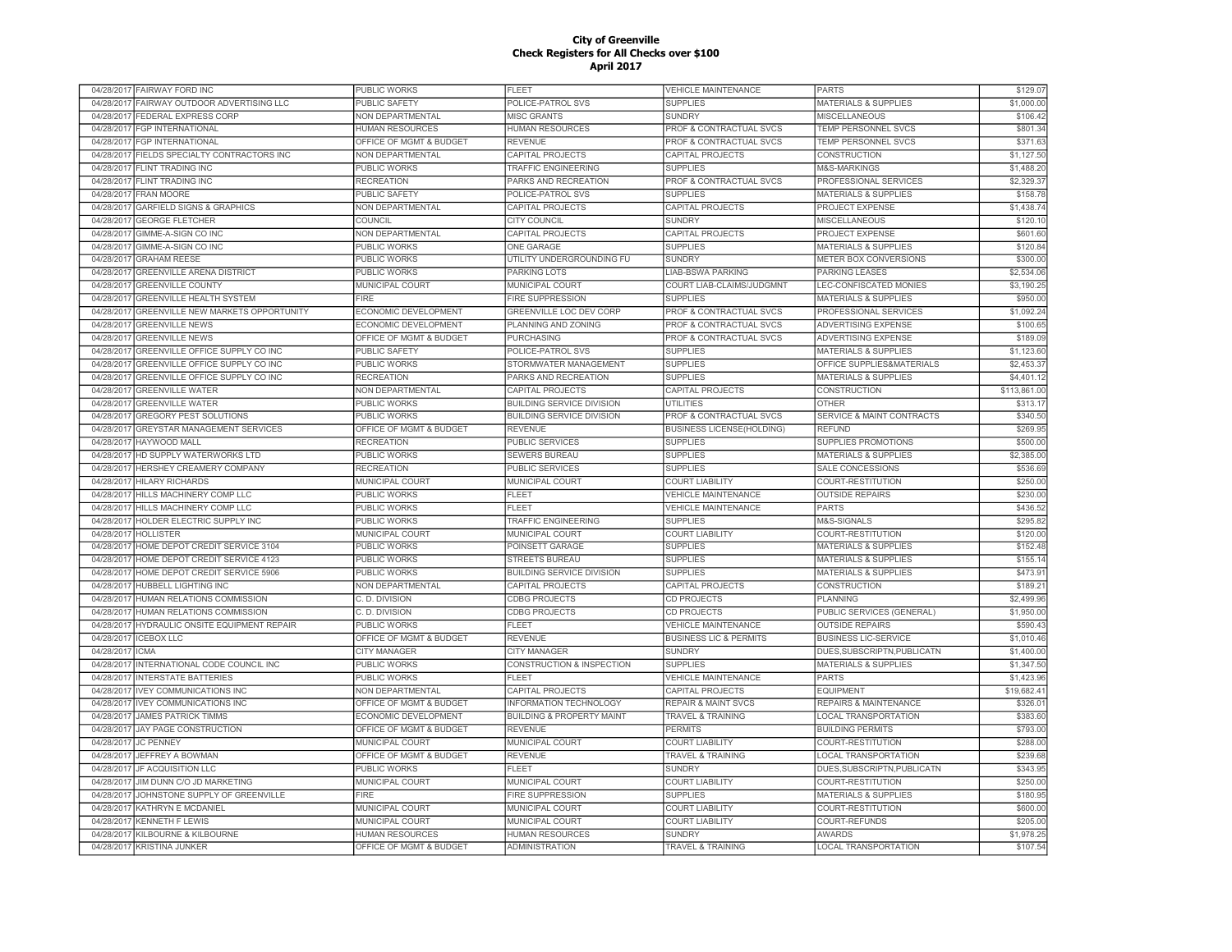# City of Greenville
## Check Registers for All Checks over $100
## April 2017

| | | | | | | |
|---|---|---|---|---|---|---|
| 04/28/2017 | FAIRWAY FORD INC | PUBLIC WORKS | FLEET | VEHICLE MAINTENANCE | PARTS | $129.07 |
| 04/28/2017 | FAIRWAY OUTDOOR ADVERTISING LLC | PUBLIC SAFETY | POLICE-PATROL SVS | SUPPLIES | MATERIALS & SUPPLIES | $1,000.00 |
| 04/28/2017 | FEDERAL EXPRESS CORP | NON DEPARTMENTAL | MISC GRANTS | SUNDRY | MISCELLANEOUS | $106.42 |
| 04/28/2017 | FGP INTERNATIONAL | HUMAN RESOURCES | HUMAN RESOURCES | PROF & CONTRACTUAL SVCS | TEMP PERSONNEL SVCS | $801.34 |
| 04/28/2017 | FGP INTERNATIONAL | OFFICE OF MGMT & BUDGET | REVENUE | PROF & CONTRACTUAL SVCS | TEMP PERSONNEL SVCS | $371.63 |
| 04/28/2017 | FIELDS SPECIALTY CONTRACTORS INC | NON DEPARTMENTAL | CAPITAL PROJECTS | CAPITAL PROJECTS | CONSTRUCTION | $1,127.50 |
| 04/28/2017 | FLINT TRADING INC | PUBLIC WORKS | TRAFFIC ENGINEERING | SUPPLIES | M&S-MARKINGS | $1,488.20 |
| 04/28/2017 | FLINT TRADING INC | RECREATION | PARKS AND RECREATION | PROF & CONTRACTUAL SVCS | PROFESSIONAL SERVICES | $2,329.37 |
| 04/28/2017 | FRAN MOORE | PUBLIC SAFETY | POLICE-PATROL SVS | SUPPLIES | MATERIALS & SUPPLIES | $158.78 |
| 04/28/2017 | GARFIELD SIGNS & GRAPHICS | NON DEPARTMENTAL | CAPITAL PROJECTS | CAPITAL PROJECTS | PROJECT EXPENSE | $1,438.74 |
| 04/28/2017 | GEORGE FLETCHER | COUNCIL | CITY COUNCIL | SUNDRY | MISCELLANEOUS | $120.10 |
| 04/28/2017 | GIMME-A-SIGN CO INC | NON DEPARTMENTAL | CAPITAL PROJECTS | CAPITAL PROJECTS | PROJECT EXPENSE | $601.60 |
| 04/28/2017 | GIMME-A-SIGN CO INC | PUBLIC WORKS | ONE GARAGE | SUPPLIES | MATERIALS & SUPPLIES | $120.84 |
| 04/28/2017 | GRAHAM REESE | PUBLIC WORKS | UTILITY UNDERGROUNDING FU | SUNDRY | METER BOX CONVERSIONS | $300.00 |
| 04/28/2017 | GREENVILLE ARENA DISTRICT | PUBLIC WORKS | PARKING LOTS | LIAB-BSWA PARKING | PARKING LEASES | $2,534.06 |
| 04/28/2017 | GREENVILLE COUNTY | MUNICIPAL COURT | MUNICIPAL COURT | COURT LIAB-CLAIMS/JUDGMNT | LEC-CONFISCATED MONIES | $3,190.25 |
| 04/28/2017 | GREENVILLE HEALTH SYSTEM | FIRE | FIRE SUPPRESSION | SUPPLIES | MATERIALS & SUPPLIES | $950.00 |
| 04/28/2017 | GREENVILLE NEW MARKETS OPPORTUNITY | ECONOMIC DEVELOPMENT | GREENVILLE LOC DEV CORP | PROF & CONTRACTUAL SVCS | PROFESSIONAL SERVICES | $1,092.24 |
| 04/28/2017 | GREENVILLE NEWS | ECONOMIC DEVELOPMENT | PLANNING AND ZONING | PROF & CONTRACTUAL SVCS | ADVERTISING EXPENSE | $100.65 |
| 04/28/2017 | GREENVILLE NEWS | OFFICE OF MGMT & BUDGET | PURCHASING | PROF & CONTRACTUAL SVCS | ADVERTISING EXPENSE | $189.09 |
| 04/28/2017 | GREENVILLE OFFICE SUPPLY CO INC | PUBLIC SAFETY | POLICE-PATROL SVS | SUPPLIES | MATERIALS & SUPPLIES | $1,123.60 |
| 04/28/2017 | GREENVILLE OFFICE SUPPLY CO INC | PUBLIC WORKS | STORMWATER MANAGEMENT | SUPPLIES | OFFICE SUPPLIES&MATERIALS | $2,453.37 |
| 04/28/2017 | GREENVILLE OFFICE SUPPLY CO INC | RECREATION | PARKS AND RECREATION | SUPPLIES | MATERIALS & SUPPLIES | $4,401.12 |
| 04/28/2017 | GREENVILLE WATER | NON DEPARTMENTAL | CAPITAL PROJECTS | CAPITAL PROJECTS | CONSTRUCTION | $113,861.00 |
| 04/28/2017 | GREENVILLE WATER | PUBLIC WORKS | BUILDING SERVICE DIVISION | UTILITIES | OTHER | $313.17 |
| 04/28/2017 | GREGORY PEST SOLUTIONS | PUBLIC WORKS | BUILDING SERVICE DIVISION | PROF & CONTRACTUAL SVCS | SERVICE & MAINT CONTRACTS | $340.50 |
| 04/28/2017 | GREYSTAR MANAGEMENT SERVICES | OFFICE OF MGMT & BUDGET | REVENUE | BUSINESS LICENSE(HOLDING) | REFUND | $269.95 |
| 04/28/2017 | HAYWOOD MALL | RECREATION | PUBLIC SERVICES | SUPPLIES | SUPPLIES PROMOTIONS | $500.00 |
| 04/28/2017 | HD SUPPLY WATERWORKS LTD | PUBLIC WORKS | SEWERS BUREAU | SUPPLIES | MATERIALS & SUPPLIES | $2,385.00 |
| 04/28/2017 | HERSHEY CREAMERY COMPANY | RECREATION | PUBLIC SERVICES | SUPPLIES | SALE CONCESSIONS | $536.69 |
| 04/28/2017 | HILARY RICHARDS | MUNICIPAL COURT | MUNICIPAL COURT | COURT LIABILITY | COURT-RESTITUTION | $250.00 |
| 04/28/2017 | HILLS MACHINERY COMP LLC | PUBLIC WORKS | FLEET | VEHICLE MAINTENANCE | OUTSIDE REPAIRS | $230.00 |
| 04/28/2017 | HILLS MACHINERY COMP LLC | PUBLIC WORKS | FLEET | VEHICLE MAINTENANCE | PARTS | $436.52 |
| 04/28/2017 | HOLDER ELECTRIC SUPPLY INC | PUBLIC WORKS | TRAFFIC ENGINEERING | SUPPLIES | M&S-SIGNALS | $295.82 |
| 04/28/2017 | HOLLISTER | MUNICIPAL COURT | MUNICIPAL COURT | COURT LIABILITY | COURT-RESTITUTION | $120.00 |
| 04/28/2017 | HOME DEPOT CREDIT SERVICE 3104 | PUBLIC WORKS | POINSETT GARAGE | SUPPLIES | MATERIALS & SUPPLIES | $152.48 |
| 04/28/2017 | HOME DEPOT CREDIT SERVICE 4123 | PUBLIC WORKS | STREETS BUREAU | SUPPLIES | MATERIALS & SUPPLIES | $155.14 |
| 04/28/2017 | HOME DEPOT CREDIT SERVICE 5906 | PUBLIC WORKS | BUILDING SERVICE DIVISION | SUPPLIES | MATERIALS & SUPPLIES | $473.91 |
| 04/28/2017 | HUBBELL LIGHTING INC | NON DEPARTMENTAL | CAPITAL PROJECTS | CAPITAL PROJECTS | CONSTRUCTION | $189.21 |
| 04/28/2017 | HUMAN RELATIONS COMMISSION | C. D. DIVISION | CDBG PROJECTS | CD PROJECTS | PLANNING | $2,499.96 |
| 04/28/2017 | HUMAN RELATIONS COMMISSION | C. D. DIVISION | CDBG PROJECTS | CD PROJECTS | PUBLIC SERVICES (GENERAL) | $1,950.00 |
| 04/28/2017 | HYDRAULIC ONSITE EQUIPMENT REPAIR | PUBLIC WORKS | FLEET | VEHICLE MAINTENANCE | OUTSIDE REPAIRS | $590.43 |
| 04/28/2017 | ICEBOX LLC | OFFICE OF MGMT & BUDGET | REVENUE | BUSINESS LIC & PERMITS | BUSINESS LIC-SERVICE | $1,010.46 |
| 04/28/2017 | ICMA | CITY MANAGER | CITY MANAGER | SUNDRY | DUES,SUBSCRIPTN,PUBLICATN | $1,400.00 |
| 04/28/2017 | INTERNATIONAL CODE COUNCIL INC | PUBLIC WORKS | CONSTRUCTION & INSPECTION | SUPPLIES | MATERIALS & SUPPLIES | $1,347.50 |
| 04/28/2017 | INTERSTATE BATTERIES | PUBLIC WORKS | FLEET | VEHICLE MAINTENANCE | PARTS | $1,423.96 |
| 04/28/2017 | IVEY COMMUNICATIONS INC | NON DEPARTMENTAL | CAPITAL PROJECTS | CAPITAL PROJECTS | EQUIPMENT | $19,682.41 |
| 04/28/2017 | IVEY COMMUNICATIONS INC | OFFICE OF MGMT & BUDGET | INFORMATION TECHNOLOGY | REPAIR & MAINT SVCS | REPAIRS & MAINTENANCE | $326.01 |
| 04/28/2017 | JAMES PATRICK TIMMS | ECONOMIC DEVELOPMENT | BUILDING & PROPERTY MAINT | TRAVEL & TRAINING | LOCAL TRANSPORTATION | $383.60 |
| 04/28/2017 | JAY PAGE CONSTRUCTION | OFFICE OF MGMT & BUDGET | REVENUE | PERMITS | BUILDING PERMITS | $793.00 |
| 04/28/2017 | JC PENNEY | MUNICIPAL COURT | MUNICIPAL COURT | COURT LIABILITY | COURT-RESTITUTION | $288.00 |
| 04/28/2017 | JEFFREY A BOWMAN | OFFICE OF MGMT & BUDGET | REVENUE | TRAVEL & TRAINING | LOCAL TRANSPORTATION | $239.68 |
| 04/28/2017 | JF ACQUISITION LLC | PUBLIC WORKS | FLEET | SUNDRY | DUES,SUBSCRIPTN,PUBLICATN | $343.95 |
| 04/28/2017 | JIM DUNN C/O JD MARKETING | MUNICIPAL COURT | MUNICIPAL COURT | COURT LIABILITY | COURT-RESTITUTION | $250.00 |
| 04/28/2017 | JOHNSTONE SUPPLY OF GREENVILLE | FIRE | FIRE SUPPRESSION | SUPPLIES | MATERIALS & SUPPLIES | $180.95 |
| 04/28/2017 | KATHRYN E MCDANIEL | MUNICIPAL COURT | MUNICIPAL COURT | COURT LIABILITY | COURT-RESTITUTION | $600.00 |
| 04/28/2017 | KENNETH F LEWIS | MUNICIPAL COURT | MUNICIPAL COURT | COURT LIABILITY | COURT-REFUNDS | $205.00 |
| 04/28/2017 | KILBOURNE & KILBOURNE | HUMAN RESOURCES | HUMAN RESOURCES | SUNDRY | AWARDS | $1,978.25 |
| 04/28/2017 | KRISTINA JUNKER | OFFICE OF MGMT & BUDGET | ADMINISTRATION | TRAVEL & TRAINING | LOCAL TRANSPORTATION | $107.54 |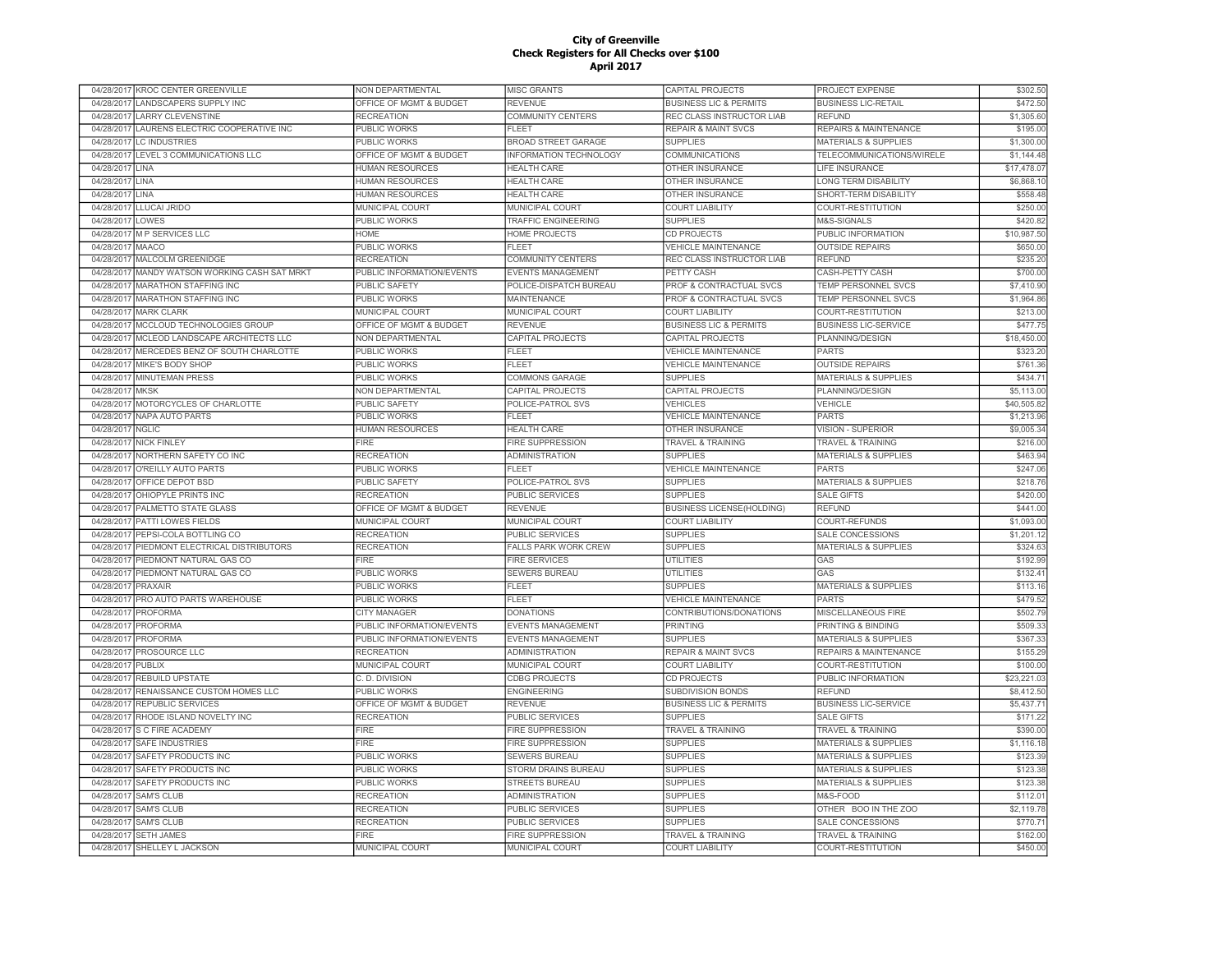# City of Greenville
## Check Registers for All Checks over $100
### April 2017

| | | | | | | |
|---|---|---|---|---|---|---|
| 04/28/2017 | KROC CENTER GREENVILLE | NON DEPARTMENTAL | MISC GRANTS | CAPITAL PROJECTS | PROJECT EXPENSE | $302.50 |
| 04/28/2017 | LANDSCAPERS SUPPLY INC | OFFICE OF MGMT & BUDGET | REVENUE | BUSINESS LIC & PERMITS | BUSINESS LIC-RETAIL | $472.50 |
| 04/28/2017 | LARRY CLEVENSTINE | RECREATION | COMMUNITY CENTERS | REC CLASS INSTRUCTOR LIAB | REFUND | $1,305.60 |
| 04/28/2017 | LAURENS ELECTRIC COOPERATIVE INC | PUBLIC WORKS | FLEET | REPAIR & MAINT SVCS | REPAIRS & MAINTENANCE | $195.00 |
| 04/28/2017 | LC INDUSTRIES | PUBLIC WORKS | BROAD STREET GARAGE | SUPPLIES | MATERIALS & SUPPLIES | $1,300.00 |
| 04/28/2017 | LEVEL 3 COMMUNICATIONS LLC | OFFICE OF MGMT & BUDGET | INFORMATION TECHNOLOGY | COMMUNICATIONS | TELECOMMUNICATIONS/WIRELE | $1,144.48 |
| 04/28/2017 | LINA | HUMAN RESOURCES | HEALTH CARE | OTHER INSURANCE | LIFE INSURANCE | $17,478.07 |
| 04/28/2017 | LINA | HUMAN RESOURCES | HEALTH CARE | OTHER INSURANCE | LONG TERM DISABILITY | $6,868.10 |
| 04/28/2017 | LINA | HUMAN RESOURCES | HEALTH CARE | OTHER INSURANCE | SHORT-TERM DISABILITY | $558.48 |
| 04/28/2017 | LLUCAI JRIDO | MUNICIPAL COURT | MUNICIPAL COURT | COURT LIABILITY | COURT-RESTITUTION | $250.00 |
| 04/28/2017 | LOWES | PUBLIC WORKS | TRAFFIC ENGINEERING | SUPPLIES | M&S-SIGNALS | $420.82 |
| 04/28/2017 | M P SERVICES LLC | HOME | HOME PROJECTS | CD PROJECTS | PUBLIC INFORMATION | $10,987.50 |
| 04/28/2017 | MAACO | PUBLIC WORKS | FLEET | VEHICLE MAINTENANCE | OUTSIDE REPAIRS | $650.00 |
| 04/28/2017 | MALCOLM GREENIDGE | RECREATION | COMMUNITY CENTERS | REC CLASS INSTRUCTOR LIAB | REFUND | $235.20 |
| 04/28/2017 | MANDY WATSON WORKING CASH SAT MRKT | PUBLIC INFORMATION/EVENTS | EVENTS MANAGEMENT | PETTY CASH | CASH-PETTY CASH | $700.00 |
| 04/28/2017 | MARATHON STAFFING INC | PUBLIC SAFETY | POLICE-DISPATCH BUREAU | PROF & CONTRACTUAL SVCS | TEMP PERSONNEL SVCS | $7,410.90 |
| 04/28/2017 | MARATHON STAFFING INC | PUBLIC WORKS | MAINTENANCE | PROF & CONTRACTUAL SVCS | TEMP PERSONNEL SVCS | $1,964.86 |
| 04/28/2017 | MARK CLARK | MUNICIPAL COURT | MUNICIPAL COURT | COURT LIABILITY | COURT-RESTITUTION | $213.00 |
| 04/28/2017 | MCCLOUD TECHNOLOGIES GROUP | OFFICE OF MGMT & BUDGET | REVENUE | BUSINESS LIC & PERMITS | BUSINESS LIC-SERVICE | $477.75 |
| 04/28/2017 | MCLEOD LANDSCAPE ARCHITECTS LLC | NON DEPARTMENTAL | CAPITAL PROJECTS | CAPITAL PROJECTS | PLANNING/DESIGN | $18,450.00 |
| 04/28/2017 | MERCEDES BENZ OF SOUTH CHARLOTTE | PUBLIC WORKS | FLEET | VEHICLE MAINTENANCE | PARTS | $323.20 |
| 04/28/2017 | MIKE'S BODY SHOP | PUBLIC WORKS | FLEET | VEHICLE MAINTENANCE | OUTSIDE REPAIRS | $761.36 |
| 04/28/2017 | MINUTEMAN PRESS | PUBLIC WORKS | COMMONS GARAGE | SUPPLIES | MATERIALS & SUPPLIES | $434.71 |
| 04/28/2017 | MKSK | NON DEPARTMENTAL | CAPITAL PROJECTS | CAPITAL PROJECTS | PLANNING/DESIGN | $5,113.00 |
| 04/28/2017 | MOTORCYCLES OF CHARLOTTE | PUBLIC SAFETY | POLICE-PATROL SVS | VEHICLES | VEHICLE | $40,505.82 |
| 04/28/2017 | NAPA AUTO PARTS | PUBLIC WORKS | FLEET | VEHICLE MAINTENANCE | PARTS | $1,213.96 |
| 04/28/2017 | NGLIC | HUMAN RESOURCES | HEALTH CARE | OTHER INSURANCE | VISION - SUPERIOR | $9,005.34 |
| 04/28/2017 | NICK FINLEY | FIRE | FIRE SUPPRESSION | TRAVEL & TRAINING | TRAVEL & TRAINING | $216.00 |
| 04/28/2017 | NORTHERN SAFETY CO INC | RECREATION | ADMINISTRATION | SUPPLIES | MATERIALS & SUPPLIES | $463.94 |
| 04/28/2017 | O'REILLY AUTO PARTS | PUBLIC WORKS | FLEET | VEHICLE MAINTENANCE | PARTS | $247.06 |
| 04/28/2017 | OFFICE DEPOT BSD | PUBLIC SAFETY | POLICE-PATROL SVS | SUPPLIES | MATERIALS & SUPPLIES | $218.76 |
| 04/28/2017 | OHIOPYLE PRINTS INC | RECREATION | PUBLIC SERVICES | SUPPLIES | SALE GIFTS | $420.00 |
| 04/28/2017 | PALMETTO STATE GLASS | OFFICE OF MGMT & BUDGET | REVENUE | BUSINESS LICENSE(HOLDING) | REFUND | $441.00 |
| 04/28/2017 | PATTI LOWES FIELDS | MUNICIPAL COURT | MUNICIPAL COURT | COURT LIABILITY | COURT-REFUNDS | $1,093.00 |
| 04/28/2017 | PEPSI-COLA BOTTLING CO | RECREATION | PUBLIC SERVICES | SUPPLIES | SALE CONCESSIONS | $1,201.12 |
| 04/28/2017 | PIEDMONT ELECTRICAL DISTRIBUTORS | RECREATION | FALLS PARK WORK CREW | SUPPLIES | MATERIALS & SUPPLIES | $324.63 |
| 04/28/2017 | PIEDMONT NATURAL GAS CO | FIRE | FIRE SERVICES | UTILITIES | GAS | $192.99 |
| 04/28/2017 | PIEDMONT NATURAL GAS CO | PUBLIC WORKS | SEWERS BUREAU | UTILITIES | GAS | $132.41 |
| 04/28/2017 | PRAXAIR | PUBLIC WORKS | FLEET | SUPPLIES | MATERIALS & SUPPLIES | $113.16 |
| 04/28/2017 | PRO AUTO PARTS WAREHOUSE | PUBLIC WORKS | FLEET | VEHICLE MAINTENANCE | PARTS | $479.52 |
| 04/28/2017 | PROFORMA | CITY MANAGER | DONATIONS | CONTRIBUTIONS/DONATIONS | MISCELLANEOUS FIRE | $502.79 |
| 04/28/2017 | PROFORMA | PUBLIC INFORMATION/EVENTS | EVENTS MANAGEMENT | PRINTING | PRINTING & BINDING | $509.33 |
| 04/28/2017 | PROFORMA | PUBLIC INFORMATION/EVENTS | EVENTS MANAGEMENT | SUPPLIES | MATERIALS & SUPPLIES | $367.33 |
| 04/28/2017 | PROSOURCE LLC | RECREATION | ADMINISTRATION | REPAIR & MAINT SVCS | REPAIRS & MAINTENANCE | $155.29 |
| 04/28/2017 | PUBLIX | MUNICIPAL COURT | MUNICIPAL COURT | COURT LIABILITY | COURT-RESTITUTION | $100.00 |
| 04/28/2017 | REBUILD UPSTATE | C. D. DIVISION | CDBG PROJECTS | CD PROJECTS | PUBLIC INFORMATION | $23,221.03 |
| 04/28/2017 | RENAISSANCE CUSTOM HOMES LLC | PUBLIC WORKS | ENGINEERING | SUBDIVISION BONDS | REFUND | $8,412.50 |
| 04/28/2017 | REPUBLIC SERVICES | OFFICE OF MGMT & BUDGET | REVENUE | BUSINESS LIC & PERMITS | BUSINESS LIC-SERVICE | $5,437.71 |
| 04/28/2017 | RHODE ISLAND NOVELTY INC | RECREATION | PUBLIC SERVICES | SUPPLIES | SALE GIFTS | $171.22 |
| 04/28/2017 | S C FIRE ACADEMY | FIRE | FIRE SUPPRESSION | TRAVEL & TRAINING | TRAVEL & TRAINING | $390.00 |
| 04/28/2017 | SAFE INDUSTRIES | FIRE | FIRE SUPPRESSION | SUPPLIES | MATERIALS & SUPPLIES | $1,116.18 |
| 04/28/2017 | SAFETY PRODUCTS INC | PUBLIC WORKS | SEWERS BUREAU | SUPPLIES | MATERIALS & SUPPLIES | $123.39 |
| 04/28/2017 | SAFETY PRODUCTS INC | PUBLIC WORKS | STORM DRAINS BUREAU | SUPPLIES | MATERIALS & SUPPLIES | $123.38 |
| 04/28/2017 | SAFETY PRODUCTS INC | PUBLIC WORKS | STREETS BUREAU | SUPPLIES | MATERIALS & SUPPLIES | $123.38 |
| 04/28/2017 | SAM'S CLUB | RECREATION | ADMINISTRATION | SUPPLIES | M&S-FOOD | $112.01 |
| 04/28/2017 | SAM'S CLUB | RECREATION | PUBLIC SERVICES | SUPPLIES | OTHER BOO IN THE ZOO | $2,119.78 |
| 04/28/2017 | SAM'S CLUB | RECREATION | PUBLIC SERVICES | SUPPLIES | SALE CONCESSIONS | $770.71 |
| 04/28/2017 | SETH JAMES | FIRE | FIRE SUPPRESSION | TRAVEL & TRAINING | TRAVEL & TRAINING | $162.00 |
| 04/28/2017 | SHELLEY L JACKSON | MUNICIPAL COURT | MUNICIPAL COURT | COURT LIABILITY | COURT-RESTITUTION | $450.00 |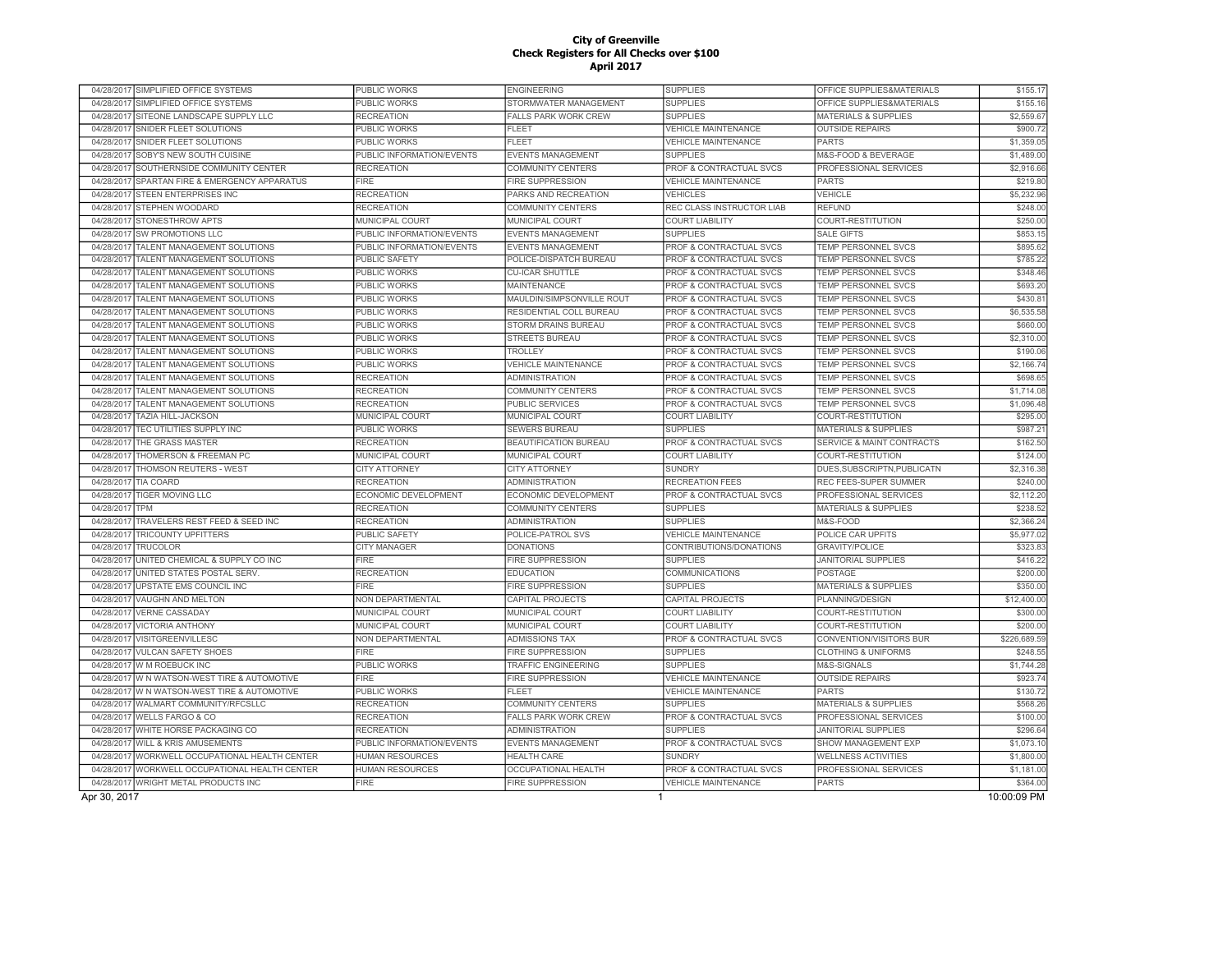# City of Greenville
## Check Registers for All Checks over $100
### April 2017

| | | | | | | |
|---|---|---|---|---|---|---|
| 04/28/2017 | SIMPLIFIED OFFICE SYSTEMS | PUBLIC WORKS | ENGINEERING | SUPPLIES | OFFICE SUPPLIES&MATERIALS | $155.17 |
| 04/28/2017 | SIMPLIFIED OFFICE SYSTEMS | PUBLIC WORKS | STORMWATER MANAGEMENT | SUPPLIES | OFFICE SUPPLIES&MATERIALS | $155.16 |
| 04/28/2017 | SITEONE LANDSCAPE SUPPLY LLC | RECREATION | FALLS PARK WORK CREW | SUPPLIES | MATERIALS & SUPPLIES | $2,559.67 |
| 04/28/2017 | SNIDER FLEET SOLUTIONS | PUBLIC WORKS | FLEET | VEHICLE MAINTENANCE | OUTSIDE REPAIRS | $900.72 |
| 04/28/2017 | SNIDER FLEET SOLUTIONS | PUBLIC WORKS | FLEET | VEHICLE MAINTENANCE | PARTS | $1,359.05 |
| 04/28/2017 | SOBY'S NEW SOUTH CUISINE | PUBLIC INFORMATION/EVENTS | EVENTS MANAGEMENT | SUPPLIES | M&S-FOOD & BEVERAGE | $1,489.00 |
| 04/28/2017 | SOUTHERNSIDE COMMUNITY CENTER | RECREATION | COMMUNITY CENTERS | PROF & CONTRACTUAL SVCS | PROFESSIONAL SERVICES | $2,916.66 |
| 04/28/2017 | SPARTAN FIRE & EMERGENCY APPARATUS | FIRE | FIRE SUPPRESSION | VEHICLE MAINTENANCE | PARTS | $219.80 |
| 04/28/2017 | STEEN ENTERPRISES INC | RECREATION | PARKS AND RECREATION | VEHICLES | VEHICLE | $5,232.96 |
| 04/28/2017 | STEPHEN WOODARD | RECREATION | COMMUNITY CENTERS | REC CLASS INSTRUCTOR LIAB | REFUND | $248.00 |
| 04/28/2017 | STONESTHROW APTS | MUNICIPAL COURT | MUNICIPAL COURT | COURT LIABILITY | COURT-RESTITUTION | $250.00 |
| 04/28/2017 | SW PROMOTIONS LLC | PUBLIC INFORMATION/EVENTS | EVENTS MANAGEMENT | SUPPLIES | SALE GIFTS | $853.15 |
| 04/28/2017 | TALENT MANAGEMENT SOLUTIONS | PUBLIC INFORMATION/EVENTS | EVENTS MANAGEMENT | PROF & CONTRACTUAL SVCS | TEMP PERSONNEL SVCS | $895.62 |
| 04/28/2017 | TALENT MANAGEMENT SOLUTIONS | PUBLIC SAFETY | POLICE-DISPATCH BUREAU | PROF & CONTRACTUAL SVCS | TEMP PERSONNEL SVCS | $785.22 |
| 04/28/2017 | TALENT MANAGEMENT SOLUTIONS | PUBLIC WORKS | CU-ICAR SHUTTLE | PROF & CONTRACTUAL SVCS | TEMP PERSONNEL SVCS | $348.46 |
| 04/28/2017 | TALENT MANAGEMENT SOLUTIONS | PUBLIC WORKS | MAINTENANCE | PROF & CONTRACTUAL SVCS | TEMP PERSONNEL SVCS | $693.20 |
| 04/28/2017 | TALENT MANAGEMENT SOLUTIONS | PUBLIC WORKS | MAULDIN/SIMPSONVILLE ROUT | PROF & CONTRACTUAL SVCS | TEMP PERSONNEL SVCS | $430.81 |
| 04/28/2017 | TALENT MANAGEMENT SOLUTIONS | PUBLIC WORKS | RESIDENTIAL COLL BUREAU | PROF & CONTRACTUAL SVCS | TEMP PERSONNEL SVCS | $6,535.58 |
| 04/28/2017 | TALENT MANAGEMENT SOLUTIONS | PUBLIC WORKS | STORM DRAINS BUREAU | PROF & CONTRACTUAL SVCS | TEMP PERSONNEL SVCS | $660.00 |
| 04/28/2017 | TALENT MANAGEMENT SOLUTIONS | PUBLIC WORKS | STREETS BUREAU | PROF & CONTRACTUAL SVCS | TEMP PERSONNEL SVCS | $2,310.00 |
| 04/28/2017 | TALENT MANAGEMENT SOLUTIONS | PUBLIC WORKS | TROLLEY | PROF & CONTRACTUAL SVCS | TEMP PERSONNEL SVCS | $190.06 |
| 04/28/2017 | TALENT MANAGEMENT SOLUTIONS | PUBLIC WORKS | VEHICLE MAINTENANCE | PROF & CONTRACTUAL SVCS | TEMP PERSONNEL SVCS | $2,166.74 |
| 04/28/2017 | TALENT MANAGEMENT SOLUTIONS | RECREATION | ADMINISTRATION | PROF & CONTRACTUAL SVCS | TEMP PERSONNEL SVCS | $698.65 |
| 04/28/2017 | TALENT MANAGEMENT SOLUTIONS | RECREATION | COMMUNITY CENTERS | PROF & CONTRACTUAL SVCS | TEMP PERSONNEL SVCS | $1,714.08 |
| 04/28/2017 | TALENT MANAGEMENT SOLUTIONS | RECREATION | PUBLIC SERVICES | PROF & CONTRACTUAL SVCS | TEMP PERSONNEL SVCS | $1,096.48 |
| 04/28/2017 | TAZIA HILL-JACKSON | MUNICIPAL COURT | MUNICIPAL COURT | COURT LIABILITY | COURT-RESTITUTION | $295.00 |
| 04/28/2017 | TEC UTILITIES SUPPLY INC | PUBLIC WORKS | SEWERS BUREAU | SUPPLIES | MATERIALS & SUPPLIES | $987.21 |
| 04/28/2017 | THE GRASS MASTER | RECREATION | BEAUTIFICATION BUREAU | PROF & CONTRACTUAL SVCS | SERVICE & MAINT CONTRACTS | $162.50 |
| 04/28/2017 | THOMERSON & FREEMAN PC | MUNICIPAL COURT | MUNICIPAL COURT | COURT LIABILITY | COURT-RESTITUTION | $124.00 |
| 04/28/2017 | THOMSON REUTERS - WEST | CITY ATTORNEY | CITY ATTORNEY | SUNDRY | DUES,SUBSCRIPTN,PUBLICATN | $2,316.38 |
| 04/28/2017 | TIA COARD | RECREATION | ADMINISTRATION | RECREATION FEES | REC FEES-SUPER SUMMER | $240.00 |
| 04/28/2017 | TIGER MOVING LLC | ECONOMIC DEVELOPMENT | ECONOMIC DEVELOPMENT | PROF & CONTRACTUAL SVCS | PROFESSIONAL SERVICES | $2,112.20 |
| 04/28/2017 | TPM | RECREATION | COMMUNITY CENTERS | SUPPLIES | MATERIALS & SUPPLIES | $238.52 |
| 04/28/2017 | TRAVELERS REST FEED & SEED INC | RECREATION | ADMINISTRATION | SUPPLIES | M&S-FOOD | $2,366.24 |
| 04/28/2017 | TRICOUNTY UPFITTERS | PUBLIC SAFETY | POLICE-PATROL SVS | VEHICLE MAINTENANCE | POLICE CAR UPFITS | $5,977.02 |
| 04/28/2017 | TRUCOLOR | CITY MANAGER | DONATIONS | CONTRIBUTIONS/DONATIONS | GRAVITY/POLICE | $323.83 |
| 04/28/2017 | UNITED CHEMICAL & SUPPLY CO INC | FIRE | FIRE SUPPRESSION | SUPPLIES | JANITORIAL SUPPLIES | $416.22 |
| 04/28/2017 | UNITED STATES POSTAL SERV. | RECREATION | EDUCATION | COMMUNICATIONS | POSTAGE | $200.00 |
| 04/28/2017 | UPSTATE EMS COUNCIL INC | FIRE | FIRE SUPPRESSION | SUPPLIES | MATERIALS & SUPPLIES | $350.00 |
| 04/28/2017 | VAUGHN AND MELTON | NON DEPARTMENTAL | CAPITAL PROJECTS | CAPITAL PROJECTS | PLANNING/DESIGN | $12,400.00 |
| 04/28/2017 | VERNE CASSADAY | MUNICIPAL COURT | MUNICIPAL COURT | COURT LIABILITY | COURT-RESTITUTION | $300.00 |
| 04/28/2017 | VICTORIA ANTHONY | MUNICIPAL COURT | MUNICIPAL COURT | COURT LIABILITY | COURT-RESTITUTION | $200.00 |
| 04/28/2017 | VISITGREENVILLESC | NON DEPARTMENTAL | ADMISSIONS TAX | PROF & CONTRACTUAL SVCS | CONVENTION/VISITORS BUR | $226,689.59 |
| 04/28/2017 | VULCAN SAFETY SHOES | FIRE | FIRE SUPPRESSION | SUPPLIES | CLOTHING & UNIFORMS | $248.55 |
| 04/28/2017 | W M ROEBUCK INC | PUBLIC WORKS | TRAFFIC ENGINEERING | SUPPLIES | M&S-SIGNALS | $1,744.28 |
| 04/28/2017 | W N WATSON-WEST TIRE & AUTOMOTIVE | FIRE | FIRE SUPPRESSION | VEHICLE MAINTENANCE | OUTSIDE REPAIRS | $923.74 |
| 04/28/2017 | W N WATSON-WEST TIRE & AUTOMOTIVE | PUBLIC WORKS | FLEET | VEHICLE MAINTENANCE | PARTS | $130.72 |
| 04/28/2017 | WALMART COMMUNITY/RFCSLLC | RECREATION | COMMUNITY CENTERS | SUPPLIES | MATERIALS & SUPPLIES | $568.26 |
| 04/28/2017 | WELLS FARGO & CO | RECREATION | FALLS PARK WORK CREW | PROF & CONTRACTUAL SVCS | PROFESSIONAL SERVICES | $100.00 |
| 04/28/2017 | WHITE HORSE PACKAGING CO | RECREATION | ADMINISTRATION | SUPPLIES | JANITORIAL SUPPLIES | $296.64 |
| 04/28/2017 | WILL & KRIS AMUSEMENTS | PUBLIC INFORMATION/EVENTS | EVENTS MANAGEMENT | PROF & CONTRACTUAL SVCS | SHOW MANAGEMENT EXP | $1,073.10 |
| 04/28/2017 | WORKWELL OCCUPATIONAL HEALTH CENTER | HUMAN RESOURCES | HEALTH CARE | SUNDRY | WELLNESS ACTIVITIES | $1,800.00 |
| 04/28/2017 | WORKWELL OCCUPATIONAL HEALTH CENTER | HUMAN RESOURCES | OCCUPATIONAL HEALTH | PROF & CONTRACTUAL SVCS | PROFESSIONAL SERVICES | $1,181.00 |
| 04/28/2017 | WRIGHT METAL PRODUCTS INC | FIRE | FIRE SUPPRESSION | VEHICLE MAINTENANCE | PARTS | $364.00 |